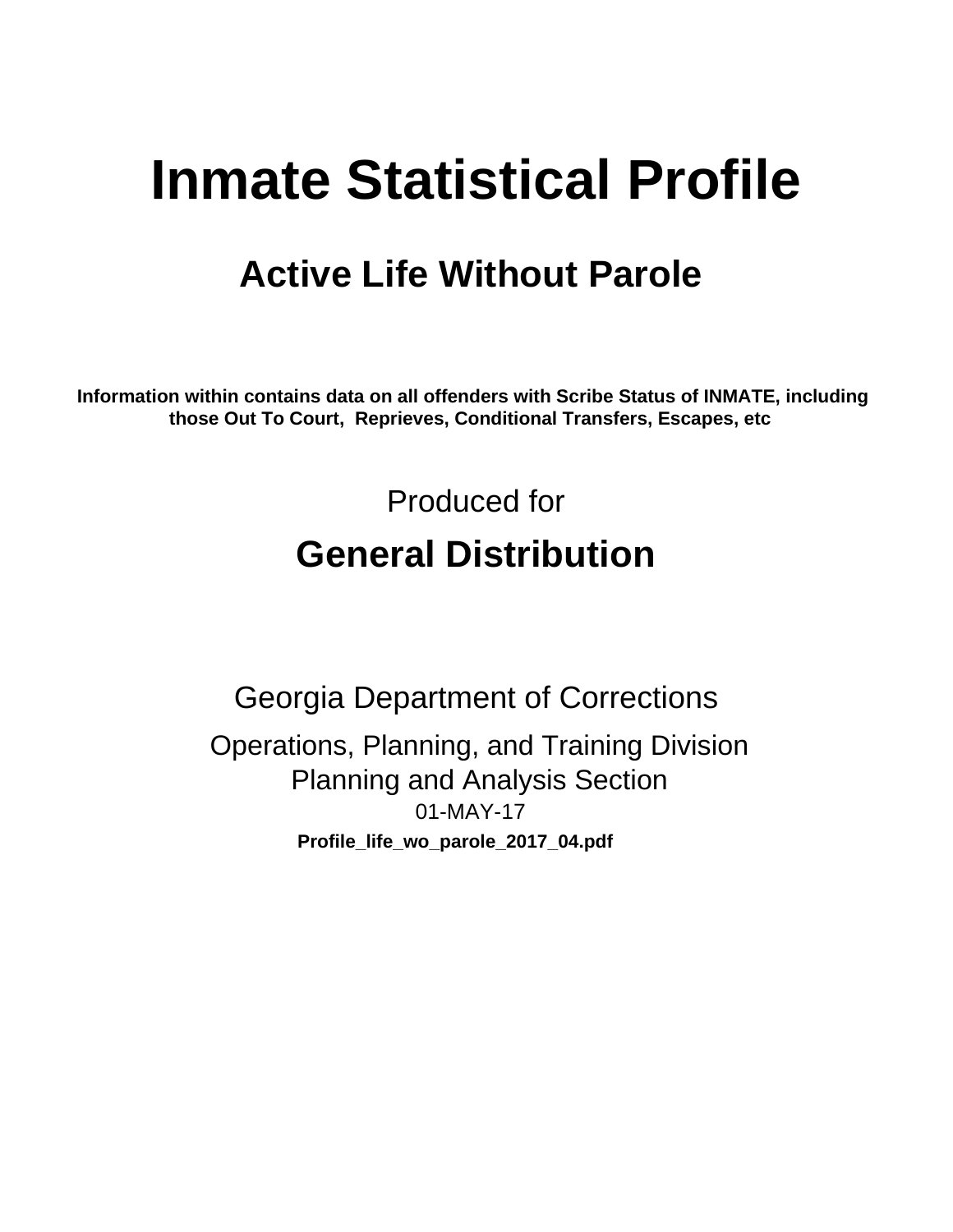# Inmate Statistical Profile

## Active Life Without Parole

**Information within contains data on all offenders with Scribe Status of INMATE, including those Out To Court, Reprieves, Conditional Transfers, Escapes, etc**

Produced for

## General Distribution

Georgia Department of Corrections

Operations, Planning, and Training Division
Planning and Analysis Section
01-MAY-17

**Profile_life_wo_parole_2017_04.pdf**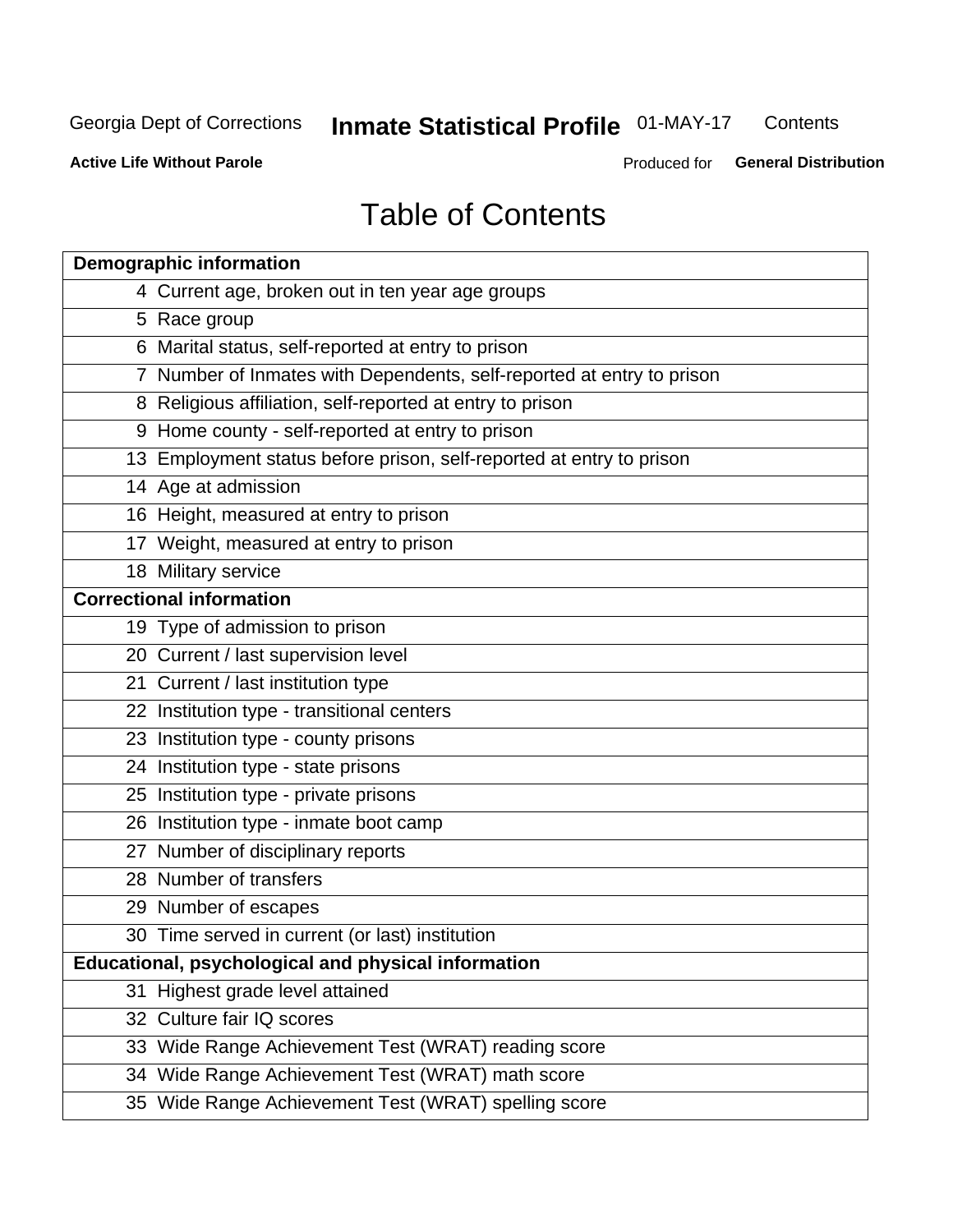# Table of Contents

| Demographic information | |
|---|---|
| 4 | Current age, broken out in ten year age groups |
| 5 | Race group |
| 6 | Marital status, self-reported at entry to prison |
| 7 | Number of Inmates with Dependents, self-reported at entry to prison |
| 8 | Religious affiliation, self-reported at entry to prison |
| 9 | Home county - self-reported at entry to prison |
| 13 | Employment status before prison, self-reported at entry to prison |
| 14 | Age at admission |
| 16 | Height, measured at entry to prison |
| 17 | Weight, measured at entry to prison |
| 18 | Military service |
| **Correctional information** | |
| 19 | Type of admission to prison |
| 20 | Current / last supervision level |
| 21 | Current / last institution type |
| 22 | Institution type - transitional centers |
| 23 | Institution type - county prisons |
| 24 | Institution type - state prisons |
| 25 | Institution type - private prisons |
| 26 | Institution type - inmate boot camp |
| 27 | Number of disciplinary reports |
| 28 | Number of transfers |
| 29 | Number of escapes |
| 30 | Time served in current (or last) institution |
| **Educational, psychological and physical information** | |
| 31 | Highest grade level attained |
| 32 | Culture fair IQ scores |
| 33 | Wide Range Achievement Test (WRAT) reading score |
| 34 | Wide Range Achievement Test (WRAT) math score |
| 35 | Wide Range Achievement Test (WRAT) spelling score |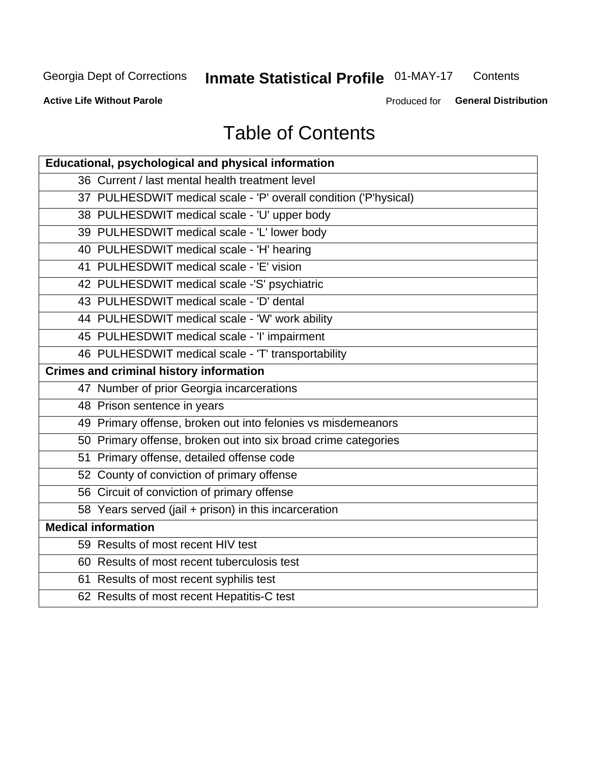# Table of Contents

| Educational, psychological and physical information |
|---|
| 36 Current / last mental health treatment level |
| 37 PULHESDWIT medical scale - 'P' overall condition ('P'hysical) |
| 38 PULHESDWIT medical scale - 'U' upper body |
| 39 PULHESDWIT medical scale - 'L' lower body |
| 40 PULHESDWIT medical scale - 'H' hearing |
| 41 PULHESDWIT medical scale - 'E' vision |
| 42 PULHESDWIT medical scale -'S' psychiatric |
| 43 PULHESDWIT medical scale - 'D' dental |
| 44 PULHESDWIT medical scale - 'W' work ability |
| 45 PULHESDWIT medical scale - 'I' impairment |
| 46 PULHESDWIT medical scale - 'T' transportability |
| **Crimes and criminal history information** |
| 47 Number of prior Georgia incarcerations |
| 48 Prison sentence in years |
| 49 Primary offense, broken out into felonies vs misdemeanors |
| 50 Primary offense, broken out into six broad crime categories |
| 51 Primary offense, detailed offense code |
| 52 County of conviction of primary offense |
| 56 Circuit of conviction of primary offense |
| 58 Years served (jail + prison) in this incarceration |
| **Medical information** |
| 59 Results of most recent HIV test |
| 60 Results of most recent tuberculosis test |
| 61 Results of most recent syphilis test |
| 62 Results of most recent Hepatitis-C test |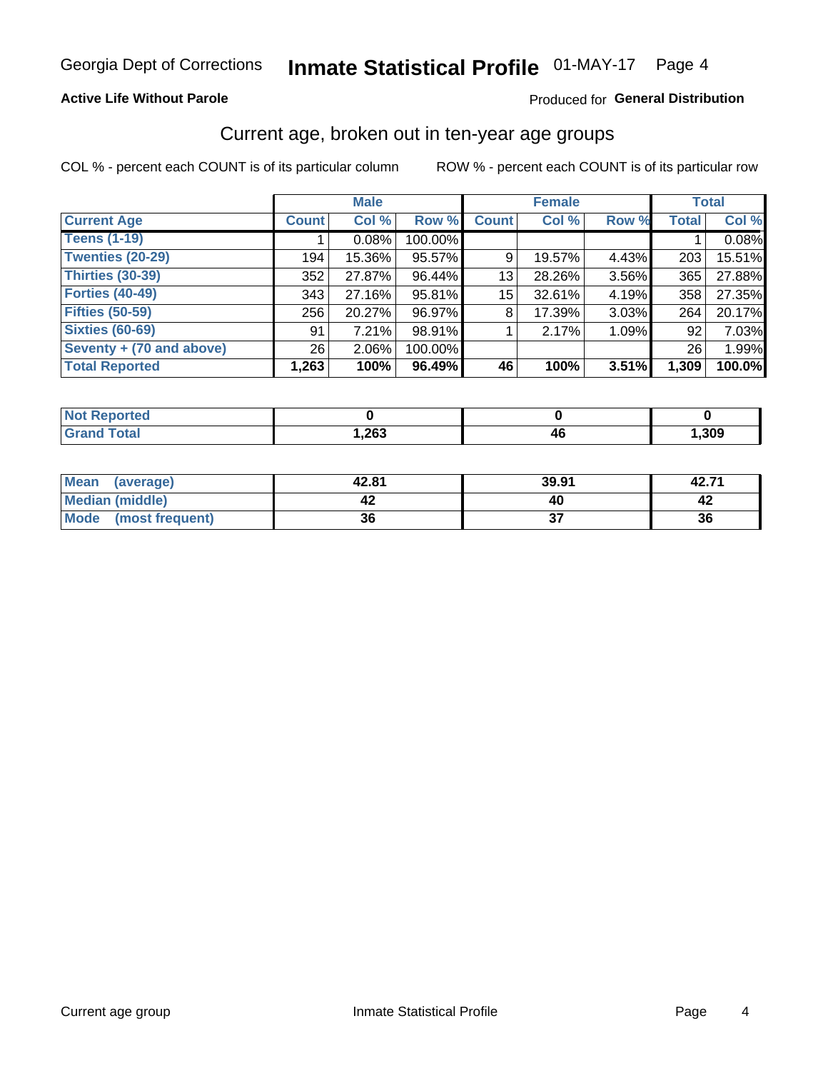Georgia Dept of Corrections **Inmate Statistical Profile** 01-MAY-17 Page 4

**Active Life Without Parole**

Produced for **General Distribution**

## Current age, broken out in ten-year age groups

COL % - percent each COUNT is of its particular column

ROW % - percent each COUNT is of its particular row

| | Male | | | Female | | | Total | |
|---|---|---|---|---|---|---|---|---|
| **Current Age** | **Count** | **Col %** | **Row %** | **Count** | **Col %** | **Row %** | **Total** | **Col %** |
| **Teens (1-19)** | 1 | 0.08% | 100.00% | | | | 1 | 0.08% |
| **Twenties (20-29)** | 194 | 15.36% | 95.57% | 9 | 19.57% | 4.43% | 203 | 15.51% |
| **Thirties (30-39)** | 352 | 27.87% | 96.44% | 13 | 28.26% | 3.56% | 365 | 27.88% |
| **Forties (40-49)** | 343 | 27.16% | 95.81% | 15 | 32.61% | 4.19% | 358 | 27.35% |
| **Fifties (50-59)** | 256 | 20.27% | 96.97% | 8 | 17.39% | 3.03% | 264 | 20.17% |
| **Sixties (60-69)** | 91 | 7.21% | 98.91% | 1 | 2.17% | 1.09% | 92 | 7.03% |
| **Seventy + (70 and above)** | 26 | 2.06% | 100.00% | | | | 26 | 1.99% |
| **Total Reported** | **1,263** | **100%** | **96.49%** | **46** | **100%** | **3.51%** | **1,309** | **100.0%** |

| | Male | Female | Total |
|---|---|---|---|
| **Not Reported** | **0** | **0** | **0** |
| **Grand Total** | **1,263** | **46** | **1,309** |

| | Male | Female | Total |
|---|---|---|---|
| **Mean (average)** | **42.81** | **39.91** | **42.71** |
| **Median (middle)** | **42** | **40** | **42** |
| **Mode (most frequent)** | **36** | **37** | **36** |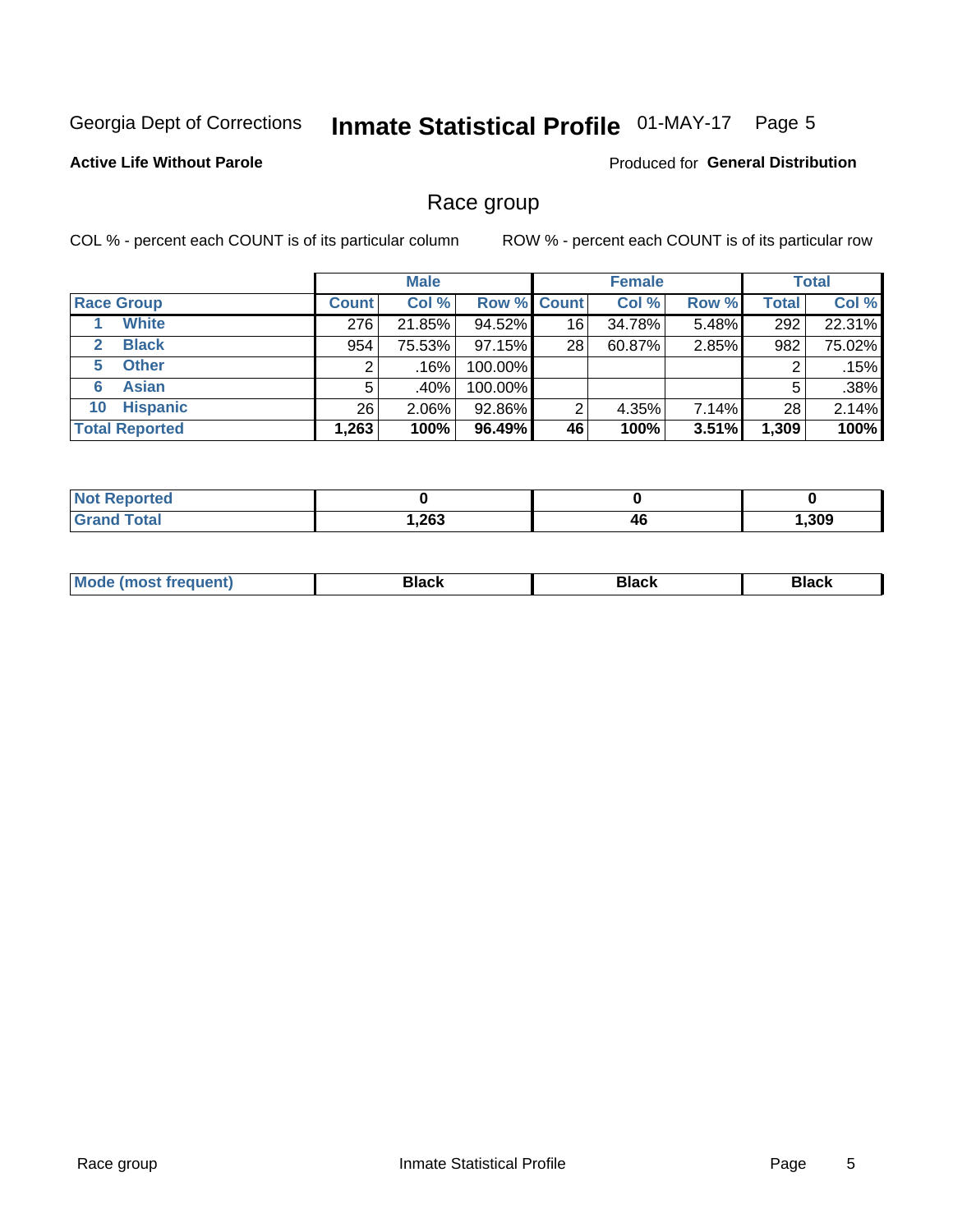Georgia Dept of Corrections **Inmate Statistical Profile** 01-MAY-17

**Active Life Without Parole**

Produced for **General Distribution**

## Race group

COL % - percent each COUNT is of its particular column ROW % - percent each COUNT is of its particular row

| | Male | | | Female | | | Total | |
|---|---|---|---|---|---|---|---|---|
| **Race Group** | **Count** | **Col %** | **Row %** | **Count** | **Col %** | **Row %** | **Total** | **Col %** |
| 1 **White** | 276 | 21.85% | 94.52% | 16 | 34.78% | 5.48% | 292 | 22.31% |
| 2 **Black** | 954 | 75.53% | 97.15% | 28 | 60.87% | 2.85% | 982 | 75.02% |
| 5 **Other** | 2 | .16% | 100.00% | | | | 2 | .15% |
| 6 **Asian** | 5 | .40% | 100.00% | | | | 5 | .38% |
| 10 **Hispanic** | 26 | 2.06% | 92.86% | 2 | 4.35% | 7.14% | 28 | 2.14% |
| **Total Reported** | **1,263** | **100%** | **96.49%** | **46** | **100%** | **3.51%** | **1,309** | **100%** |

| | Male | Female | Total |
|---|---|---|---|
| **Not Reported** | **0** | **0** | **0** |
| **Grand Total** | **1,263** | **46** | **1,309** |

| | Male | Female | Total |
|---|---|---|---|
| **Mode (most frequent)** | **Black** | **Black** | **Black** |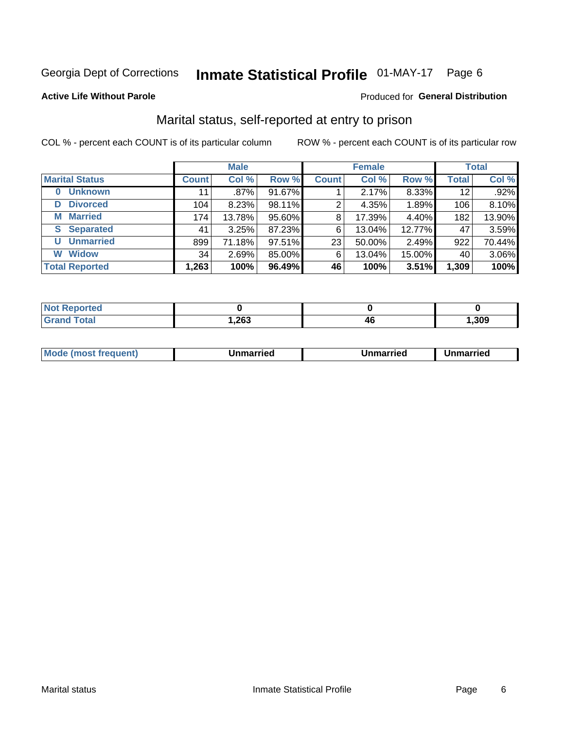Georgia Dept of Corrections **Inmate Statistical Profile** 01-MAY-17

**Active Life Without Parole**

Produced for **General Distribution**

## Marital status, self-reported at entry to prison

COL % - percent each COUNT is of its particular column

ROW % - percent each COUNT is of its particular row

| | Male | | | Female | | | Total | |
|---|---|---|---|---|---|---|---|---|
| **Marital Status** | **Count** | **Col %** | **Row %** | **Count** | **Col %** | **Row %** | **Total** | **Col %** |
| **0 Unknown** | 11 | .87% | 91.67% | 1 | 2.17% | 8.33% | 12 | .92% |
| **D Divorced** | 104 | 8.23% | 98.11% | 2 | 4.35% | 1.89% | 106 | 8.10% |
| **M Married** | 174 | 13.78% | 95.60% | 8 | 17.39% | 4.40% | 182 | 13.90% |
| **S Separated** | 41 | 3.25% | 87.23% | 6 | 13.04% | 12.77% | 47 | 3.59% |
| **U Unmarried** | 899 | 71.18% | 97.51% | 23 | 50.00% | 2.49% | 922 | 70.44% |
| **W Widow** | 34 | 2.69% | 85.00% | 6 | 13.04% | 15.00% | 40 | 3.06% |
| **Total Reported** | **1,263** | **100%** | **96.49%** | **46** | **100%** | **3.51%** | **1,309** | **100%** |

| | Male | Female | Total |
|---|---|---|---|
| **Not Reported** | **0** | **0** | **0** |
| **Grand Total** | **1,263** | **46** | **1,309** |

| | Male | Female | Total |
|---|---|---|---|
| **Mode (most frequent)** | **Unmarried** | **Unmarried** | **Unmarried** |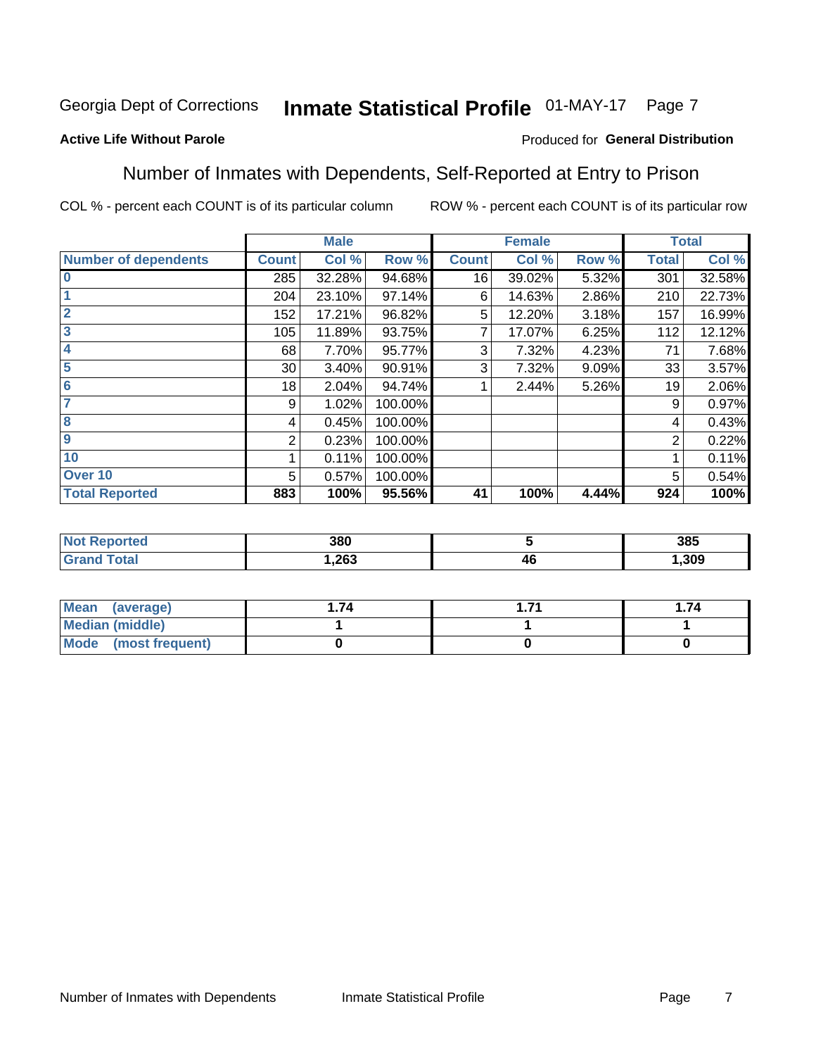Georgia Dept of Corrections **Inmate Statistical Profile** 01-MAY-17

**Active Life Without Parole**

Produced for **General Distribution**

## Number of Inmates with Dependents, Self-Reported at Entry to Prison

COL % - percent each COUNT is of its particular column     ROW % - percent each COUNT is of its particular row

| | Male | | | Female | | | Total | |
|---|---|---|---|---|---|---|---|---|
| **Number of dependents** | **Count** | **Col %** | **Row %** | **Count** | **Col %** | **Row %** | **Total** | **Col %** |
| **0** | 285 | 32.28% | 94.68% | 16 | 39.02% | 5.32% | 301 | 32.58% |
| **1** | 204 | 23.10% | 97.14% | 6 | 14.63% | 2.86% | 210 | 22.73% |
| **2** | 152 | 17.21% | 96.82% | 5 | 12.20% | 3.18% | 157 | 16.99% |
| **3** | 105 | 11.89% | 93.75% | 7 | 17.07% | 6.25% | 112 | 12.12% |
| **4** | 68 | 7.70% | 95.77% | 3 | 7.32% | 4.23% | 71 | 7.68% |
| **5** | 30 | 3.40% | 90.91% | 3 | 7.32% | 9.09% | 33 | 3.57% |
| **6** | 18 | 2.04% | 94.74% | 1 | 2.44% | 5.26% | 19 | 2.06% |
| **7** | 9 | 1.02% | 100.00% | | | | 9 | 0.97% |
| **8** | 4 | 0.45% | 100.00% | | | | 4 | 0.43% |
| **9** | 2 | 0.23% | 100.00% | | | | 2 | 0.22% |
| **10** | 1 | 0.11% | 100.00% | | | | 1 | 0.11% |
| **Over 10** | 5 | 0.57% | 100.00% | | | | 5 | 0.54% |
| **Total Reported** | **883** | **100%** | **95.56%** | **41** | **100%** | **4.44%** | **924** | **100%** |

| | Male | Female | Total |
|---|---|---|---|
| **Not Reported** | **380** | **5** | **385** |
| **Grand Total** | **1,263** | **46** | **1,309** |

| | Male | Female | Total |
|---|---|---|---|
| **Mean (average)** | **1.74** | **1.71** | **1.74** |
| **Median (middle)** | **1** | **1** | **1** |
| **Mode (most frequent)** | **0** | **0** | **0** |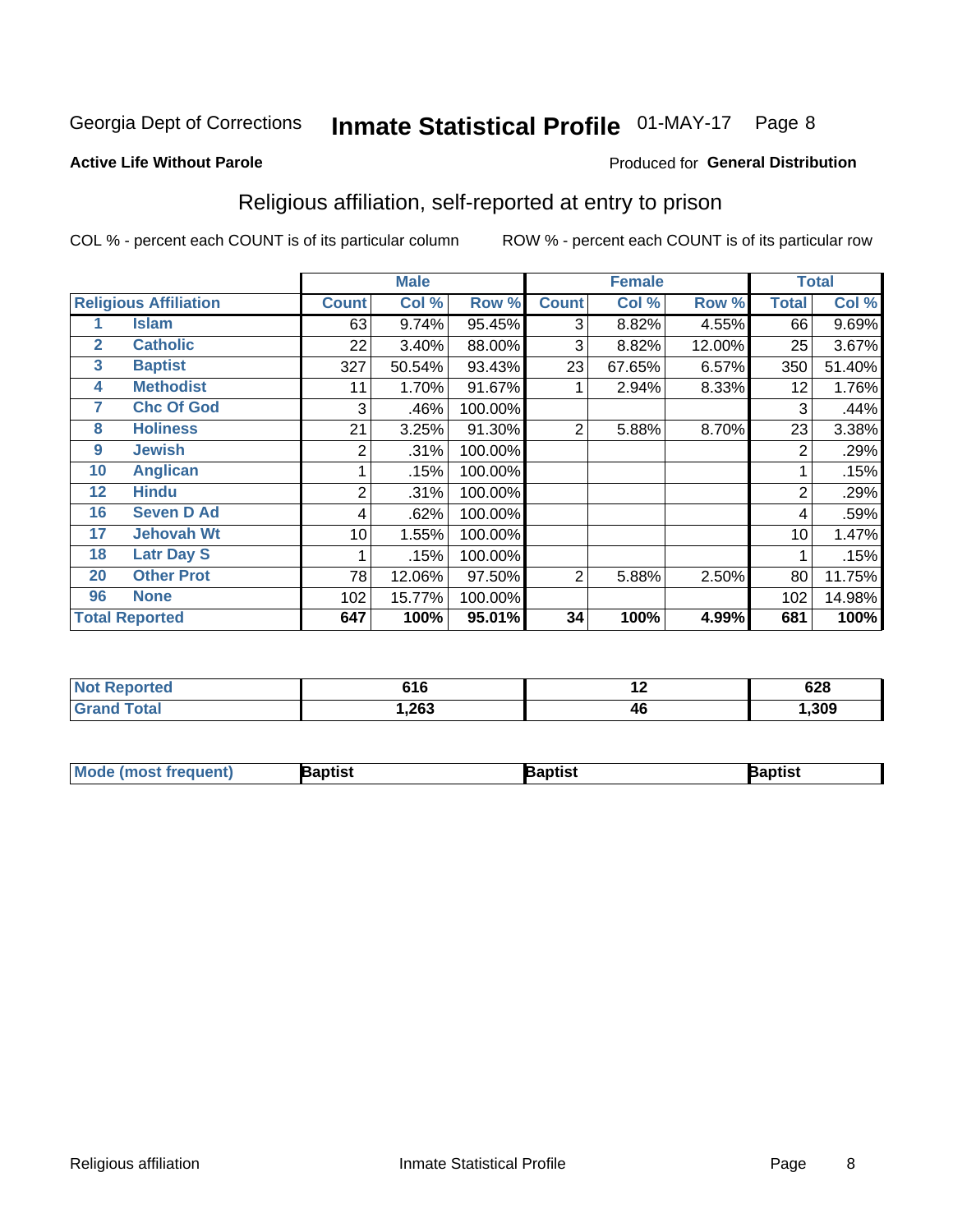Georgia Dept of Corrections **Inmate Statistical Profile** 01-MAY-17 Page 8

**Active Life Without Parole**

Produced for **General Distribution**

## Religious affiliation, self-reported at entry to prison

COL % - percent each COUNT is of its particular column ROW % - percent each COUNT is of its particular row

| Religious Affiliation | | Male | | | Female | | | Total | |
|---|---|---|---|---|---|---|---|---|---|
| | | Count | Col % | Row % | Count | Col % | Row % | Total | Col % |
| 1 | Islam | 63 | 9.74% | 95.45% | 3 | 8.82% | 4.55% | 66 | 9.69% |
| 2 | Catholic | 22 | 3.40% | 88.00% | 3 | 8.82% | 12.00% | 25 | 3.67% |
| 3 | Baptist | 327 | 50.54% | 93.43% | 23 | 67.65% | 6.57% | 350 | 51.40% |
| 4 | Methodist | 11 | 1.70% | 91.67% | 1 | 2.94% | 8.33% | 12 | 1.76% |
| 7 | Chc Of God | 3 | .46% | 100.00% | | | | 3 | .44% |
| 8 | Holiness | 21 | 3.25% | 91.30% | 2 | 5.88% | 8.70% | 23 | 3.38% |
| 9 | Jewish | 2 | .31% | 100.00% | | | | 2 | .29% |
| 10 | Anglican | 1 | .15% | 100.00% | | | | 1 | .15% |
| 12 | Hindu | 2 | .31% | 100.00% | | | | 2 | .29% |
| 16 | Seven D Ad | 4 | .62% | 100.00% | | | | 4 | .59% |
| 17 | Jehovah Wt | 10 | 1.55% | 100.00% | | | | 10 | 1.47% |
| 18 | Latr Day S | 1 | .15% | 100.00% | | | | 1 | .15% |
| 20 | Other Prot | 78 | 12.06% | 97.50% | 2 | 5.88% | 2.50% | 80 | 11.75% |
| 96 | None | 102 | 15.77% | 100.00% | | | | 102 | 14.98% |
| **Total Reported** | | **647** | **100%** | **95.01%** | **34** | **100%** | **4.99%** | **681** | **100%** |

| | Male | Female | Total |
|---|---|---|---|
| Not Reported | 616 | 12 | 628 |
| Grand Total | 1,263 | 46 | 1,309 |

| | Male | Female | Total |
|---|---|---|---|
| Mode (most frequent) | Baptist | Baptist | Baptist |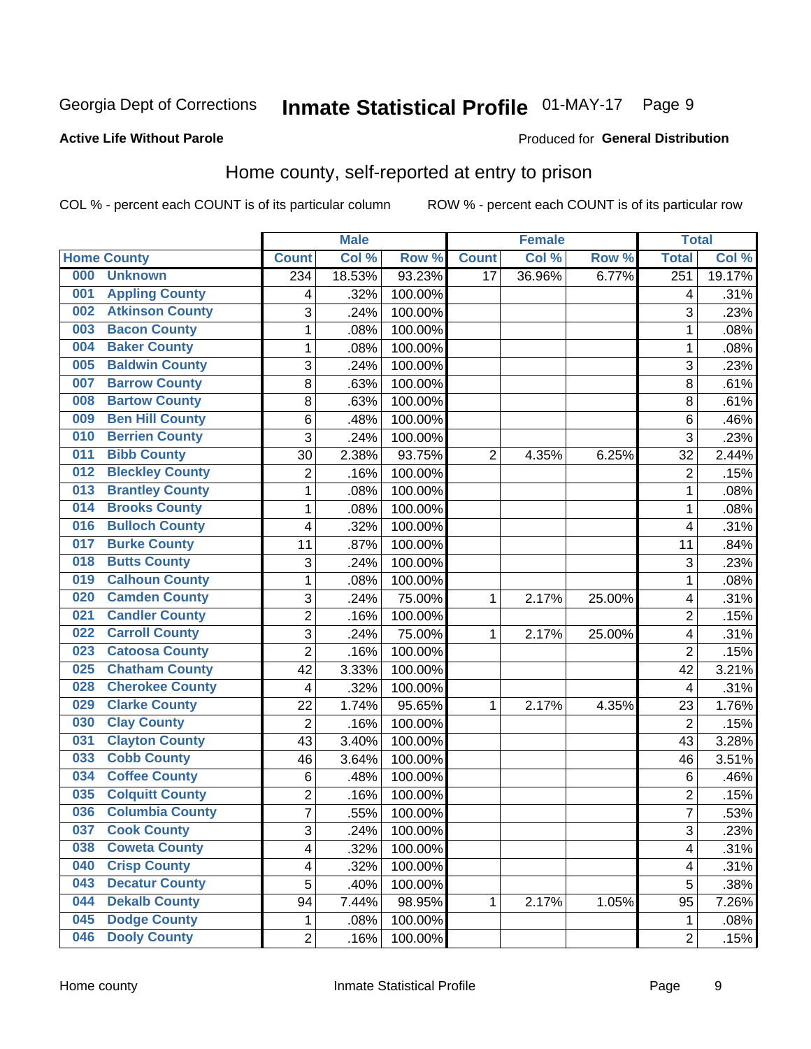Georgia Dept of Corrections **Inmate Statistical Profile** 01-MAY-17

**Active Life Without Parole**

Produced for **General Distribution**

## Home county, self-reported at entry to prison

COL % - percent each COUNT is of its particular column ROW % - percent each COUNT is of its particular row

| Home County | | Male | | | Female | | | Total | |
|---|---|---|---|---|---|---|---|---|---|
| | | Count | Col % | Row % | Count | Col % | Row % | Total | Col % |
| 000 | Unknown | 234 | 18.53% | 93.23% | 17 | 36.96% | 6.77% | 251 | 19.17% |
| 001 | Appling County | 4 | .32% | 100.00% | | | | 4 | .31% |
| 002 | Atkinson County | 3 | .24% | 100.00% | | | | 3 | .23% |
| 003 | Bacon County | 1 | .08% | 100.00% | | | | 1 | .08% |
| 004 | Baker County | 1 | .08% | 100.00% | | | | 1 | .08% |
| 005 | Baldwin County | 3 | .24% | 100.00% | | | | 3 | .23% |
| 007 | Barrow County | 8 | .63% | 100.00% | | | | 8 | .61% |
| 008 | Bartow County | 8 | .63% | 100.00% | | | | 8 | .61% |
| 009 | Ben Hill County | 6 | .48% | 100.00% | | | | 6 | .46% |
| 010 | Berrien County | 3 | .24% | 100.00% | | | | 3 | .23% |
| 011 | Bibb County | 30 | 2.38% | 93.75% | 2 | 4.35% | 6.25% | 32 | 2.44% |
| 012 | Bleckley County | 2 | .16% | 100.00% | | | | 2 | .15% |
| 013 | Brantley County | 1 | .08% | 100.00% | | | | 1 | .08% |
| 014 | Brooks County | 1 | .08% | 100.00% | | | | 1 | .08% |
| 016 | Bulloch County | 4 | .32% | 100.00% | | | | 4 | .31% |
| 017 | Burke County | 11 | .87% | 100.00% | | | | 11 | .84% |
| 018 | Butts County | 3 | .24% | 100.00% | | | | 3 | .23% |
| 019 | Calhoun County | 1 | .08% | 100.00% | | | | 1 | .08% |
| 020 | Camden County | 3 | .24% | 75.00% | 1 | 2.17% | 25.00% | 4 | .31% |
| 021 | Candler County | 2 | .16% | 100.00% | | | | 2 | .15% |
| 022 | Carroll County | 3 | .24% | 75.00% | 1 | 2.17% | 25.00% | 4 | .31% |
| 023 | Catoosa County | 2 | .16% | 100.00% | | | | 2 | .15% |
| 025 | Chatham County | 42 | 3.33% | 100.00% | | | | 42 | 3.21% |
| 028 | Cherokee County | 4 | .32% | 100.00% | | | | 4 | .31% |
| 029 | Clarke County | 22 | 1.74% | 95.65% | 1 | 2.17% | 4.35% | 23 | 1.76% |
| 030 | Clay County | 2 | .16% | 100.00% | | | | 2 | .15% |
| 031 | Clayton County | 43 | 3.40% | 100.00% | | | | 43 | 3.28% |
| 033 | Cobb County | 46 | 3.64% | 100.00% | | | | 46 | 3.51% |
| 034 | Coffee County | 6 | .48% | 100.00% | | | | 6 | .46% |
| 035 | Colquitt County | 2 | .16% | 100.00% | | | | 2 | .15% |
| 036 | Columbia County | 7 | .55% | 100.00% | | | | 7 | .53% |
| 037 | Cook County | 3 | .24% | 100.00% | | | | 3 | .23% |
| 038 | Coweta County | 4 | .32% | 100.00% | | | | 4 | .31% |
| 040 | Crisp County | 4 | .32% | 100.00% | | | | 4 | .31% |
| 043 | Decatur County | 5 | .40% | 100.00% | | | | 5 | .38% |
| 044 | Dekalb County | 94 | 7.44% | 98.95% | 1 | 2.17% | 1.05% | 95 | 7.26% |
| 045 | Dodge County | 1 | .08% | 100.00% | | | | 1 | .08% |
| 046 | Dooly County | 2 | .16% | 100.00% | | | | 2 | .15% |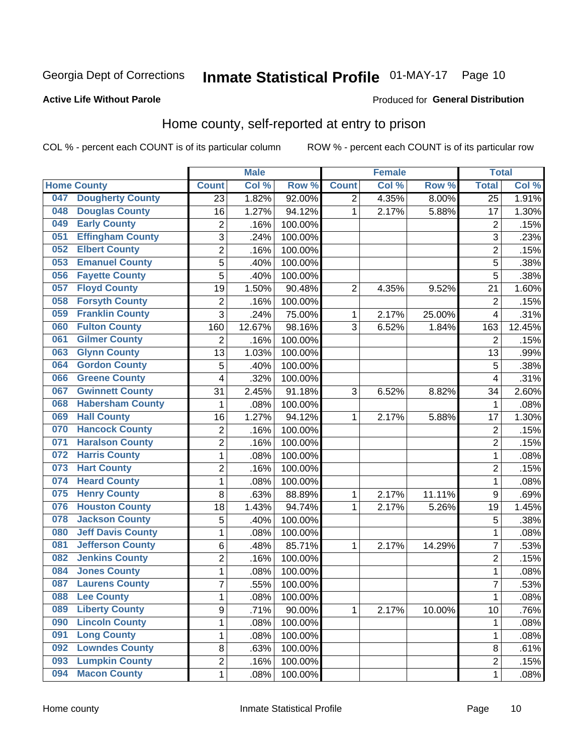Georgia Dept of Corrections **Inmate Statistical Profile** 01-MAY-17 Page 10

**Active Life Without Parole**

Produced for **General Distribution**

## Home county, self-reported at entry to prison

COL % - percent each COUNT is of its particular column ROW % - percent each COUNT is of its particular row

| Home County | | Male | | | Female | | | Total | |
|---|---|---|---|---|---|---|---|---|---|
| | | Count | Col % | Row % | Count | Col % | Row % | Total | Col % |
| 047 | Dougherty County | 23 | 1.82% | 92.00% | 2 | 4.35% | 8.00% | 25 | 1.91% |
| 048 | Douglas County | 16 | 1.27% | 94.12% | 1 | 2.17% | 5.88% | 17 | 1.30% |
| 049 | Early County | 2 | .16% | 100.00% | | | | 2 | .15% |
| 051 | Effingham County | 3 | .24% | 100.00% | | | | 3 | .23% |
| 052 | Elbert County | 2 | .16% | 100.00% | | | | 2 | .15% |
| 053 | Emanuel County | 5 | .40% | 100.00% | | | | 5 | .38% |
| 056 | Fayette County | 5 | .40% | 100.00% | | | | 5 | .38% |
| 057 | Floyd County | 19 | 1.50% | 90.48% | 2 | 4.35% | 9.52% | 21 | 1.60% |
| 058 | Forsyth County | 2 | .16% | 100.00% | | | | 2 | .15% |
| 059 | Franklin County | 3 | .24% | 75.00% | 1 | 2.17% | 25.00% | 4 | .31% |
| 060 | Fulton County | 160 | 12.67% | 98.16% | 3 | 6.52% | 1.84% | 163 | 12.45% |
| 061 | Gilmer County | 2 | .16% | 100.00% | | | | 2 | .15% |
| 063 | Glynn County | 13 | 1.03% | 100.00% | | | | 13 | .99% |
| 064 | Gordon County | 5 | .40% | 100.00% | | | | 5 | .38% |
| 066 | Greene County | 4 | .32% | 100.00% | | | | 4 | .31% |
| 067 | Gwinnett County | 31 | 2.45% | 91.18% | 3 | 6.52% | 8.82% | 34 | 2.60% |
| 068 | Habersham County | 1 | .08% | 100.00% | | | | 1 | .08% |
| 069 | Hall County | 16 | 1.27% | 94.12% | 1 | 2.17% | 5.88% | 17 | 1.30% |
| 070 | Hancock County | 2 | .16% | 100.00% | | | | 2 | .15% |
| 071 | Haralson County | 2 | .16% | 100.00% | | | | 2 | .15% |
| 072 | Harris County | 1 | .08% | 100.00% | | | | 1 | .08% |
| 073 | Hart County | 2 | .16% | 100.00% | | | | 2 | .15% |
| 074 | Heard County | 1 | .08% | 100.00% | | | | 1 | .08% |
| 075 | Henry County | 8 | .63% | 88.89% | 1 | 2.17% | 11.11% | 9 | .69% |
| 076 | Houston County | 18 | 1.43% | 94.74% | 1 | 2.17% | 5.26% | 19 | 1.45% |
| 078 | Jackson County | 5 | .40% | 100.00% | | | | 5 | .38% |
| 080 | Jeff Davis County | 1 | .08% | 100.00% | | | | 1 | .08% |
| 081 | Jefferson County | 6 | .48% | 85.71% | 1 | 2.17% | 14.29% | 7 | .53% |
| 082 | Jenkins County | 2 | .16% | 100.00% | | | | 2 | .15% |
| 084 | Jones County | 1 | .08% | 100.00% | | | | 1 | .08% |
| 087 | Laurens County | 7 | .55% | 100.00% | | | | 7 | .53% |
| 088 | Lee County | 1 | .08% | 100.00% | | | | 1 | .08% |
| 089 | Liberty County | 9 | .71% | 90.00% | 1 | 2.17% | 10.00% | 10 | .76% |
| 090 | Lincoln County | 1 | .08% | 100.00% | | | | 1 | .08% |
| 091 | Long County | 1 | .08% | 100.00% | | | | 1 | .08% |
| 092 | Lowndes County | 8 | .63% | 100.00% | | | | 8 | .61% |
| 093 | Lumpkin County | 2 | .16% | 100.00% | | | | 2 | .15% |
| 094 | Macon County | 1 | .08% | 100.00% | | | | 1 | .08% |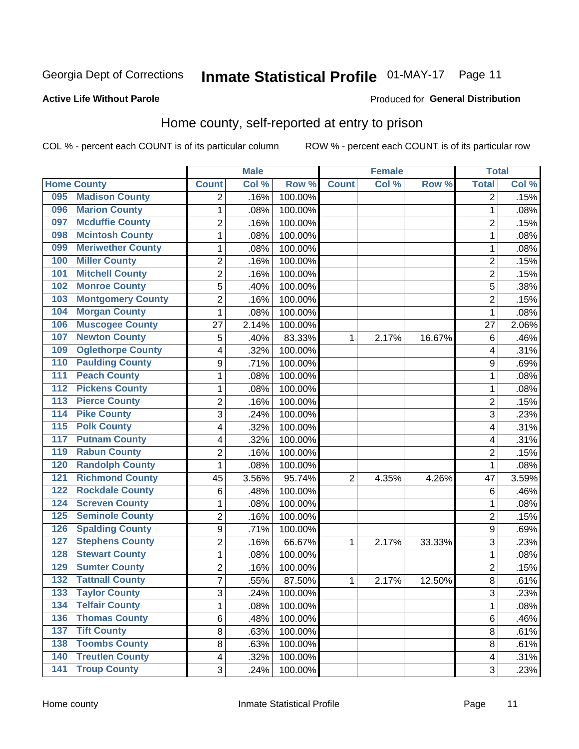Georgia Dept of Corrections **Inmate Statistical Profile** 01-MAY-17

**Active Life Without Parole**

Produced for **General Distribution**

## Home county, self-reported at entry to prison

COL % - percent each COUNT is of its particular column ROW % - percent each COUNT is of its particular row

| Home County | | Male | | | Female | | | Total | |
|---|---|---|---|---|---|---|---|---|---|
| | | Count | Col % | Row % | Count | Col % | Row % | Total | Col % |
| 095 | Madison County | 2 | .16% | 100.00% | | | | 2 | .15% |
| 096 | Marion County | 1 | .08% | 100.00% | | | | 1 | .08% |
| 097 | Mcduffie County | 2 | .16% | 100.00% | | | | 2 | .15% |
| 098 | Mcintosh County | 1 | .08% | 100.00% | | | | 1 | .08% |
| 099 | Meriwether County | 1 | .08% | 100.00% | | | | 1 | .08% |
| 100 | Miller County | 2 | .16% | 100.00% | | | | 2 | .15% |
| 101 | Mitchell County | 2 | .16% | 100.00% | | | | 2 | .15% |
| 102 | Monroe County | 5 | .40% | 100.00% | | | | 5 | .38% |
| 103 | Montgomery County | 2 | .16% | 100.00% | | | | 2 | .15% |
| 104 | Morgan County | 1 | .08% | 100.00% | | | | 1 | .08% |
| 106 | Muscogee County | 27 | 2.14% | 100.00% | | | | 27 | 2.06% |
| 107 | Newton County | 5 | .40% | 83.33% | 1 | 2.17% | 16.67% | 6 | .46% |
| 109 | Oglethorpe County | 4 | .32% | 100.00% | | | | 4 | .31% |
| 110 | Paulding County | 9 | .71% | 100.00% | | | | 9 | .69% |
| 111 | Peach County | 1 | .08% | 100.00% | | | | 1 | .08% |
| 112 | Pickens County | 1 | .08% | 100.00% | | | | 1 | .08% |
| 113 | Pierce County | 2 | .16% | 100.00% | | | | 2 | .15% |
| 114 | Pike County | 3 | .24% | 100.00% | | | | 3 | .23% |
| 115 | Polk County | 4 | .32% | 100.00% | | | | 4 | .31% |
| 117 | Putnam County | 4 | .32% | 100.00% | | | | 4 | .31% |
| 119 | Rabun County | 2 | .16% | 100.00% | | | | 2 | .15% |
| 120 | Randolph County | 1 | .08% | 100.00% | | | | 1 | .08% |
| 121 | Richmond County | 45 | 3.56% | 95.74% | 2 | 4.35% | 4.26% | 47 | 3.59% |
| 122 | Rockdale County | 6 | .48% | 100.00% | | | | 6 | .46% |
| 124 | Screven County | 1 | .08% | 100.00% | | | | 1 | .08% |
| 125 | Seminole County | 2 | .16% | 100.00% | | | | 2 | .15% |
| 126 | Spalding County | 9 | .71% | 100.00% | | | | 9 | .69% |
| 127 | Stephens County | 2 | .16% | 66.67% | 1 | 2.17% | 33.33% | 3 | .23% |
| 128 | Stewart County | 1 | .08% | 100.00% | | | | 1 | .08% |
| 129 | Sumter County | 2 | .16% | 100.00% | | | | 2 | .15% |
| 132 | Tattnall County | 7 | .55% | 87.50% | 1 | 2.17% | 12.50% | 8 | .61% |
| 133 | Taylor County | 3 | .24% | 100.00% | | | | 3 | .23% |
| 134 | Telfair County | 1 | .08% | 100.00% | | | | 1 | .08% |
| 136 | Thomas County | 6 | .48% | 100.00% | | | | 6 | .46% |
| 137 | Tift County | 8 | .63% | 100.00% | | | | 8 | .61% |
| 138 | Toombs County | 8 | .63% | 100.00% | | | | 8 | .61% |
| 140 | Treutlen County | 4 | .32% | 100.00% | | | | 4 | .31% |
| 141 | Troup County | 3 | .24% | 100.00% | | | | 3 | .23% |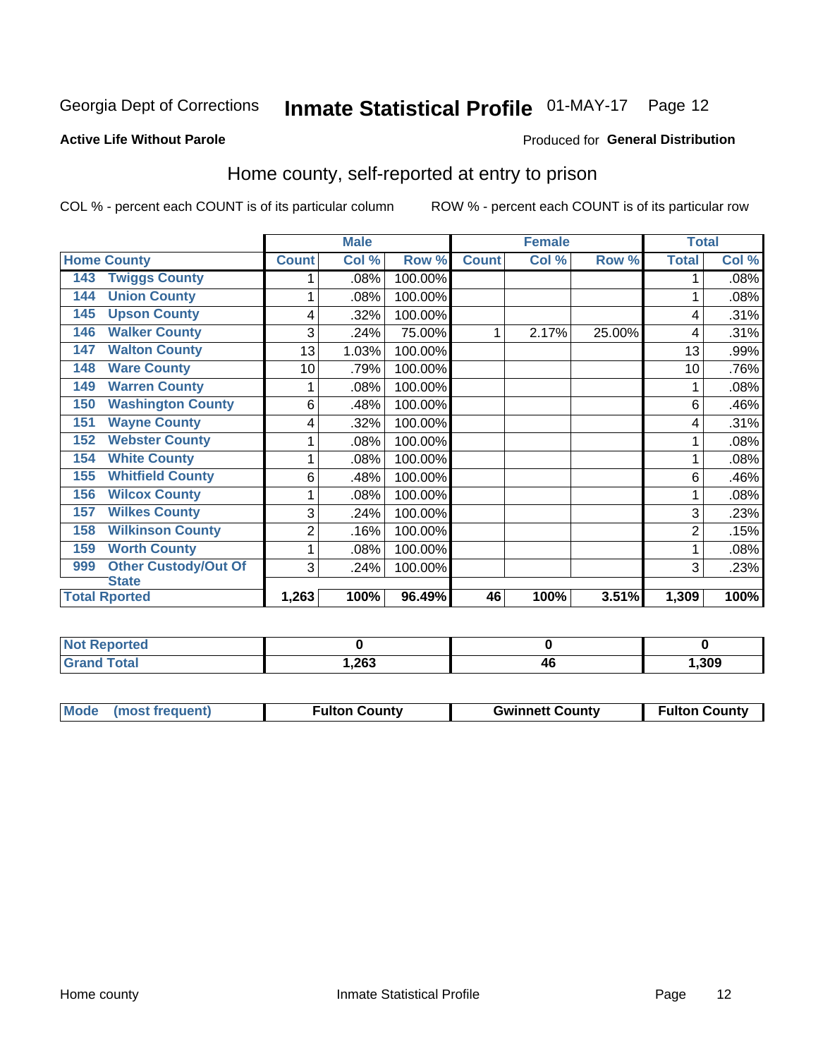Georgia Dept of Corrections **Inmate Statistical Profile** 01-MAY-17 Page 12

**Active Life Without Parole**

Produced for **General Distribution**

## Home county, self-reported at entry to prison

COL % - percent each COUNT is of its particular column

ROW % - percent each COUNT is of its particular row

| Home County | | Male | | | Female | | | Total | |
|---|---|---|---|---|---|---|---|---|---|
| | | Count | Col % | Row % | Count | Col % | Row % | Total | Col % |
| 143 | Twiggs County | 1 | .08% | 100.00% | | | | 1 | .08% |
| 144 | Union County | 1 | .08% | 100.00% | | | | 1 | .08% |
| 145 | Upson County | 4 | .32% | 100.00% | | | | 4 | .31% |
| 146 | Walker County | 3 | .24% | 75.00% | 1 | 2.17% | 25.00% | 4 | .31% |
| 147 | Walton County | 13 | 1.03% | 100.00% | | | | 13 | .99% |
| 148 | Ware County | 10 | .79% | 100.00% | | | | 10 | .76% |
| 149 | Warren County | 1 | .08% | 100.00% | | | | 1 | .08% |
| 150 | Washington County | 6 | .48% | 100.00% | | | | 6 | .46% |
| 151 | Wayne County | 4 | .32% | 100.00% | | | | 4 | .31% |
| 152 | Webster County | 1 | .08% | 100.00% | | | | 1 | .08% |
| 154 | White County | 1 | .08% | 100.00% | | | | 1 | .08% |
| 155 | Whitfield County | 6 | .48% | 100.00% | | | | 6 | .46% |
| 156 | Wilcox County | 1 | .08% | 100.00% | | | | 1 | .08% |
| 157 | Wilkes County | 3 | .24% | 100.00% | | | | 3 | .23% |
| 158 | Wilkinson County | 2 | .16% | 100.00% | | | | 2 | .15% |
| 159 | Worth County | 1 | .08% | 100.00% | | | | 1 | .08% |
| 999 | Other Custody/Out Of State | 3 | .24% | 100.00% | | | | 3 | .23% |
| **Total Rported** | | **1,263** | **100%** | **96.49%** | **46** | **100%** | **3.51%** | **1,309** | **100%** |

| | Male | Female | Total |
|---|---|---|---|
| Not Reported | **0** | **0** | **0** |
| Grand Total | **1,263** | **46** | **1,309** |

| | Male | Female | Total |
|---|---|---|---|
| Mode (most frequent) | **Fulton County** | **Gwinnett County** | **Fulton County** |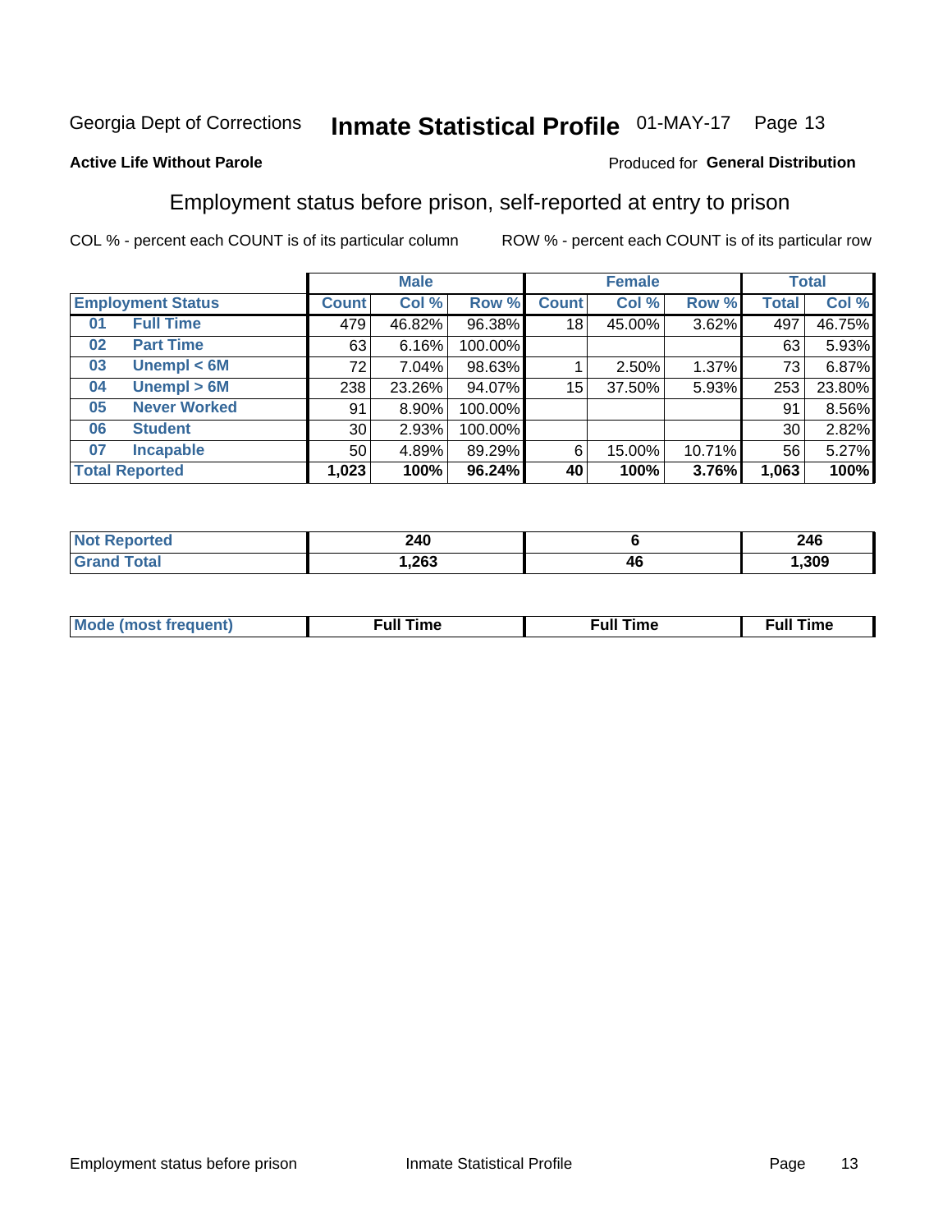Georgia Dept of Corrections **Inmate Statistical Profile** 01-MAY-17 Page 13

**Active Life Without Parole**

Produced for **General Distribution**

## Employment status before prison, self-reported at entry to prison

COL % - percent each COUNT is of its particular column ROW % - percent each COUNT is of its particular row

| | | Male | | | Female | | | Total | |
|---|---|---|---|---|---|---|---|---|---|
| **Employment Status** | | **Count** | **Col %** | **Row %** | **Count** | **Col %** | **Row %** | **Total** | **Col %** |
| 01 | Full Time | 479 | 46.82% | 96.38% | 18 | 45.00% | 3.62% | 497 | 46.75% |
| 02 | Part Time | 63 | 6.16% | 100.00% | | | | 63 | 5.93% |
| 03 | Unempl < 6M | 72 | 7.04% | 98.63% | 1 | 2.50% | 1.37% | 73 | 6.87% |
| 04 | Unempl > 6M | 238 | 23.26% | 94.07% | 15 | 37.50% | 5.93% | 253 | 23.80% |
| 05 | Never Worked | 91 | 8.90% | 100.00% | | | | 91 | 8.56% |
| 06 | Student | 30 | 2.93% | 100.00% | | | | 30 | 2.82% |
| 07 | Incapable | 50 | 4.89% | 89.29% | 6 | 15.00% | 10.71% | 56 | 5.27% |
| **Total Reported** | | **1,023** | **100%** | **96.24%** | **40** | **100%** | **3.76%** | **1,063** | **100%** |

| | Male | Female | Total |
|---|---|---|---|
| Not Reported | 240 | 6 | 246 |
| Grand Total | 1,263 | 46 | 1,309 |

| | Male | Female | Total |
|---|---|---|---|
| Mode (most frequent) | Full Time | Full Time | Full Time |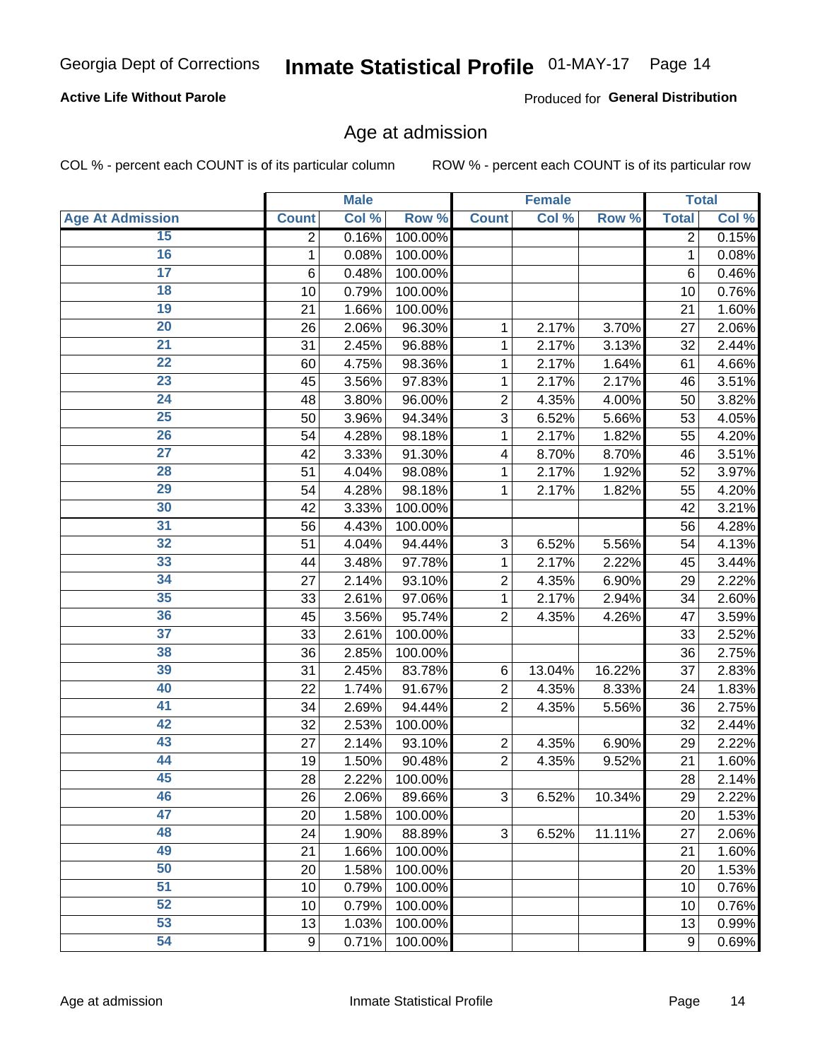Georgia Dept of Corrections **Inmate Statistical Profile** 01-MAY-17

**Active Life Without Parole**

Produced for **General Distribution**

## Age at admission

COL % - percent each COUNT is of its particular column ROW % - percent each COUNT is of its particular row

| | Male | | | Female | | | Total | |
|---|---|---|---|---|---|---|---|---|
| **Age At Admission** | **Count** | **Col %** | **Row %** | **Count** | **Col %** | **Row %** | **Total** | **Col %** |
| 15 | 2 | 0.16% | 100.00% | | | | 2 | 0.15% |
| 16 | 1 | 0.08% | 100.00% | | | | 1 | 0.08% |
| 17 | 6 | 0.48% | 100.00% | | | | 6 | 0.46% |
| 18 | 10 | 0.79% | 100.00% | | | | 10 | 0.76% |
| 19 | 21 | 1.66% | 100.00% | | | | 21 | 1.60% |
| 20 | 26 | 2.06% | 96.30% | 1 | 2.17% | 3.70% | 27 | 2.06% |
| 21 | 31 | 2.45% | 96.88% | 1 | 2.17% | 3.13% | 32 | 2.44% |
| 22 | 60 | 4.75% | 98.36% | 1 | 2.17% | 1.64% | 61 | 4.66% |
| 23 | 45 | 3.56% | 97.83% | 1 | 2.17% | 2.17% | 46 | 3.51% |
| 24 | 48 | 3.80% | 96.00% | 2 | 4.35% | 4.00% | 50 | 3.82% |
| 25 | 50 | 3.96% | 94.34% | 3 | 6.52% | 5.66% | 53 | 4.05% |
| 26 | 54 | 4.28% | 98.18% | 1 | 2.17% | 1.82% | 55 | 4.20% |
| 27 | 42 | 3.33% | 91.30% | 4 | 8.70% | 8.70% | 46 | 3.51% |
| 28 | 51 | 4.04% | 98.08% | 1 | 2.17% | 1.92% | 52 | 3.97% |
| 29 | 54 | 4.28% | 98.18% | 1 | 2.17% | 1.82% | 55 | 4.20% |
| 30 | 42 | 3.33% | 100.00% | | | | 42 | 3.21% |
| 31 | 56 | 4.43% | 100.00% | | | | 56 | 4.28% |
| 32 | 51 | 4.04% | 94.44% | 3 | 6.52% | 5.56% | 54 | 4.13% |
| 33 | 44 | 3.48% | 97.78% | 1 | 2.17% | 2.22% | 45 | 3.44% |
| 34 | 27 | 2.14% | 93.10% | 2 | 4.35% | 6.90% | 29 | 2.22% |
| 35 | 33 | 2.61% | 97.06% | 1 | 2.17% | 2.94% | 34 | 2.60% |
| 36 | 45 | 3.56% | 95.74% | 2 | 4.35% | 4.26% | 47 | 3.59% |
| 37 | 33 | 2.61% | 100.00% | | | | 33 | 2.52% |
| 38 | 36 | 2.85% | 100.00% | | | | 36 | 2.75% |
| 39 | 31 | 2.45% | 83.78% | 6 | 13.04% | 16.22% | 37 | 2.83% |
| 40 | 22 | 1.74% | 91.67% | 2 | 4.35% | 8.33% | 24 | 1.83% |
| 41 | 34 | 2.69% | 94.44% | 2 | 4.35% | 5.56% | 36 | 2.75% |
| 42 | 32 | 2.53% | 100.00% | | | | 32 | 2.44% |
| 43 | 27 | 2.14% | 93.10% | 2 | 4.35% | 6.90% | 29 | 2.22% |
| 44 | 19 | 1.50% | 90.48% | 2 | 4.35% | 9.52% | 21 | 1.60% |
| 45 | 28 | 2.22% | 100.00% | | | | 28 | 2.14% |
| 46 | 26 | 2.06% | 89.66% | 3 | 6.52% | 10.34% | 29 | 2.22% |
| 47 | 20 | 1.58% | 100.00% | | | | 20 | 1.53% |
| 48 | 24 | 1.90% | 88.89% | 3 | 6.52% | 11.11% | 27 | 2.06% |
| 49 | 21 | 1.66% | 100.00% | | | | 21 | 1.60% |
| 50 | 20 | 1.58% | 100.00% | | | | 20 | 1.53% |
| 51 | 10 | 0.79% | 100.00% | | | | 10 | 0.76% |
| 52 | 10 | 0.79% | 100.00% | | | | 10 | 0.76% |
| 53 | 13 | 1.03% | 100.00% | | | | 13 | 0.99% |
| 54 | 9 | 0.71% | 100.00% | | | | 9 | 0.69% |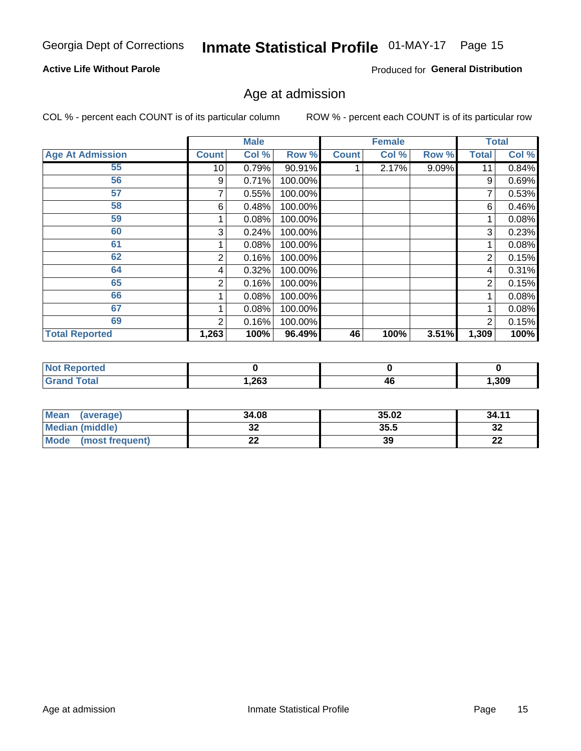Georgia Dept of Corrections **Inmate Statistical Profile** 01-MAY-17

**Active Life Without Parole**

Produced for **General Distribution**

## Age at admission

COL % - percent each COUNT is of its particular column ROW % - percent each COUNT is of its particular row

| | Male | | | Female | | | Total | |
|---|---|---|---|---|---|---|---|---|
| **Age At Admission** | **Count** | **Col %** | **Row %** | **Count** | **Col %** | **Row %** | **Total** | **Col %** |
| 55 | 10 | 0.79% | 90.91% | 1 | 2.17% | 9.09% | 11 | 0.84% |
| 56 | 9 | 0.71% | 100.00% | | | | 9 | 0.69% |
| 57 | 7 | 0.55% | 100.00% | | | | 7 | 0.53% |
| 58 | 6 | 0.48% | 100.00% | | | | 6 | 0.46% |
| 59 | 1 | 0.08% | 100.00% | | | | 1 | 0.08% |
| 60 | 3 | 0.24% | 100.00% | | | | 3 | 0.23% |
| 61 | 1 | 0.08% | 100.00% | | | | 1 | 0.08% |
| 62 | 2 | 0.16% | 100.00% | | | | 2 | 0.15% |
| 64 | 4 | 0.32% | 100.00% | | | | 4 | 0.31% |
| 65 | 2 | 0.16% | 100.00% | | | | 2 | 0.15% |
| 66 | 1 | 0.08% | 100.00% | | | | 1 | 0.08% |
| 67 | 1 | 0.08% | 100.00% | | | | 1 | 0.08% |
| 69 | 2 | 0.16% | 100.00% | | | | 2 | 0.15% |
| **Total Reported** | **1,263** | **100%** | **96.49%** | **46** | **100%** | **3.51%** | **1,309** | **100%** |

| | Male | Female | Total |
|---|---|---|---|
| **Not Reported** | **0** | **0** | **0** |
| **Grand Total** | **1,263** | **46** | **1,309** |

| | Male | Female | Total |
|---|---|---|---|
| **Mean (average)** | **34.08** | **35.02** | **34.11** |
| **Median (middle)** | **32** | **35.5** | **32** |
| **Mode (most frequent)** | **22** | **39** | **22** |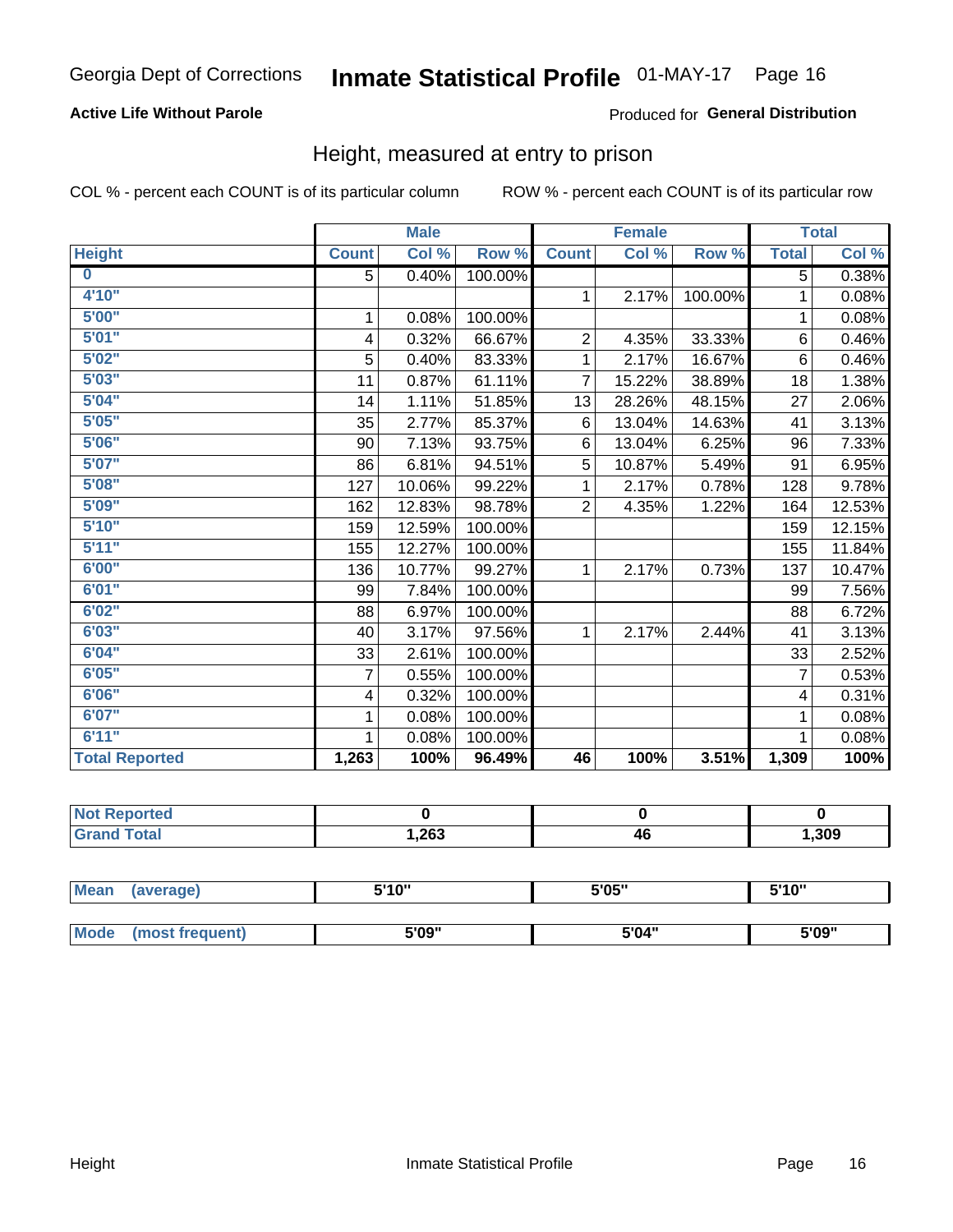Georgia Dept of Corrections **Inmate Statistical Profile** 01-MAY-17

**Active Life Without Parole**

Produced for **General Distribution**

## Height, measured at entry to prison

COL % - percent each COUNT is of its particular column

ROW % - percent each COUNT is of its particular row

| | Male | | | Female | | | Total | |
|---|---|---|---|---|---|---|---|---|
| **Height** | **Count** | **Col %** | **Row %** | **Count** | **Col %** | **Row %** | **Total** | **Col %** |
| **0** | 5 | 0.40% | 100.00% | | | | 5 | 0.38% |
| **4'10"** | | | | 1 | 2.17% | 100.00% | 1 | 0.08% |
| **5'00"** | 1 | 0.08% | 100.00% | | | | 1 | 0.08% |
| **5'01"** | 4 | 0.32% | 66.67% | 2 | 4.35% | 33.33% | 6 | 0.46% |
| **5'02"** | 5 | 0.40% | 83.33% | 1 | 2.17% | 16.67% | 6 | 0.46% |
| **5'03"** | 11 | 0.87% | 61.11% | 7 | 15.22% | 38.89% | 18 | 1.38% |
| **5'04"** | 14 | 1.11% | 51.85% | 13 | 28.26% | 48.15% | 27 | 2.06% |
| **5'05"** | 35 | 2.77% | 85.37% | 6 | 13.04% | 14.63% | 41 | 3.13% |
| **5'06"** | 90 | 7.13% | 93.75% | 6 | 13.04% | 6.25% | 96 | 7.33% |
| **5'07"** | 86 | 6.81% | 94.51% | 5 | 10.87% | 5.49% | 91 | 6.95% |
| **5'08"** | 127 | 10.06% | 99.22% | 1 | 2.17% | 0.78% | 128 | 9.78% |
| **5'09"** | 162 | 12.83% | 98.78% | 2 | 4.35% | 1.22% | 164 | 12.53% |
| **5'10"** | 159 | 12.59% | 100.00% | | | | 159 | 12.15% |
| **5'11"** | 155 | 12.27% | 100.00% | | | | 155 | 11.84% |
| **6'00"** | 136 | 10.77% | 99.27% | 1 | 2.17% | 0.73% | 137 | 10.47% |
| **6'01"** | 99 | 7.84% | 100.00% | | | | 99 | 7.56% |
| **6'02"** | 88 | 6.97% | 100.00% | | | | 88 | 6.72% |
| **6'03"** | 40 | 3.17% | 97.56% | 1 | 2.17% | 2.44% | 41 | 3.13% |
| **6'04"** | 33 | 2.61% | 100.00% | | | | 33 | 2.52% |
| **6'05"** | 7 | 0.55% | 100.00% | | | | 7 | 0.53% |
| **6'06"** | 4 | 0.32% | 100.00% | | | | 4 | 0.31% |
| **6'07"** | 1 | 0.08% | 100.00% | | | | 1 | 0.08% |
| **6'11"** | 1 | 0.08% | 100.00% | | | | 1 | 0.08% |
| **Total Reported** | **1,263** | **100%** | **96.49%** | **46** | **100%** | **3.51%** | **1,309** | **100%** |

| | Male | Female | Total |
|---|---|---|---|
| **Not Reported** | **0** | **0** | **0** |
| **Grand Total** | **1,263** | **46** | **1,309** |

| | Male | Female | Total |
|---|---|---|---|
| **Mean (average)** | **5'10"** | **5'05"** | **5'10"** |
| **Mode (most frequent)** | **5'09"** | **5'04"** | **5'09"** |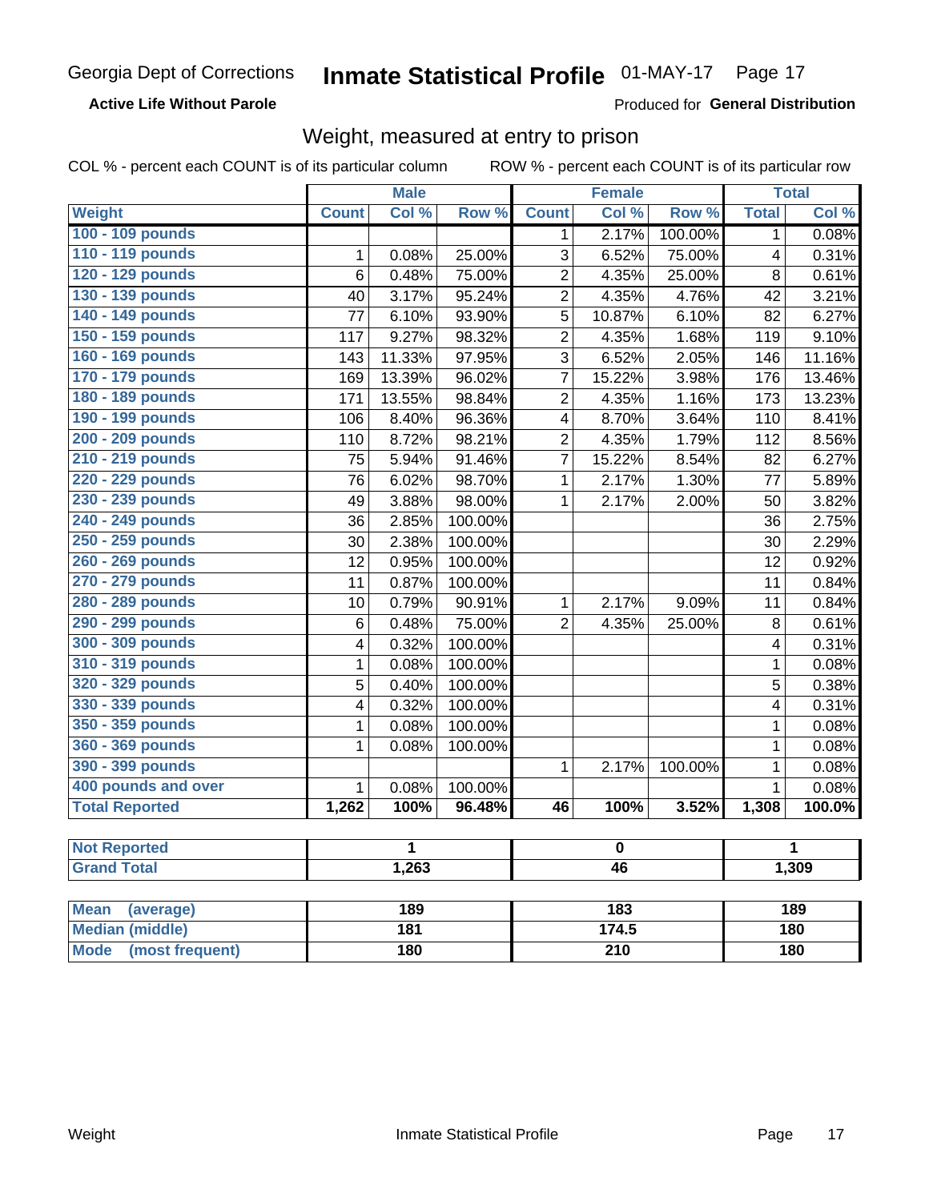Georgia Dept of Corrections **Inmate Statistical Profile** 01-MAY-17 Page 17

**Active Life Without Parole**

Produced for **General Distribution**

## Weight, measured at entry to prison

COL % - percent each COUNT is of its particular column ROW % - percent each COUNT is of its particular row

| Weight | Male | | | Female | | | Total | |
|---|---|---|---|---|---|---|---|---|
| | Count | Col % | Row % | Count | Col % | Row % | Total | Col % |
| 100 - 109 pounds | | | | 1 | 2.17% | 100.00% | 1 | 0.08% |
| 110 - 119 pounds | 1 | 0.08% | 25.00% | 3 | 6.52% | 75.00% | 4 | 0.31% |
| 120 - 129 pounds | 6 | 0.48% | 75.00% | 2 | 4.35% | 25.00% | 8 | 0.61% |
| 130 - 139 pounds | 40 | 3.17% | 95.24% | 2 | 4.35% | 4.76% | 42 | 3.21% |
| 140 - 149 pounds | 77 | 6.10% | 93.90% | 5 | 10.87% | 6.10% | 82 | 6.27% |
| 150 - 159 pounds | 117 | 9.27% | 98.32% | 2 | 4.35% | 1.68% | 119 | 9.10% |
| 160 - 169 pounds | 143 | 11.33% | 97.95% | 3 | 6.52% | 2.05% | 146 | 11.16% |
| 170 - 179 pounds | 169 | 13.39% | 96.02% | 7 | 15.22% | 3.98% | 176 | 13.46% |
| 180 - 189 pounds | 171 | 13.55% | 98.84% | 2 | 4.35% | 1.16% | 173 | 13.23% |
| 190 - 199 pounds | 106 | 8.40% | 96.36% | 4 | 8.70% | 3.64% | 110 | 8.41% |
| 200 - 209 pounds | 110 | 8.72% | 98.21% | 2 | 4.35% | 1.79% | 112 | 8.56% |
| 210 - 219 pounds | 75 | 5.94% | 91.46% | 7 | 15.22% | 8.54% | 82 | 6.27% |
| 220 - 229 pounds | 76 | 6.02% | 98.70% | 1 | 2.17% | 1.30% | 77 | 5.89% |
| 230 - 239 pounds | 49 | 3.88% | 98.00% | 1 | 2.17% | 2.00% | 50 | 3.82% |
| 240 - 249 pounds | 36 | 2.85% | 100.00% | | | | 36 | 2.75% |
| 250 - 259 pounds | 30 | 2.38% | 100.00% | | | | 30 | 2.29% |
| 260 - 269 pounds | 12 | 0.95% | 100.00% | | | | 12 | 0.92% |
| 270 - 279 pounds | 11 | 0.87% | 100.00% | | | | 11 | 0.84% |
| 280 - 289 pounds | 10 | 0.79% | 90.91% | 1 | 2.17% | 9.09% | 11 | 0.84% |
| 290 - 299 pounds | 6 | 0.48% | 75.00% | 2 | 4.35% | 25.00% | 8 | 0.61% |
| 300 - 309 pounds | 4 | 0.32% | 100.00% | | | | 4 | 0.31% |
| 310 - 319 pounds | 1 | 0.08% | 100.00% | | | | 1 | 0.08% |
| 320 - 329 pounds | 5 | 0.40% | 100.00% | | | | 5 | 0.38% |
| 330 - 339 pounds | 4 | 0.32% | 100.00% | | | | 4 | 0.31% |
| 350 - 359 pounds | 1 | 0.08% | 100.00% | | | | 1 | 0.08% |
| 360 - 369 pounds | 1 | 0.08% | 100.00% | | | | 1 | 0.08% |
| 390 - 399 pounds | | | | 1 | 2.17% | 100.00% | 1 | 0.08% |
| 400 pounds and over | 1 | 0.08% | 100.00% | | | | 1 | 0.08% |
| **Total Reported** | **1,262** | **100%** | **96.48%** | **46** | **100%** | **3.52%** | **1,308** | **100.0%** |

| | Male | Female | Total |
|---|---|---|---|
| Not Reported | 1 | 0 | 1 |
| Grand Total | 1,263 | 46 | 1,309 |

| | Male | Female | Total |
|---|---|---|---|
| Mean (average) | 189 | 183 | 189 |
| Median (middle) | 181 | 174.5 | 180 |
| Mode (most frequent) | 180 | 210 | 180 |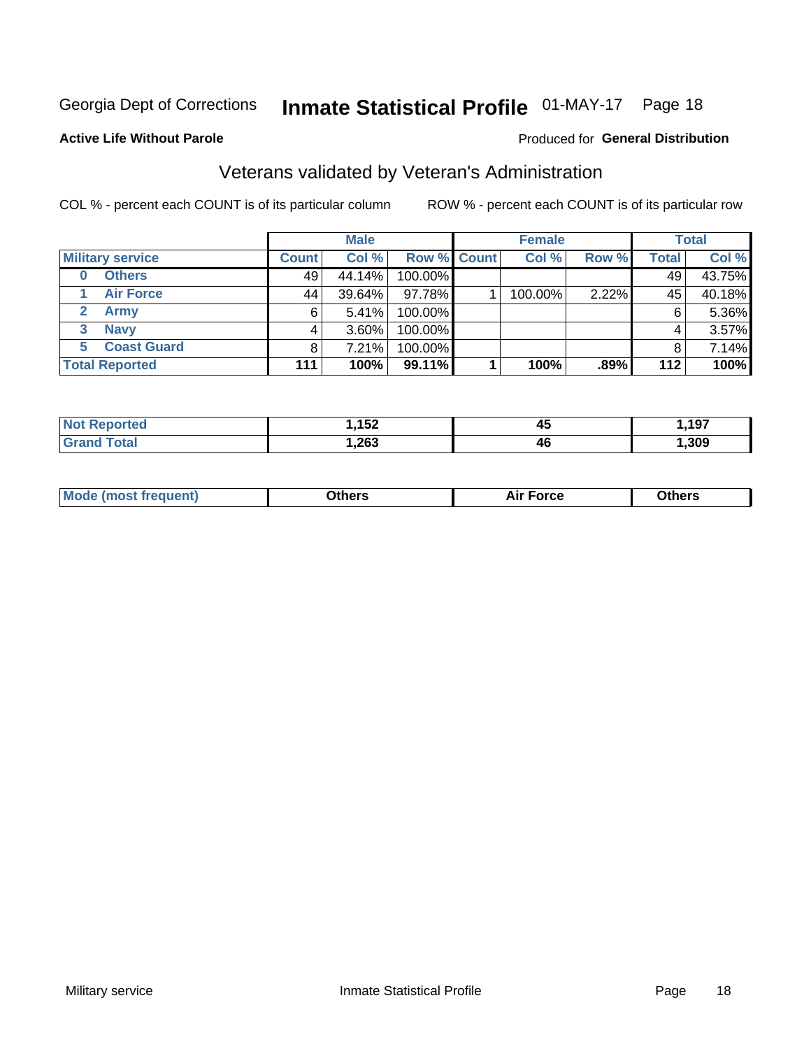Georgia Dept of Corrections **Inmate Statistical Profile** 01-MAY-17

**Active Life Without Parole**

Produced for **General Distribution**

## Veterans validated by Veteran's Administration

COL % - percent each COUNT is of its particular column

ROW % - percent each COUNT is of its particular row

| | Male | | | Female | | | Total | |
|---|---|---|---|---|---|---|---|---|
| **Military service** | **Count** | **Col %** | **Row %** | **Count** | **Col %** | **Row %** | **Total** | **Col %** |
| **0 Others** | 49 | 44.14% | 100.00% | | | | 49 | 43.75% |
| **1 Air Force** | 44 | 39.64% | 97.78% | 1 | 100.00% | 2.22% | 45 | 40.18% |
| **2 Army** | 6 | 5.41% | 100.00% | | | | 6 | 5.36% |
| **3 Navy** | 4 | 3.60% | 100.00% | | | | 4 | 3.57% |
| **5 Coast Guard** | 8 | 7.21% | 100.00% | | | | 8 | 7.14% |
| **Total Reported** | **111** | **100%** | **99.11%** | **1** | **100%** | **.89%** | **112** | **100%** |

| | Male | Female | Total |
|---|---|---|---|
| **Not Reported** | **1,152** | **45** | **1,197** |
| **Grand Total** | **1,263** | **46** | **1,309** |

| | Male | Female | Total |
|---|---|---|---|
| **Mode (most frequent)** | **Others** | **Air Force** | **Others** |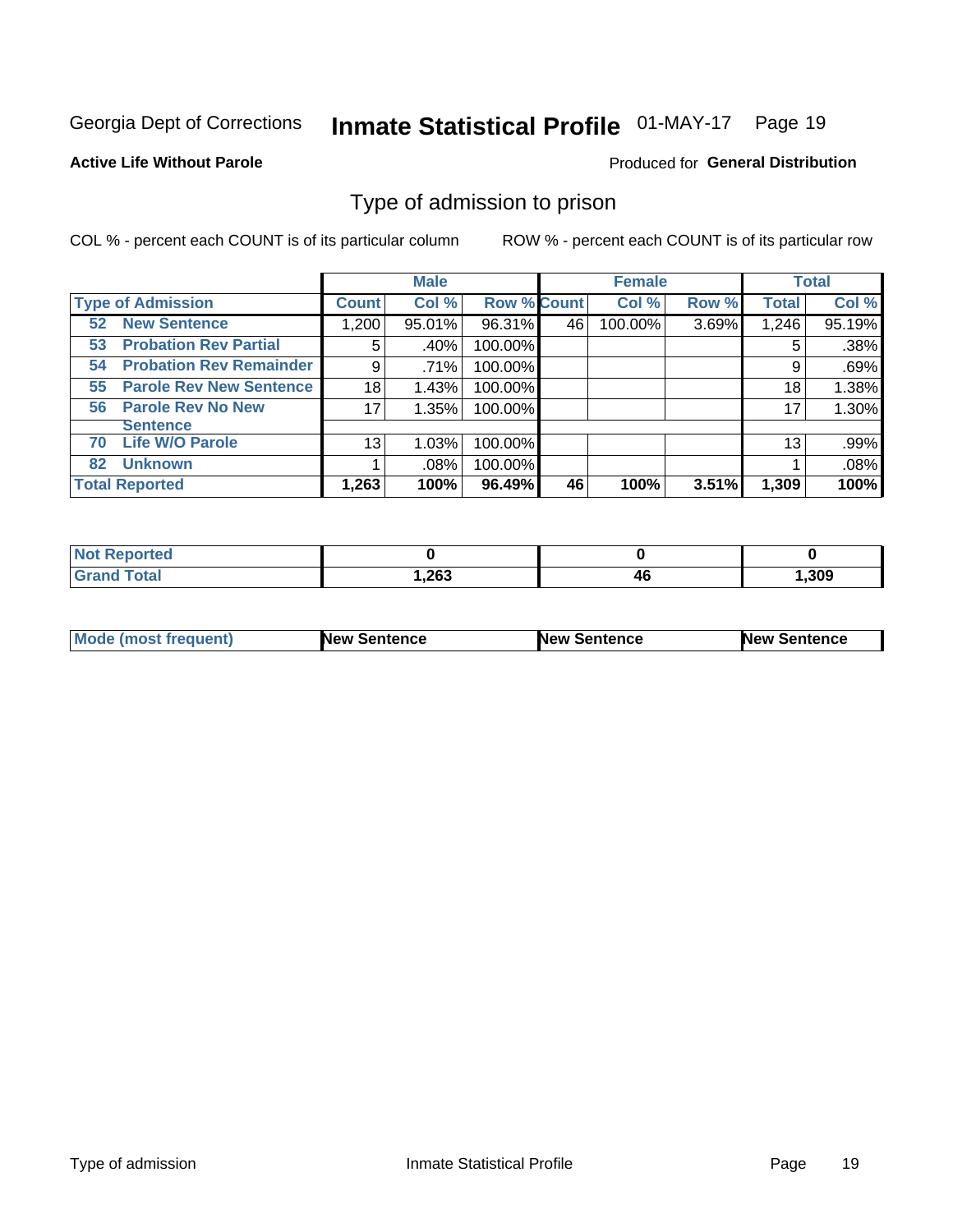Georgia Dept of Corrections **Inmate Statistical Profile** 01-MAY-17 Page 19

**Active Life Without Parole**

Produced for **General Distribution**

## Type of admission to prison

COL % - percent each COUNT is of its particular column ROW % - percent each COUNT is of its particular row

| | Male | | | Female | | | Total | |
|---|---|---|---|---|---|---|---|---|
| **Type of Admission** | **Count** | **Col %** | **Row %** | **Count** | **Col %** | **Row %** | **Total** | **Col %** |
| **52 New Sentence** | 1,200 | 95.01% | 96.31% | 46 | 100.00% | 3.69% | 1,246 | 95.19% |
| **53 Probation Rev Partial** | 5 | .40% | 100.00% | | | | 5 | .38% |
| **54 Probation Rev Remainder** | 9 | .71% | 100.00% | | | | 9 | .69% |
| **55 Parole Rev New Sentence** | 18 | 1.43% | 100.00% | | | | 18 | 1.38% |
| **56 Parole Rev No New Sentence** | 17 | 1.35% | 100.00% | | | | 17 | 1.30% |
| **70 Life W/O Parole** | 13 | 1.03% | 100.00% | | | | 13 | .99% |
| **82 Unknown** | 1 | .08% | 100.00% | | | | 1 | .08% |
| **Total Reported** | **1,263** | **100%** | **96.49%** | **46** | **100%** | **3.51%** | **1,309** | **100%** |

| | Male | Female | Total |
|---|---|---|---|
| **Not Reported** | **0** | **0** | **0** |
| **Grand Total** | **1,263** | **46** | **1,309** |

| | Male | Female | Total |
|---|---|---|---|
| **Mode (most frequent)** | **New Sentence** | **New Sentence** | **New Sentence** |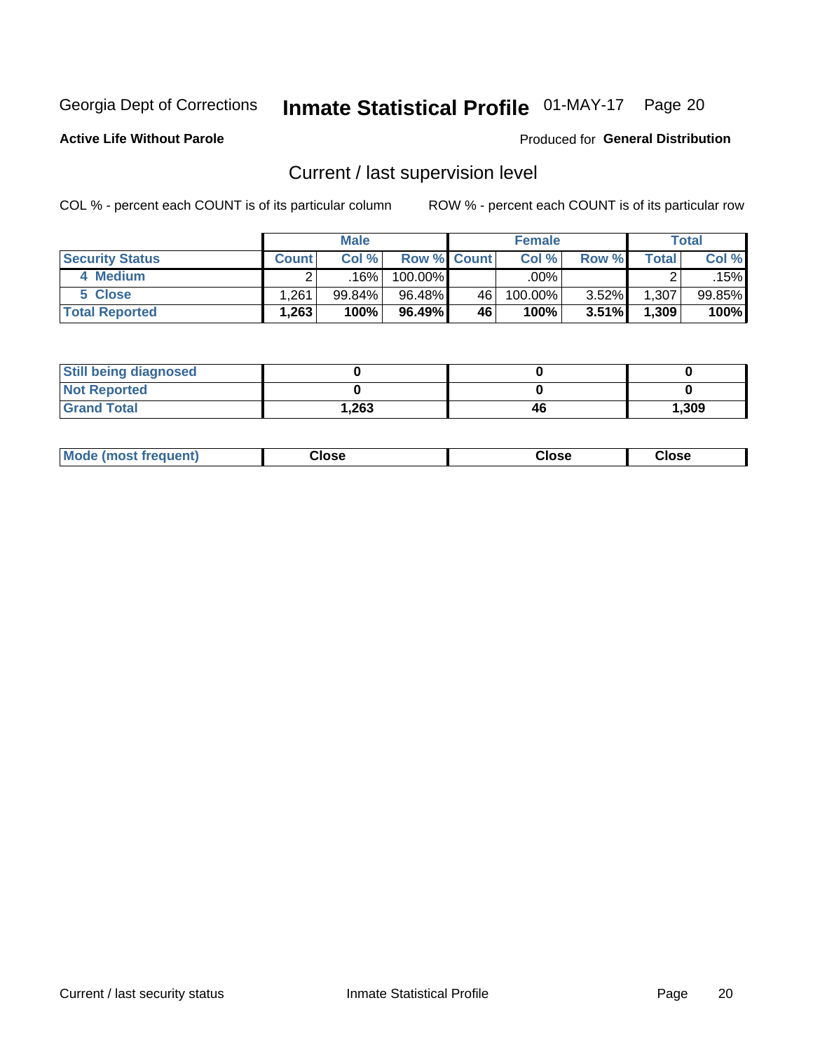Georgia Dept of Corrections **Inmate Statistical Profile** 01-MAY-17

**Active Life Without Parole**

Produced for **General Distribution**

## Current / last supervision level

COL % - percent each COUNT is of its particular column

ROW % - percent each COUNT is of its particular row

| | Male | | | Female | | | Total | |
|---|---|---|---|---|---|---|---|---|
| **Security Status** | **Count** | **Col %** | **Row %** | **Count** | **Col %** | **Row %** | **Total** | **Col %** |
| 4 Medium | 2 | .16% | 100.00% | | .00% | | 2 | .15% |
| 5 Close | 1,261 | 99.84% | 96.48% | 46 | 100.00% | 3.52% | 1,307 | 99.85% |
| **Total Reported** | **1,263** | **100%** | **96.49%** | **46** | **100%** | **3.51%** | **1,309** | **100%** |

| | Male | Female | Total |
|---|---|---|---|
| **Still being diagnosed** | **0** | **0** | **0** |
| **Not Reported** | **0** | **0** | **0** |
| **Grand Total** | **1,263** | **46** | **1,309** |

| | Male | Female | Total |
|---|---|---|---|
| **Mode (most frequent)** | **Close** | **Close** | **Close** |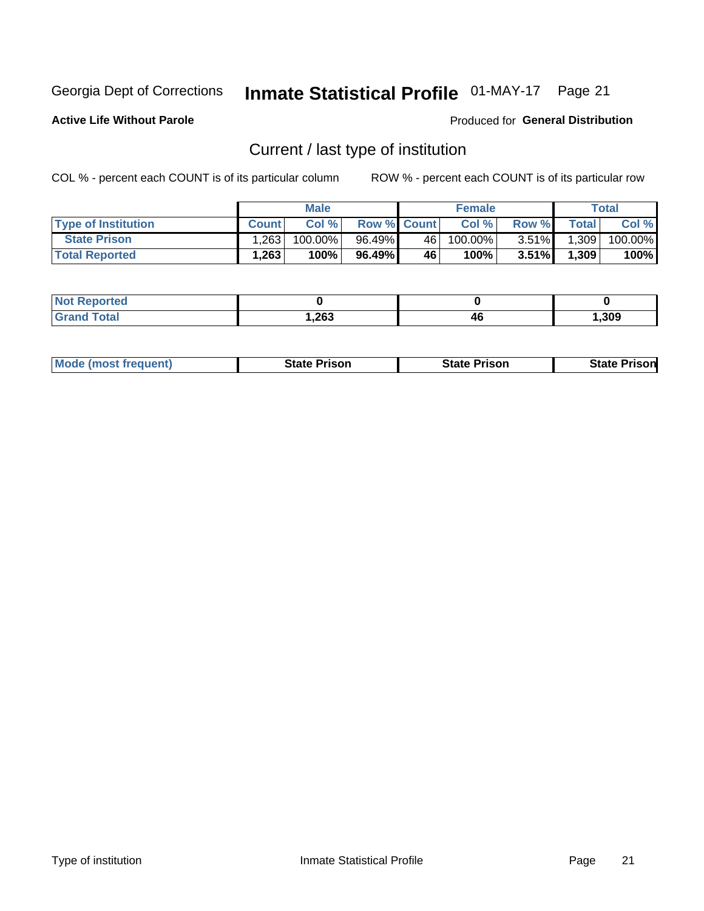Georgia Dept of Corrections **Inmate Statistical Profile** 01-MAY-17 Page 21

**Active Life Without Parole**

Produced for **General Distribution**

## Current / last type of institution

COL % - percent each COUNT is of its particular column

ROW % - percent each COUNT is of its particular row

| | Male | | | Female | | | Total | |
|---|---|---|---|---|---|---|---|---|
| **Type of Institution** | **Count** | **Col %** | **Row %** | **Count** | **Col %** | **Row %** | **Total** | **Col %** |
| **State Prison** | 1,263 | 100.00% | 96.49% | 46 | 100.00% | 3.51% | 1,309 | 100.00% |
| **Total Reported** | **1,263** | **100%** | **96.49%** | **46** | **100%** | **3.51%** | **1,309** | **100%** |

| | Male | Female | Total |
|---|---|---|---|
| **Not Reported** | **0** | **0** | **0** |
| **Grand Total** | **1,263** | **46** | **1,309** |

| | Male | Female | Total |
|---|---|---|---|
| **Mode (most frequent)** | **State Prison** | **State Prison** | **State Prison** |

Type of institution

Inmate Statistical Profile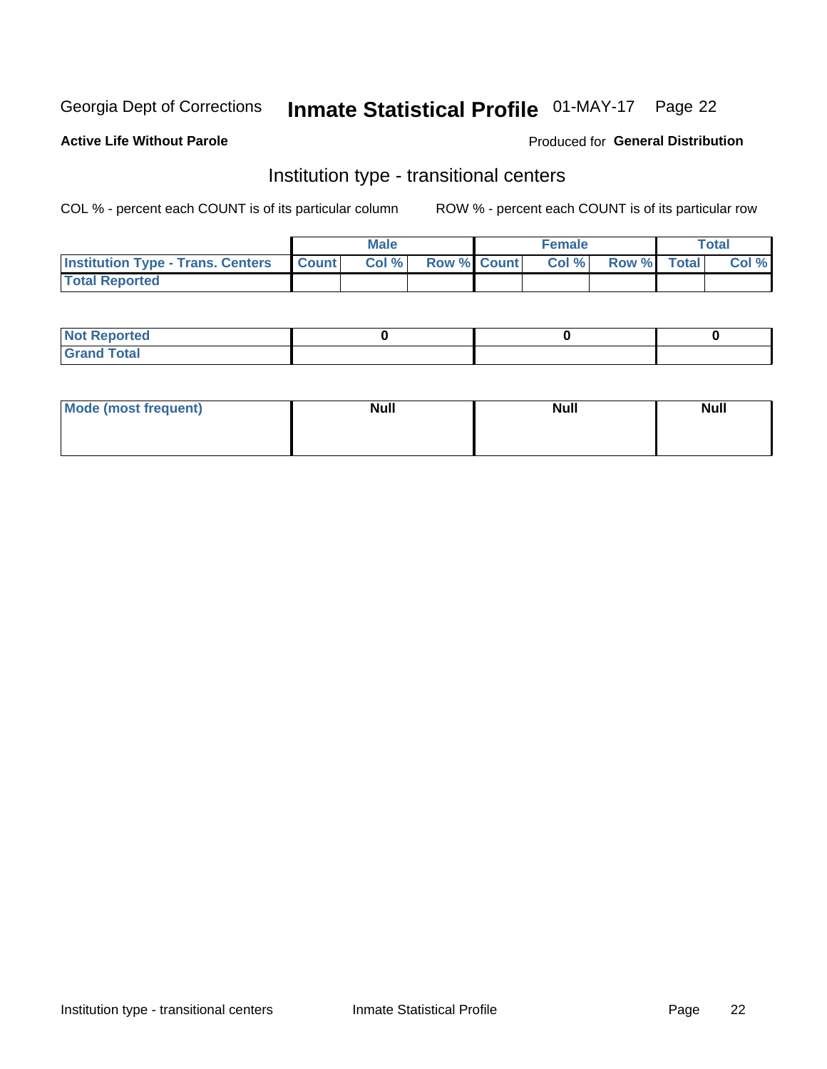Georgia Dept of Corrections **Inmate Statistical Profile** 01-MAY-17 Page 22

**Active Life Without Parole**

Produced for **General Distribution**

## Institution type - transitional centers

COL % - percent each COUNT is of its particular column ROW % - percent each COUNT is of its particular row

| | Male | | | Female | | | Total | |
|---|---|---|---|---|---|---|---|---|
| **Institution Type - Trans. Centers** | **Count** | **Col %** | **Row %** | **Count** | **Col %** | **Row %** | **Total** | **Col %** |
| **Total Reported** | | | | | | | | |

| | Male | Female | Total |
|---|---|---|---|
| **Not Reported** | 0 | 0 | 0 |
| **Grand Total** | | | |

| | Male | Female | Total |
|---|---|---|---|
| **Mode (most frequent)** | Null | Null | Null |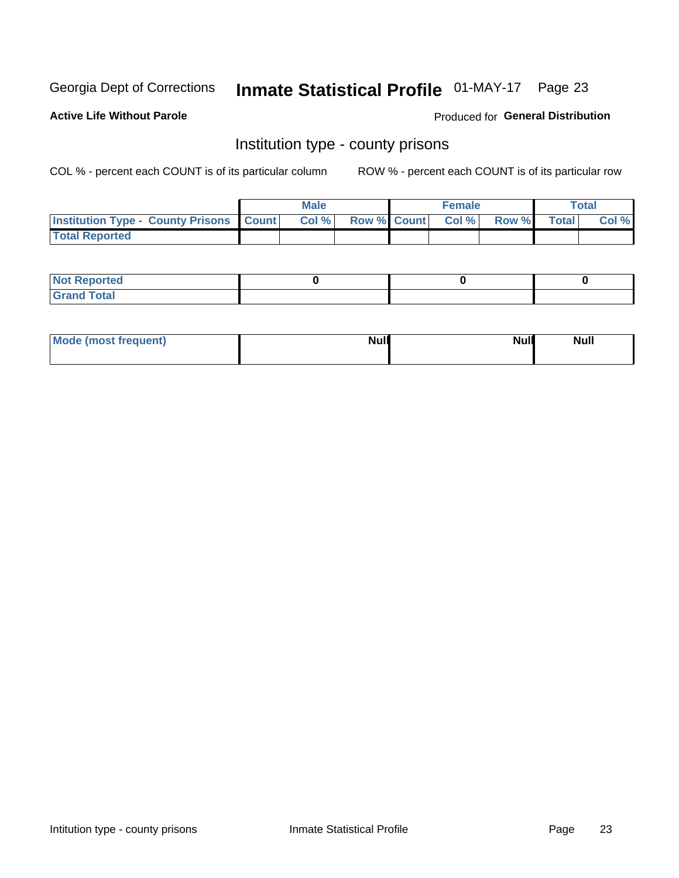Georgia Dept of Corrections **Inmate Statistical Profile** 01-MAY-17

**Active Life Without Parole**

Produced for **General Distribution**

## Institution type - county prisons

COL % - percent each COUNT is of its particular column

ROW % - percent each COUNT is of its particular row

| | Male | | | Female | | | Total | |
|---|---|---|---|---|---|---|---|---|
| **Institution Type - County Prisons** | **Count** | **Col %** | **Row %** | **Count** | **Col %** | **Row %** | **Total** | **Col %** |
| **Total Reported** | | | | | | | | |

| | Male | Female | Total |
|---|---|---|---|
| **Not Reported** | **0** | **0** | **0** |
| **Grand Total** | | | |

| | Male | Female | Total |
|---|---|---|---|
| **Mode (most frequent)** | **Null** | **Null** | **Null** |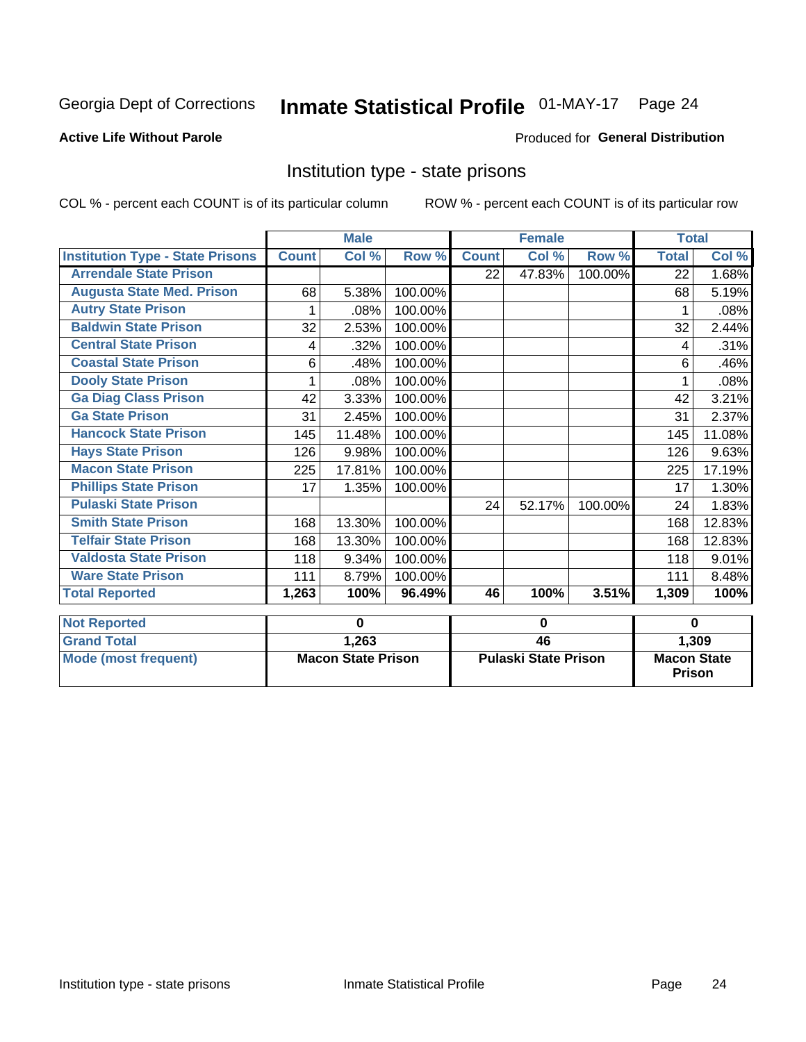Georgia Dept of Corrections **Inmate Statistical Profile** 01-MAY-17 Page 24

**Active Life Without Parole**

Produced for **General Distribution**

## Institution type - state prisons

COL % - percent each COUNT is of its particular column ROW % - percent each COUNT is of its particular row

| | Male | | | Female | | | Total | |
|---|---|---|---|---|---|---|---|---|
| **Institution Type - State Prisons** | **Count** | **Col %** | **Row %** | **Count** | **Col %** | **Row %** | **Total** | **Col %** |
| **Arrendale State Prison** | | | | 22 | 47.83% | 100.00% | 22 | 1.68% |
| **Augusta State Med. Prison** | 68 | 5.38% | 100.00% | | | | 68 | 5.19% |
| **Autry State Prison** | 1 | .08% | 100.00% | | | | 1 | .08% |
| **Baldwin State Prison** | 32 | 2.53% | 100.00% | | | | 32 | 2.44% |
| **Central State Prison** | 4 | .32% | 100.00% | | | | 4 | .31% |
| **Coastal State Prison** | 6 | .48% | 100.00% | | | | 6 | .46% |
| **Dooly State Prison** | 1 | .08% | 100.00% | | | | 1 | .08% |
| **Ga Diag Class Prison** | 42 | 3.33% | 100.00% | | | | 42 | 3.21% |
| **Ga State Prison** | 31 | 2.45% | 100.00% | | | | 31 | 2.37% |
| **Hancock State Prison** | 145 | 11.48% | 100.00% | | | | 145 | 11.08% |
| **Hays State Prison** | 126 | 9.98% | 100.00% | | | | 126 | 9.63% |
| **Macon State Prison** | 225 | 17.81% | 100.00% | | | | 225 | 17.19% |
| **Phillips State Prison** | 17 | 1.35% | 100.00% | | | | 17 | 1.30% |
| **Pulaski State Prison** | | | | 24 | 52.17% | 100.00% | 24 | 1.83% |
| **Smith State Prison** | 168 | 13.30% | 100.00% | | | | 168 | 12.83% |
| **Telfair State Prison** | 168 | 13.30% | 100.00% | | | | 168 | 12.83% |
| **Valdosta State Prison** | 118 | 9.34% | 100.00% | | | | 118 | 9.01% |
| **Ware State Prison** | 111 | 8.79% | 100.00% | | | | 111 | 8.48% |
| **Total Reported** | **1,263** | **100%** | **96.49%** | **46** | **100%** | **3.51%** | **1,309** | **100%** |

| | Male | Female | Total |
|---|---|---|---|
| **Not Reported** | **0** | **0** | **0** |
| **Grand Total** | **1,263** | **46** | **1,309** |
| **Mode (most frequent)** | **Macon State Prison** | **Pulaski State Prison** | **Macon State Prison** |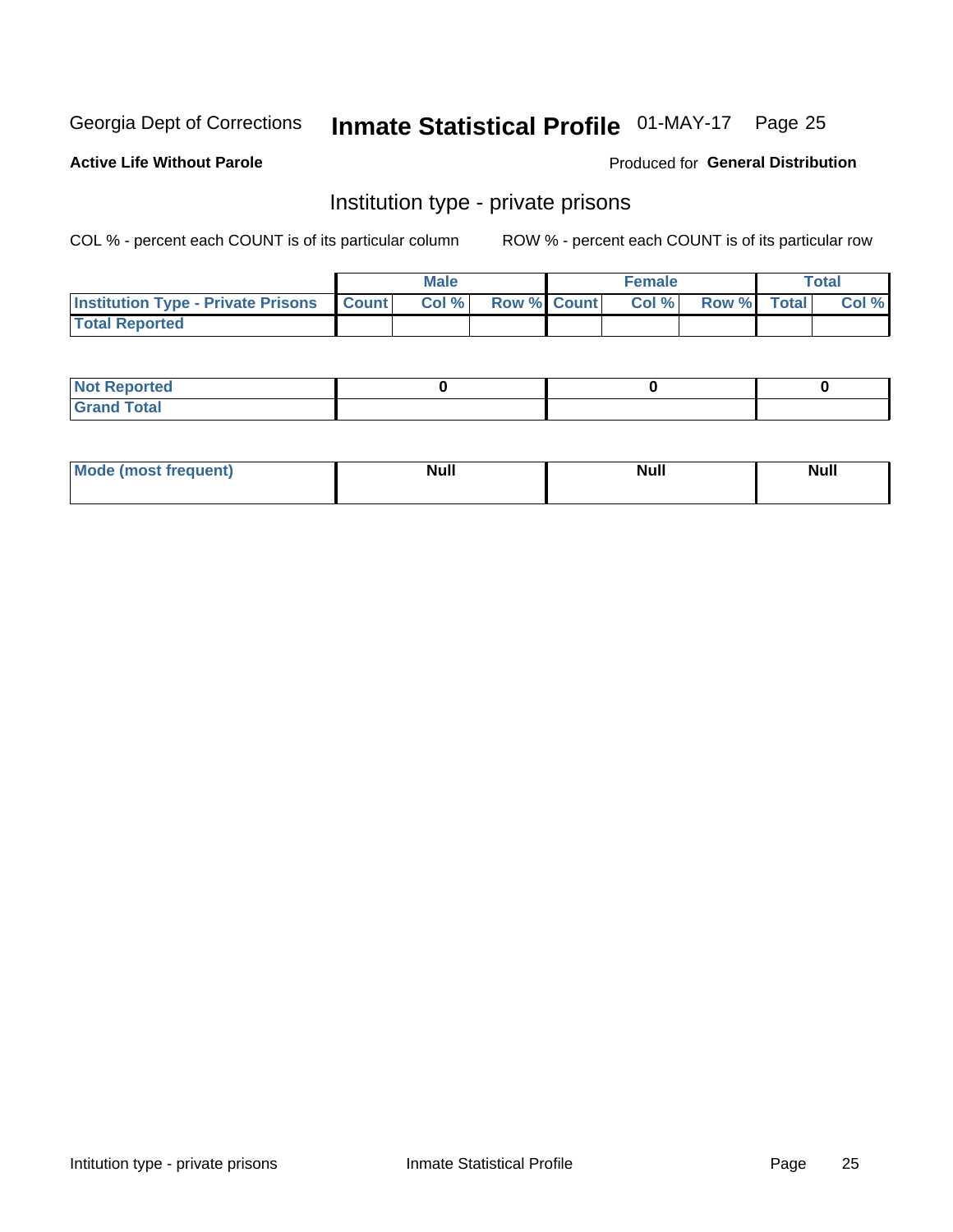Georgia Dept of Corrections **Inmate Statistical Profile** 01-MAY-17 Page 25

**Active Life Without Parole**

Produced for **General Distribution**

## Institution type - private prisons

COL % - percent each COUNT is of its particular column

ROW % - percent each COUNT is of its particular row

| | Male | | | Female | | | Total | |
|---|---|---|---|---|---|---|---|---|
| Institution Type - Private Prisons | Count | Col % | Row % | Count | Col % | Row % | Total | Col % |
| Total Reported | | | | | | | | |

| | Male | Female | Total |
|---|---|---|---|
| Not Reported | 0 | 0 | 0 |
| Grand Total | | | |

| | Male | Female | Total |
|---|---|---|---|
| Mode (most frequent) | Null | Null | Null |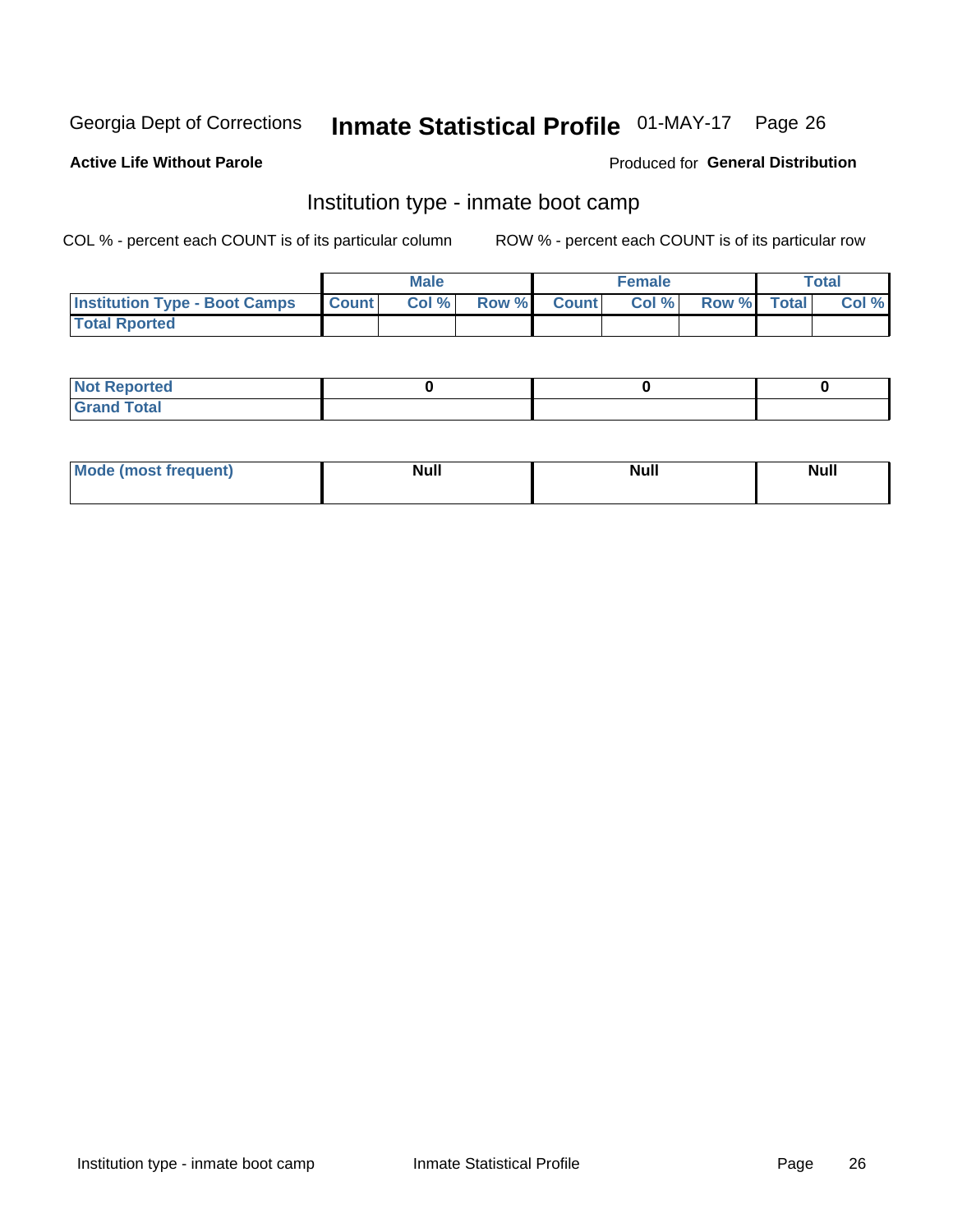Georgia Dept of Corrections **Inmate Statistical Profile** 01-MAY-17

**Active Life Without Parole**

Produced for **General Distribution**

## Institution type - inmate boot camp

COL % - percent each COUNT is of its particular column

ROW % - percent each COUNT is of its particular row

| | Male | | | Female | | | Total | |
|---|---|---|---|---|---|---|---|---|
| **Institution Type - Boot Camps** | Count | Col % | Row % | Count | Col % | Row % | Total | Col % |
| **Total Rported** | | | | | | | | |

| | Male | Female | Total |
|---|---|---|---|
| **Not Reported** | 0 | 0 | 0 |
| **Grand Total** | | | |

| | Male | Female | Total |
|---|---|---|---|
| **Mode (most frequent)** | Null | Null | Null |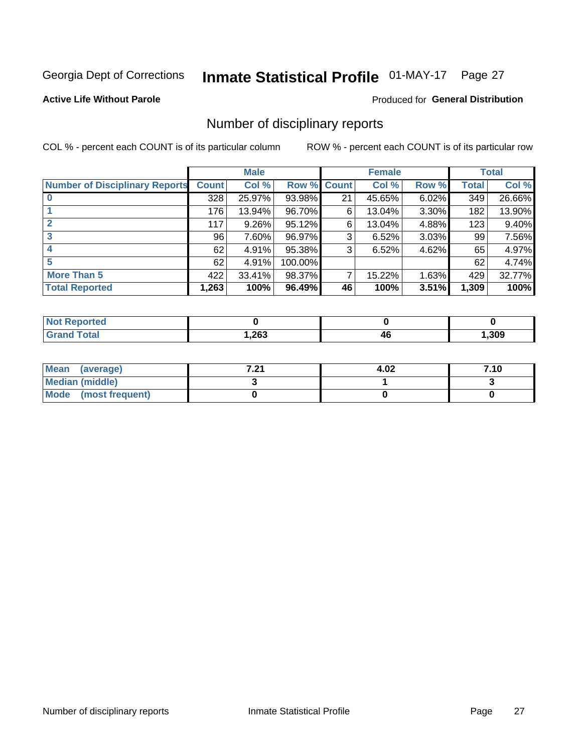Georgia Dept of Corrections **Inmate Statistical Profile** 01-MAY-17 Page 27

**Active Life Without Parole**

Produced for **General Distribution**

## Number of disciplinary reports

COL % - percent each COUNT is of its particular column

ROW % - percent each COUNT is of its particular row

| | Male | | | Female | | | Total | |
|---|---|---|---|---|---|---|---|---|
| **Number of Disciplinary Reports** | **Count** | **Col %** | **Row %** | **Count** | **Col %** | **Row %** | **Total** | **Col %** |
| **0** | 328 | 25.97% | 93.98% | 21 | 45.65% | 6.02% | 349 | 26.66% |
| **1** | 176 | 13.94% | 96.70% | 6 | 13.04% | 3.30% | 182 | 13.90% |
| **2** | 117 | 9.26% | 95.12% | 6 | 13.04% | 4.88% | 123 | 9.40% |
| **3** | 96 | 7.60% | 96.97% | 3 | 6.52% | 3.03% | 99 | 7.56% |
| **4** | 62 | 4.91% | 95.38% | 3 | 6.52% | 4.62% | 65 | 4.97% |
| **5** | 62 | 4.91% | 100.00% | | | | 62 | 4.74% |
| **More Than 5** | 422 | 33.41% | 98.37% | 7 | 15.22% | 1.63% | 429 | 32.77% |
| **Total Reported** | **1,263** | **100%** | **96.49%** | **46** | **100%** | **3.51%** | **1,309** | **100%** |

| | Male | Female | Total |
|---|---|---|---|
| **Not Reported** | **0** | **0** | **0** |
| **Grand Total** | **1,263** | **46** | **1,309** |

| | Male | Female | Total |
|---|---|---|---|
| **Mean (average)** | **7.21** | **4.02** | **7.10** |
| **Median (middle)** | **3** | **1** | **3** |
| **Mode (most frequent)** | **0** | **0** | **0** |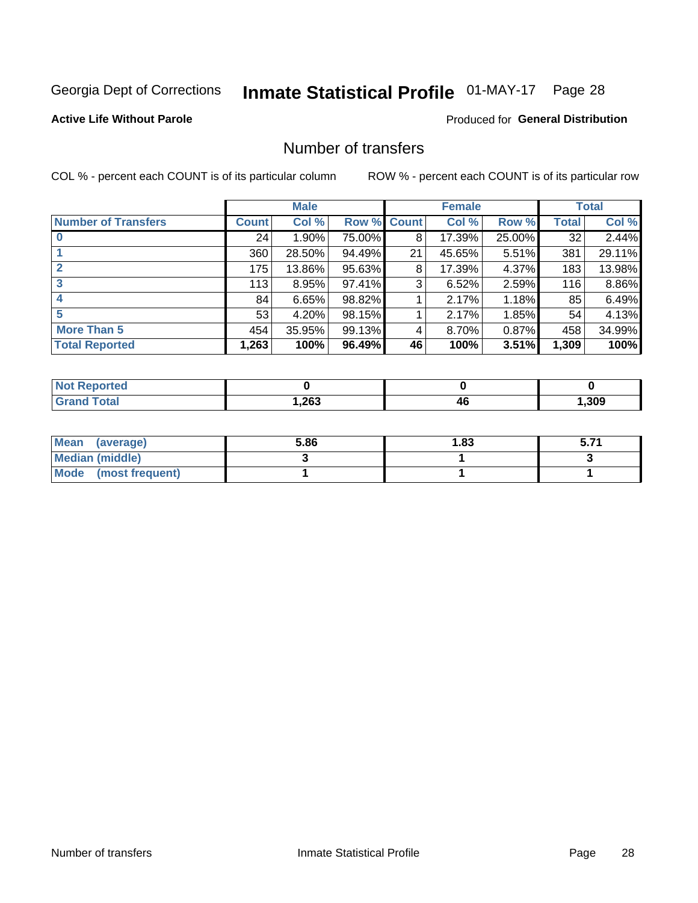Georgia Dept of Corrections **Inmate Statistical Profile** 01-MAY-17

**Active Life Without Parole**

Produced for **General Distribution**

## Number of transfers

COL % - percent each COUNT is of its particular column

ROW % - percent each COUNT is of its particular row

| | Male | | | Female | | | Total | |
|---|---|---|---|---|---|---|---|---|
| **Number of Transfers** | **Count** | **Col %** | **Row %** | **Count** | **Col %** | **Row %** | **Total** | **Col %** |
| **0** | 24 | 1.90% | 75.00% | 8 | 17.39% | 25.00% | 32 | 2.44% |
| **1** | 360 | 28.50% | 94.49% | 21 | 45.65% | 5.51% | 381 | 29.11% |
| **2** | 175 | 13.86% | 95.63% | 8 | 17.39% | 4.37% | 183 | 13.98% |
| **3** | 113 | 8.95% | 97.41% | 3 | 6.52% | 2.59% | 116 | 8.86% |
| **4** | 84 | 6.65% | 98.82% | 1 | 2.17% | 1.18% | 85 | 6.49% |
| **5** | 53 | 4.20% | 98.15% | 1 | 2.17% | 1.85% | 54 | 4.13% |
| **More Than 5** | 454 | 35.95% | 99.13% | 4 | 8.70% | 0.87% | 458 | 34.99% |
| **Total Reported** | **1,263** | **100%** | **96.49%** | **46** | **100%** | **3.51%** | **1,309** | **100%** |

| | Male | Female | Total |
|---|---|---|---|
| **Not Reported** | **0** | **0** | **0** |
| **Grand Total** | **1,263** | **46** | **1,309** |

| | Male | Female | Total |
|---|---|---|---|
| **Mean (average)** | **5.86** | **1.83** | **5.71** |
| **Median (middle)** | **3** | **1** | **3** |
| **Mode (most frequent)** | **1** | **1** | **1** |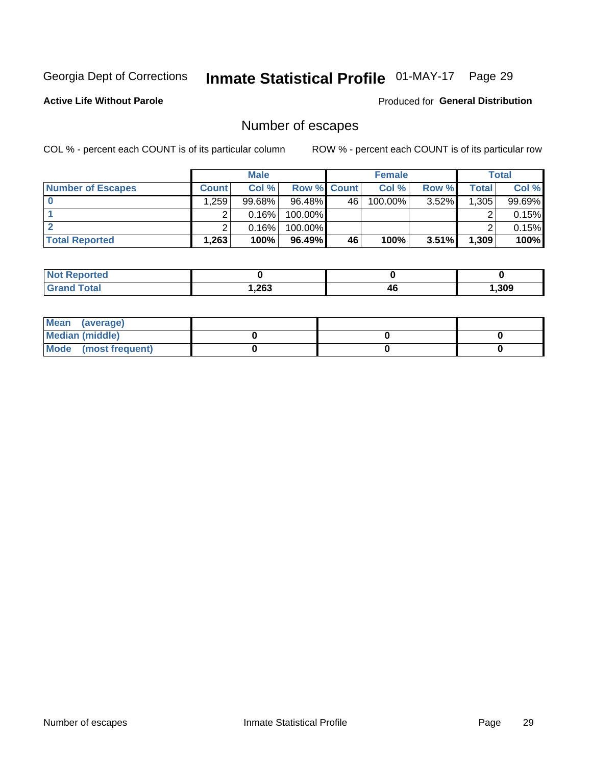Georgia Dept of Corrections **Inmate Statistical Profile** 01-MAY-17

**Active Life Without Parole**

Produced for **General Distribution**

## Number of escapes

COL % - percent each COUNT is of its particular column

ROW % - percent each COUNT is of its particular row

| | Male | | | Female | | | Total | |
|---|---|---|---|---|---|---|---|---|
| **Number of Escapes** | **Count** | **Col %** | **Row %** | **Count** | **Col %** | **Row %** | **Total** | **Col %** |
| **0** | 1,259 | 99.68% | 96.48% | 46 | 100.00% | 3.52% | 1,305 | 99.69% |
| **1** | 2 | 0.16% | 100.00% | | | | 2 | 0.15% |
| **2** | 2 | 0.16% | 100.00% | | | | 2 | 0.15% |
| **Total Reported** | **1,263** | **100%** | **96.49%** | **46** | **100%** | **3.51%** | **1,309** | **100%** |

| | Male | Female | Total |
|---|---|---|---|
| **Not Reported** | **0** | **0** | **0** |
| **Grand Total** | **1,263** | **46** | **1,309** |

| | Male | Female | Total |
|---|---|---|---|
| **Mean (average)** | | | |
| **Median (middle)** | **0** | **0** | **0** |
| **Mode (most frequent)** | **0** | **0** | **0** |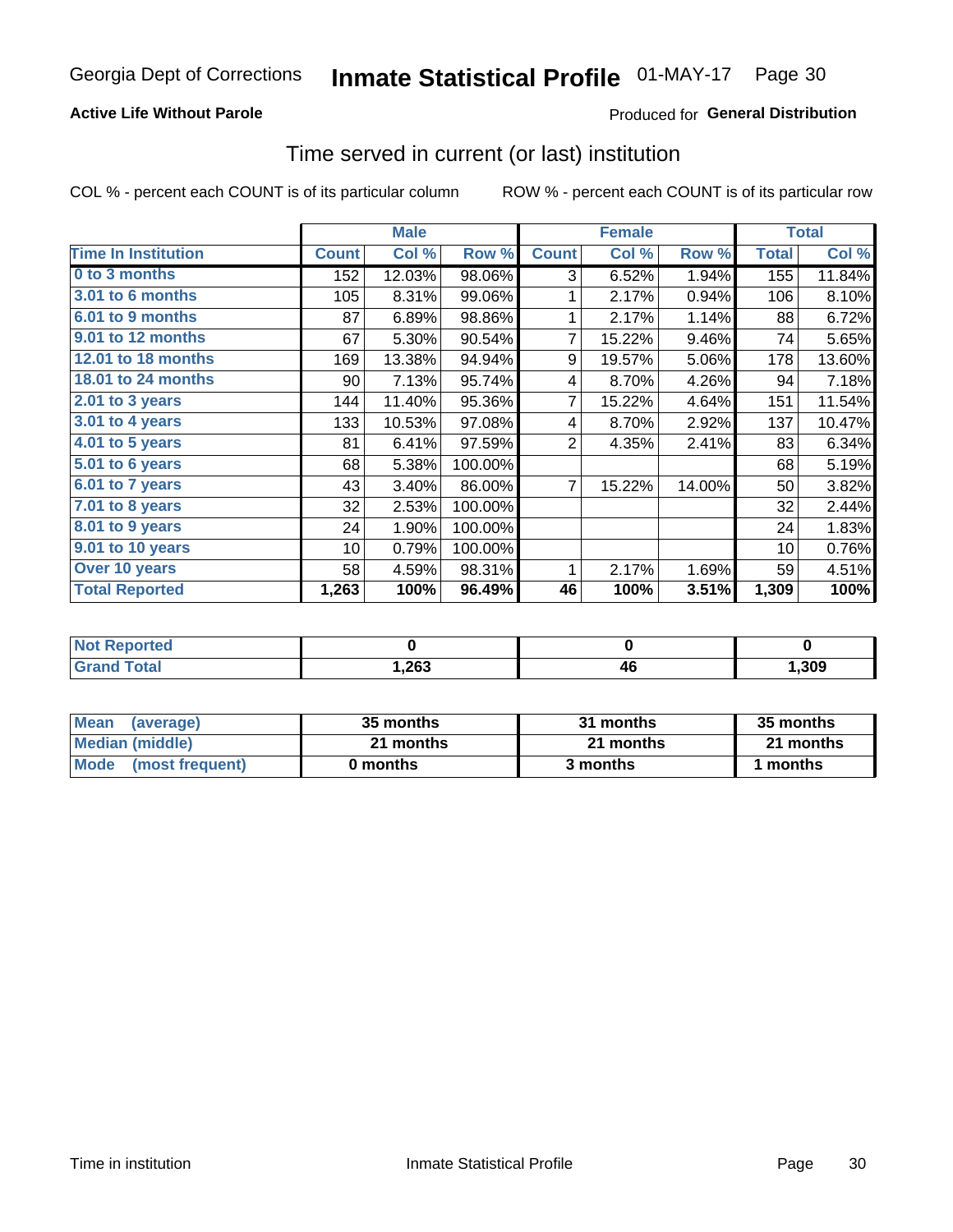# Georgia Dept of Corrections **Inmate Statistical Profile** 01-MAY-17

**Active Life Without Parole**

Produced for **General Distribution**

## Time served in current (or last) institution

COL % - percent each COUNT is of its particular column

ROW % - percent each COUNT is of its particular row

| | Male | | | Female | | | Total | |
|---|---|---|---|---|---|---|---|---|
| **Time In Institution** | **Count** | **Col %** | **Row %** | **Count** | **Col %** | **Row %** | **Total** | **Col %** |
| **0 to 3 months** | 152 | 12.03% | 98.06% | 3 | 6.52% | 1.94% | 155 | 11.84% |
| **3.01 to 6 months** | 105 | 8.31% | 99.06% | 1 | 2.17% | 0.94% | 106 | 8.10% |
| **6.01 to 9 months** | 87 | 6.89% | 98.86% | 1 | 2.17% | 1.14% | 88 | 6.72% |
| **9.01 to 12 months** | 67 | 5.30% | 90.54% | 7 | 15.22% | 9.46% | 74 | 5.65% |
| **12.01 to 18 months** | 169 | 13.38% | 94.94% | 9 | 19.57% | 5.06% | 178 | 13.60% |
| **18.01 to 24 months** | 90 | 7.13% | 95.74% | 4 | 8.70% | 4.26% | 94 | 7.18% |
| **2.01 to 3 years** | 144 | 11.40% | 95.36% | 7 | 15.22% | 4.64% | 151 | 11.54% |
| **3.01 to 4 years** | 133 | 10.53% | 97.08% | 4 | 8.70% | 2.92% | 137 | 10.47% |
| **4.01 to 5 years** | 81 | 6.41% | 97.59% | 2 | 4.35% | 2.41% | 83 | 6.34% |
| **5.01 to 6 years** | 68 | 5.38% | 100.00% | | | | 68 | 5.19% |
| **6.01 to 7 years** | 43 | 3.40% | 86.00% | 7 | 15.22% | 14.00% | 50 | 3.82% |
| **7.01 to 8 years** | 32 | 2.53% | 100.00% | | | | 32 | 2.44% |
| **8.01 to 9 years** | 24 | 1.90% | 100.00% | | | | 24 | 1.83% |
| **9.01 to 10 years** | 10 | 0.79% | 100.00% | | | | 10 | 0.76% |
| **Over 10 years** | 58 | 4.59% | 98.31% | 1 | 2.17% | 1.69% | 59 | 4.51% |
| **Total Reported** | **1,263** | **100%** | **96.49%** | **46** | **100%** | **3.51%** | **1,309** | **100%** |

| | Male | Female | Total |
|---|---|---|---|
| **Not Reported** | **0** | **0** | **0** |
| **Grand Total** | **1,263** | **46** | **1,309** |

| | Male | Female | Total |
|---|---|---|---|
| **Mean (average)** | **35 months** | **31 months** | **35 months** |
| **Median (middle)** | **21 months** | **21 months** | **21 months** |
| **Mode (most frequent)** | **0 months** | **3 months** | **1 months** |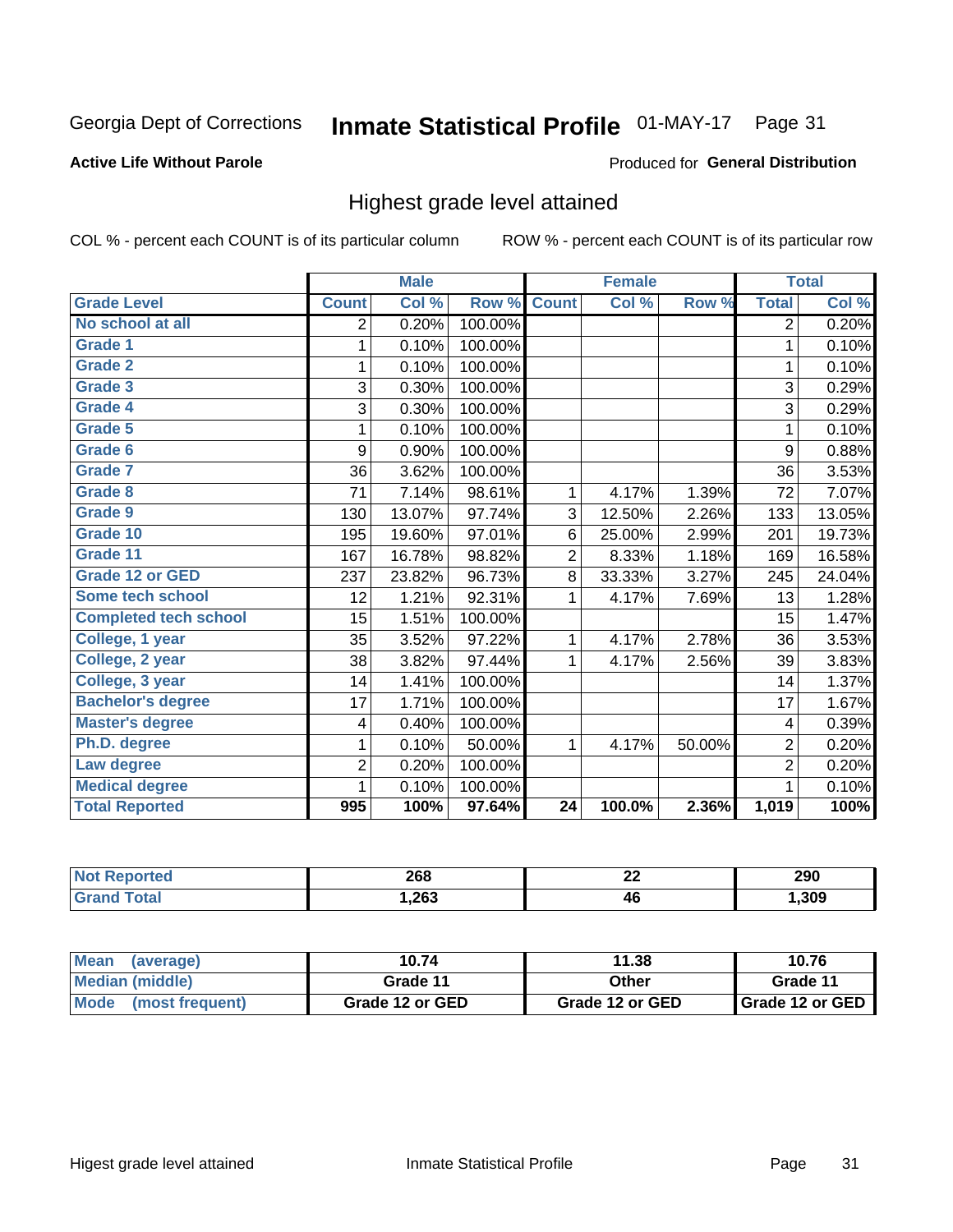Georgia Dept of Corrections **Inmate Statistical Profile** 01-MAY-17

**Active Life Without Parole**

Produced for **General Distribution**

## Highest grade level attained

COL % - percent each COUNT is of its particular column ROW % - percent each COUNT is of its particular row

| | Male | | | Female | | | Total | |
|---|---|---|---|---|---|---|---|---|
| **Grade Level** | **Count** | **Col %** | **Row %** | **Count** | **Col %** | **Row %** | **Total** | **Col %** |
| No school at all | 2 | 0.20% | 100.00% | | | | 2 | 0.20% |
| Grade 1 | 1 | 0.10% | 100.00% | | | | 1 | 0.10% |
| Grade 2 | 1 | 0.10% | 100.00% | | | | 1 | 0.10% |
| Grade 3 | 3 | 0.30% | 100.00% | | | | 3 | 0.29% |
| Grade 4 | 3 | 0.30% | 100.00% | | | | 3 | 0.29% |
| Grade 5 | 1 | 0.10% | 100.00% | | | | 1 | 0.10% |
| Grade 6 | 9 | 0.90% | 100.00% | | | | 9 | 0.88% |
| Grade 7 | 36 | 3.62% | 100.00% | | | | 36 | 3.53% |
| Grade 8 | 71 | 7.14% | 98.61% | 1 | 4.17% | 1.39% | 72 | 7.07% |
| Grade 9 | 130 | 13.07% | 97.74% | 3 | 12.50% | 2.26% | 133 | 13.05% |
| Grade 10 | 195 | 19.60% | 97.01% | 6 | 25.00% | 2.99% | 201 | 19.73% |
| Grade 11 | 167 | 16.78% | 98.82% | 2 | 8.33% | 1.18% | 169 | 16.58% |
| Grade 12 or GED | 237 | 23.82% | 96.73% | 8 | 33.33% | 3.27% | 245 | 24.04% |
| Some tech school | 12 | 1.21% | 92.31% | 1 | 4.17% | 7.69% | 13 | 1.28% |
| Completed tech school | 15 | 1.51% | 100.00% | | | | 15 | 1.47% |
| College, 1 year | 35 | 3.52% | 97.22% | 1 | 4.17% | 2.78% | 36 | 3.53% |
| College, 2 year | 38 | 3.82% | 97.44% | 1 | 4.17% | 2.56% | 39 | 3.83% |
| College, 3 year | 14 | 1.41% | 100.00% | | | | 14 | 1.37% |
| Bachelor's degree | 17 | 1.71% | 100.00% | | | | 17 | 1.67% |
| Master's degree | 4 | 0.40% | 100.00% | | | | 4 | 0.39% |
| Ph.D. degree | 1 | 0.10% | 50.00% | 1 | 4.17% | 50.00% | 2 | 0.20% |
| Law degree | 2 | 0.20% | 100.00% | | | | 2 | 0.20% |
| Medical degree | 1 | 0.10% | 100.00% | | | | 1 | 0.10% |
| **Total Reported** | **995** | **100%** | **97.64%** | **24** | **100.0%** | **2.36%** | **1,019** | **100%** |

| | Male | Female | Total |
|---|---|---|---|
| Not Reported | 268 | 22 | 290 |
| Grand Total | 1,263 | 46 | 1,309 |

| | Male | Female | Total |
|---|---|---|---|
| Mean (average) | 10.74 | 11.38 | 10.76 |
| Median (middle) | Grade 11 | Other | Grade 11 |
| Mode (most frequent) | Grade 12 or GED | Grade 12 or GED | Grade 12 or GED |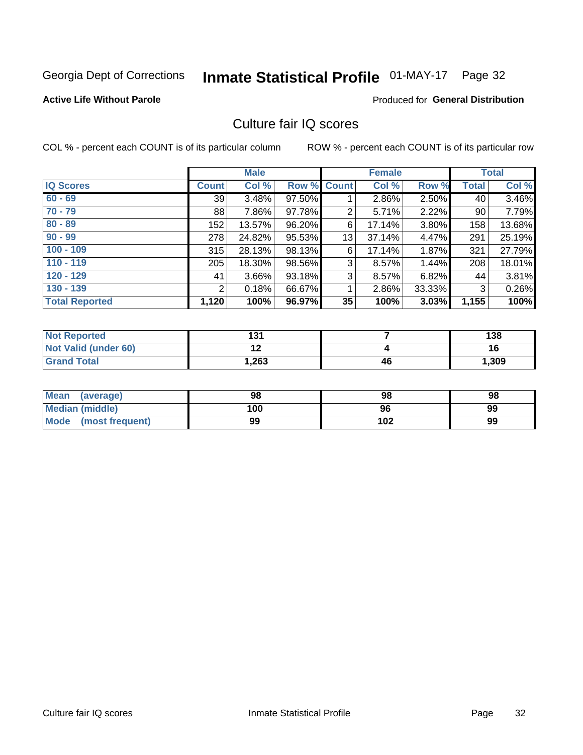Georgia Dept of Corrections **Inmate Statistical Profile** 01-MAY-17 Page 32

**Active Life Without Parole**

Produced for **General Distribution**

## Culture fair IQ scores

COL % - percent each COUNT is of its particular column    ROW % - percent each COUNT is of its particular row

| | Male | | | Female | | | Total | |
|---|---|---|---|---|---|---|---|---|
| **IQ Scores** | **Count** | **Col %** | **Row %** | **Count** | **Col %** | **Row %** | **Total** | **Col %** |
| **60 - 69** | 39 | 3.48% | 97.50% | 1 | 2.86% | 2.50% | 40 | 3.46% |
| **70 - 79** | 88 | 7.86% | 97.78% | 2 | 5.71% | 2.22% | 90 | 7.79% |
| **80 - 89** | 152 | 13.57% | 96.20% | 6 | 17.14% | 3.80% | 158 | 13.68% |
| **90 - 99** | 278 | 24.82% | 95.53% | 13 | 37.14% | 4.47% | 291 | 25.19% |
| **100 - 109** | 315 | 28.13% | 98.13% | 6 | 17.14% | 1.87% | 321 | 27.79% |
| **110 - 119** | 205 | 18.30% | 98.56% | 3 | 8.57% | 1.44% | 208 | 18.01% |
| **120 - 129** | 41 | 3.66% | 93.18% | 3 | 8.57% | 6.82% | 44 | 3.81% |
| **130 - 139** | 2 | 0.18% | 66.67% | 1 | 2.86% | 33.33% | 3 | 0.26% |
| **Total Reported** | **1,120** | **100%** | **96.97%** | **35** | **100%** | **3.03%** | **1,155** | **100%** |

| | Male | Female | Total |
|---|---|---|---|
| **Not Reported** | **131** | **7** | **138** |
| **Not Valid (under 60)** | **12** | **4** | **16** |
| **Grand Total** | **1,263** | **46** | **1,309** |

| | Male | Female | Total |
|---|---|---|---|
| **Mean (average)** | **98** | **98** | **98** |
| **Median (middle)** | **100** | **96** | **99** |
| **Mode (most frequent)** | **99** | **102** | **99** |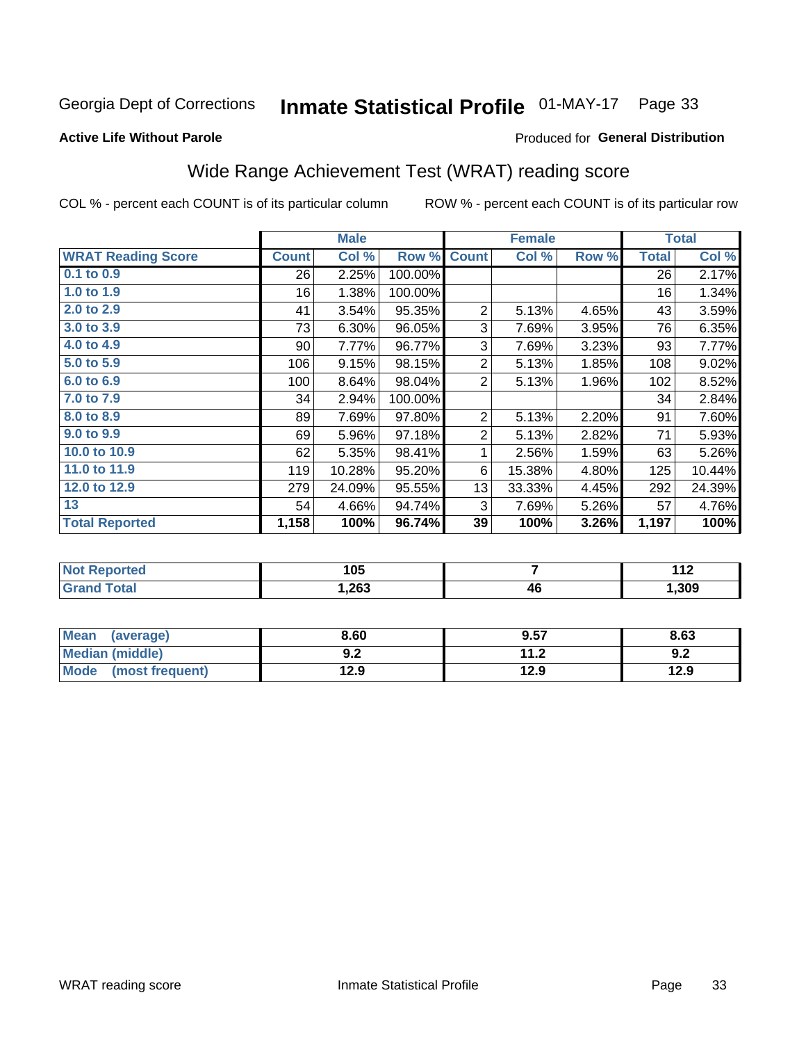Georgia Dept of Corrections **Inmate Statistical Profile** 01-MAY-17 Page 33

**Active Life Without Parole**

Produced for **General Distribution**

## Wide Range Achievement Test (WRAT) reading score

COL % - percent each COUNT is of its particular column ROW % - percent each COUNT is of its particular row

| | Male | | | Female | | | Total | |
|---|---|---|---|---|---|---|---|---|
| **WRAT Reading Score** | **Count** | **Col %** | **Row %** | **Count** | **Col %** | **Row %** | **Total** | **Col %** |
| 0.1 to 0.9 | 26 | 2.25% | 100.00% | | | | 26 | 2.17% |
| 1.0 to 1.9 | 16 | 1.38% | 100.00% | | | | 16 | 1.34% |
| 2.0 to 2.9 | 41 | 3.54% | 95.35% | 2 | 5.13% | 4.65% | 43 | 3.59% |
| 3.0 to 3.9 | 73 | 6.30% | 96.05% | 3 | 7.69% | 3.95% | 76 | 6.35% |
| 4.0 to 4.9 | 90 | 7.77% | 96.77% | 3 | 7.69% | 3.23% | 93 | 7.77% |
| 5.0 to 5.9 | 106 | 9.15% | 98.15% | 2 | 5.13% | 1.85% | 108 | 9.02% |
| 6.0 to 6.9 | 100 | 8.64% | 98.04% | 2 | 5.13% | 1.96% | 102 | 8.52% |
| 7.0 to 7.9 | 34 | 2.94% | 100.00% | | | | 34 | 2.84% |
| 8.0 to 8.9 | 89 | 7.69% | 97.80% | 2 | 5.13% | 2.20% | 91 | 7.60% |
| 9.0 to 9.9 | 69 | 5.96% | 97.18% | 2 | 5.13% | 2.82% | 71 | 5.93% |
| 10.0 to 10.9 | 62 | 5.35% | 98.41% | 1 | 2.56% | 1.59% | 63 | 5.26% |
| 11.0 to 11.9 | 119 | 10.28% | 95.20% | 6 | 15.38% | 4.80% | 125 | 10.44% |
| 12.0 to 12.9 | 279 | 24.09% | 95.55% | 13 | 33.33% | 4.45% | 292 | 24.39% |
| 13 | 54 | 4.66% | 94.74% | 3 | 7.69% | 5.26% | 57 | 4.76% |
| **Total Reported** | **1,158** | **100%** | **96.74%** | **39** | **100%** | **3.26%** | **1,197** | **100%** |

| | Male | Female | Total |
|---|---|---|---|
| Not Reported | 105 | 7 | 112 |
| Grand Total | 1,263 | 46 | 1,309 |

| | Male | Female | Total |
|---|---|---|---|
| Mean (average) | 8.60 | 9.57 | 8.63 |
| Median (middle) | 9.2 | 11.2 | 9.2 |
| Mode (most frequent) | 12.9 | 12.9 | 12.9 |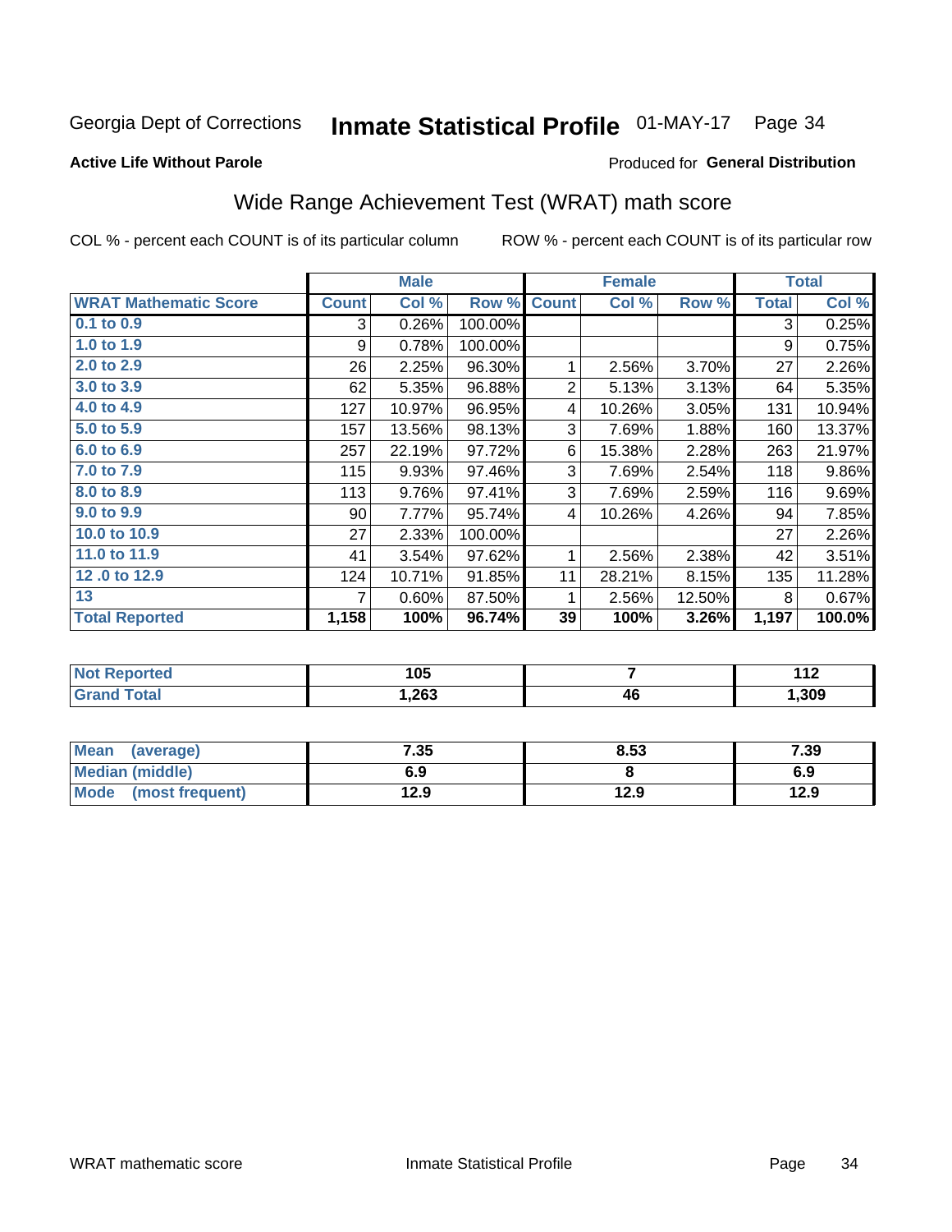Georgia Dept of Corrections **Inmate Statistical Profile** 01-MAY-17

**Active Life Without Parole**

Produced for **General Distribution**

## Wide Range Achievement Test (WRAT) math score

COL % - percent each COUNT is of its particular column ROW % - percent each COUNT is of its particular row

| | Male | | | Female | | | Total | |
|---|---|---|---|---|---|---|---|---|
| **WRAT Mathematic Score** | **Count** | **Col %** | **Row %** | **Count** | **Col %** | **Row %** | **Total** | **Col %** |
| 0.1 to 0.9 | 3 | 0.26% | 100.00% | | | | 3 | 0.25% |
| 1.0 to 1.9 | 9 | 0.78% | 100.00% | | | | 9 | 0.75% |
| 2.0 to 2.9 | 26 | 2.25% | 96.30% | 1 | 2.56% | 3.70% | 27 | 2.26% |
| 3.0 to 3.9 | 62 | 5.35% | 96.88% | 2 | 5.13% | 3.13% | 64 | 5.35% |
| 4.0 to 4.9 | 127 | 10.97% | 96.95% | 4 | 10.26% | 3.05% | 131 | 10.94% |
| 5.0 to 5.9 | 157 | 13.56% | 98.13% | 3 | 7.69% | 1.88% | 160 | 13.37% |
| 6.0 to 6.9 | 257 | 22.19% | 97.72% | 6 | 15.38% | 2.28% | 263 | 21.97% |
| 7.0 to 7.9 | 115 | 9.93% | 97.46% | 3 | 7.69% | 2.54% | 118 | 9.86% |
| 8.0 to 8.9 | 113 | 9.76% | 97.41% | 3 | 7.69% | 2.59% | 116 | 9.69% |
| 9.0 to 9.9 | 90 | 7.77% | 95.74% | 4 | 10.26% | 4.26% | 94 | 7.85% |
| 10.0 to 10.9 | 27 | 2.33% | 100.00% | | | | 27 | 2.26% |
| 11.0 to 11.9 | 41 | 3.54% | 97.62% | 1 | 2.56% | 2.38% | 42 | 3.51% |
| 12 .0 to 12.9 | 124 | 10.71% | 91.85% | 11 | 28.21% | 8.15% | 135 | 11.28% |
| 13 | 7 | 0.60% | 87.50% | 1 | 2.56% | 12.50% | 8 | 0.67% |
| **Total Reported** | **1,158** | **100%** | **96.74%** | **39** | **100%** | **3.26%** | **1,197** | **100.0%** |

| | Male | Female | Total |
|---|---|---|---|
| **Not Reported** | **105** | **7** | **112** |
| **Grand Total** | **1,263** | **46** | **1,309** |

| | Male | Female | Total |
|---|---|---|---|
| **Mean (average)** | **7.35** | **8.53** | **7.39** |
| **Median (middle)** | **6.9** | **8** | **6.9** |
| **Mode (most frequent)** | **12.9** | **12.9** | **12.9** |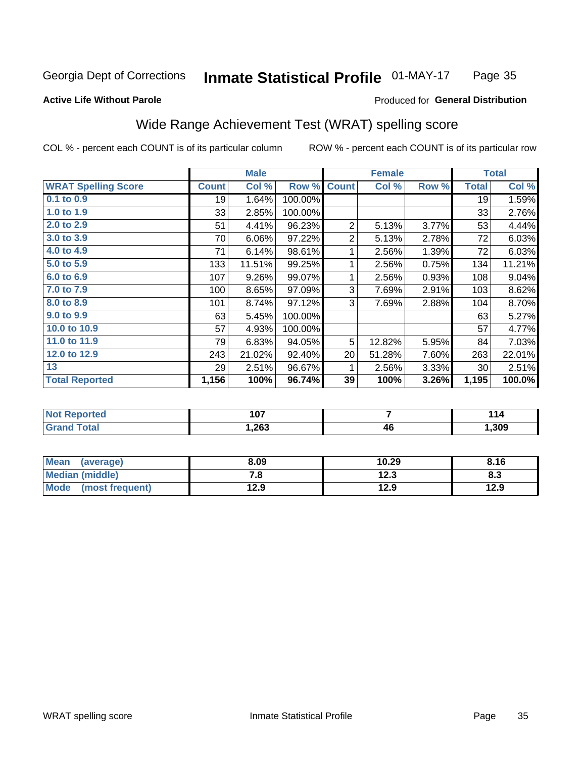Georgia Dept of Corrections **Inmate Statistical Profile** 01-MAY-17

**Active Life Without Parole**

Produced for **General Distribution**

## Wide Range Achievement Test (WRAT) spelling score

COL % - percent each COUNT is of its particular column ROW % - percent each COUNT is of its particular row

| | Male | | | Female | | | Total | |
|---|---|---|---|---|---|---|---|---|
| **WRAT Spelling Score** | **Count** | **Col %** | **Row %** | **Count** | **Col %** | **Row %** | **Total** | **Col %** |
| 0.1 to 0.9 | 19 | 1.64% | 100.00% | | | | 19 | 1.59% |
| 1.0 to 1.9 | 33 | 2.85% | 100.00% | | | | 33 | 2.76% |
| 2.0 to 2.9 | 51 | 4.41% | 96.23% | 2 | 5.13% | 3.77% | 53 | 4.44% |
| 3.0 to 3.9 | 70 | 6.06% | 97.22% | 2 | 5.13% | 2.78% | 72 | 6.03% |
| 4.0 to 4.9 | 71 | 6.14% | 98.61% | 1 | 2.56% | 1.39% | 72 | 6.03% |
| 5.0 to 5.9 | 133 | 11.51% | 99.25% | 1 | 2.56% | 0.75% | 134 | 11.21% |
| 6.0 to 6.9 | 107 | 9.26% | 99.07% | 1 | 2.56% | 0.93% | 108 | 9.04% |
| 7.0 to 7.9 | 100 | 8.65% | 97.09% | 3 | 7.69% | 2.91% | 103 | 8.62% |
| 8.0 to 8.9 | 101 | 8.74% | 97.12% | 3 | 7.69% | 2.88% | 104 | 8.70% |
| 9.0 to 9.9 | 63 | 5.45% | 100.00% | | | | 63 | 5.27% |
| 10.0 to 10.9 | 57 | 4.93% | 100.00% | | | | 57 | 4.77% |
| 11.0 to 11.9 | 79 | 6.83% | 94.05% | 5 | 12.82% | 5.95% | 84 | 7.03% |
| 12.0 to 12.9 | 243 | 21.02% | 92.40% | 20 | 51.28% | 7.60% | 263 | 22.01% |
| 13 | 29 | 2.51% | 96.67% | 1 | 2.56% | 3.33% | 30 | 2.51% |
| **Total Reported** | **1,156** | **100%** | **96.74%** | **39** | **100%** | **3.26%** | **1,195** | **100.0%** |

| | Male | Female | Total |
|---|---|---|---|
| Not Reported | 107 | 7 | 114 |
| Grand Total | 1,263 | 46 | 1,309 |

| | Male | Female | Total |
|---|---|---|---|
| Mean (average) | 8.09 | 10.29 | 8.16 |
| Median (middle) | 7.8 | 12.3 | 8.3 |
| Mode (most frequent) | 12.9 | 12.9 | 12.9 |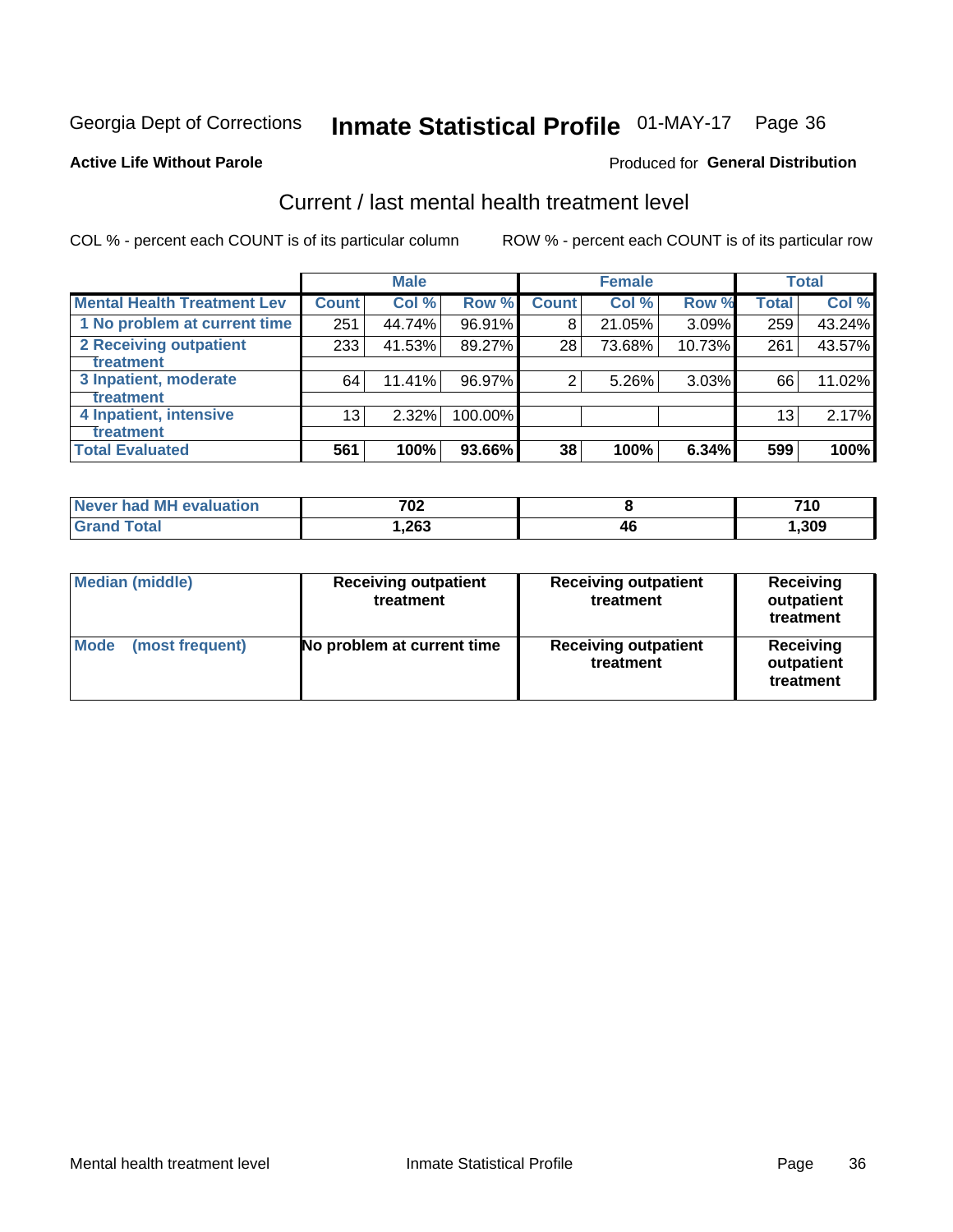Georgia Dept of Corrections **Inmate Statistical Profile** 01-MAY-17 Page 36

**Active Life Without Parole**

Produced for **General Distribution**

## Current / last mental health treatment level

COL % - percent each COUNT is of its particular column

ROW % - percent each COUNT is of its particular row

| | Male | | | Female | | | Total | |
|---|---|---|---|---|---|---|---|---|
| **Mental Health Treatment Lev** | **Count** | **Col %** | **Row %** | **Count** | **Col %** | **Row %** | **Total** | **Col %** |
| 1 No problem at current time | 251 | 44.74% | 96.91% | 8 | 21.05% | 3.09% | 259 | 43.24% |
| 2 Receiving outpatient treatment | 233 | 41.53% | 89.27% | 28 | 73.68% | 10.73% | 261 | 43.57% |
| 3 Inpatient, moderate treatment | 64 | 11.41% | 96.97% | 2 | 5.26% | 3.03% | 66 | 11.02% |
| 4 Inpatient, intensive treatment | 13 | 2.32% | 100.00% | | | | 13 | 2.17% |
| **Total Evaluated** | **561** | **100%** | **93.66%** | **38** | **100%** | **6.34%** | **599** | **100%** |

| | Male | Female | Total |
|---|---|---|---|
| **Never had MH evaluation** | **702** | **8** | **710** |
| **Grand Total** | **1,263** | **46** | **1,309** |

| | Male | Female | Total |
|---|---|---|---|
| **Median (middle)** | **Receiving outpatient treatment** | **Receiving outpatient treatment** | **Receiving outpatient treatment** |
| **Mode (most frequent)** | **No problem at current time** | **Receiving outpatient treatment** | **Receiving outpatient treatment** |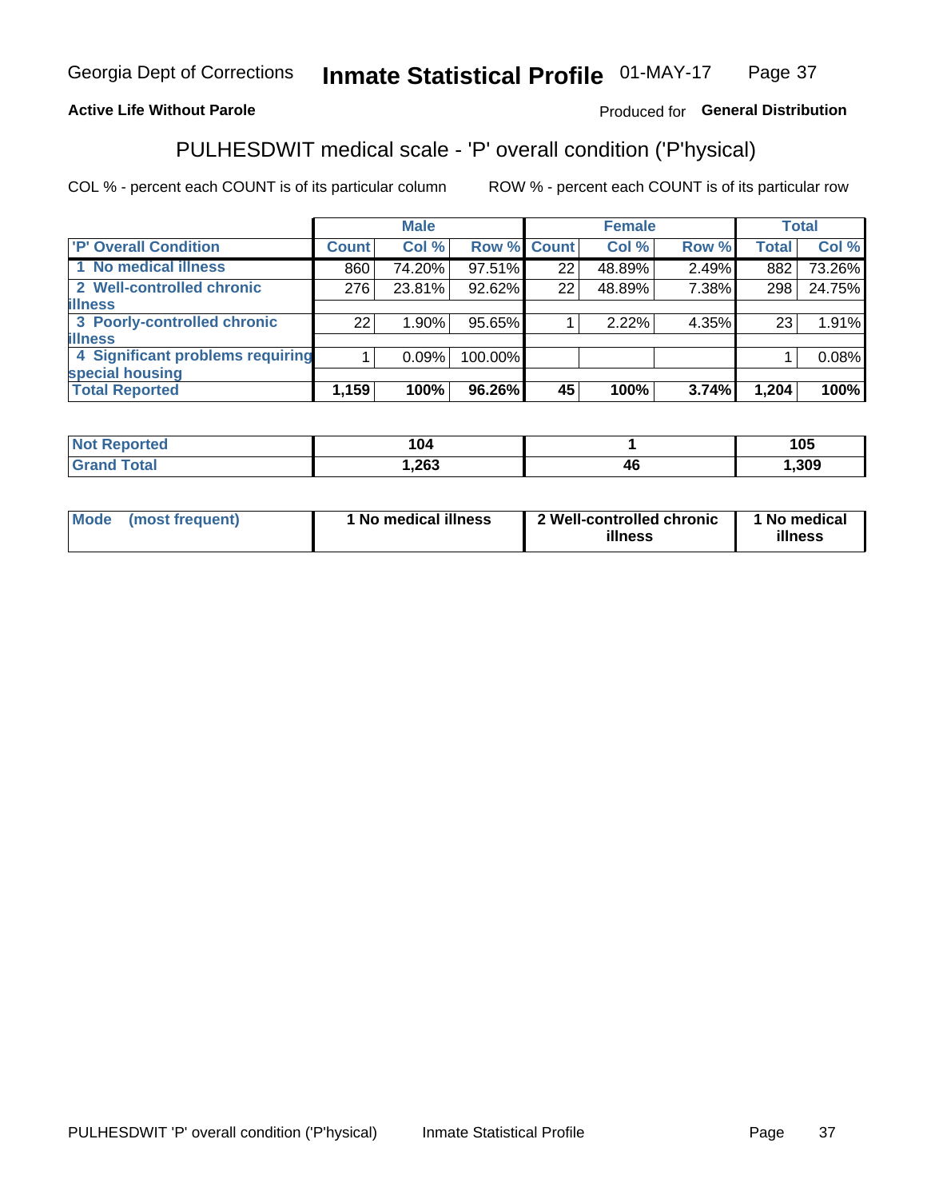**Active Life Without Parole**

Produced for **General Distribution**

## PULHESDWIT medical scale - 'P' overall condition ('P'hysical)

COL % - percent each COUNT is of its particular column

ROW % - percent each COUNT is of its particular row

| | Male | | | Female | | | Total | |
|---|---|---|---|---|---|---|---|---|
| 'P' Overall Condition | Count | Col % | Row % | Count | Col % | Row % | Total | Col % |
| 1 No medical illness | 860 | 74.20% | 97.51% | 22 | 48.89% | 2.49% | 882 | 73.26% |
| 2 Well-controlled chronic illness | 276 | 23.81% | 92.62% | 22 | 48.89% | 7.38% | 298 | 24.75% |
| 3 Poorly-controlled chronic illness | 22 | 1.90% | 95.65% | 1 | 2.22% | 4.35% | 23 | 1.91% |
| 4 Significant problems requiring special housing | 1 | 0.09% | 100.00% | | | | 1 | 0.08% |
| **Total Reported** | **1,159** | **100%** | **96.26%** | **45** | **100%** | **3.74%** | **1,204** | **100%** |

| | Male | Female | Total |
|---|---|---|---|
| Not Reported | 104 | 1 | 105 |
| Grand Total | 1,263 | 46 | 1,309 |

| | Male | Female | Total |
|---|---|---|---|
| Mode (most frequent) | 1 No medical illness | 2 Well-controlled chronic illness | 1 No medical illness |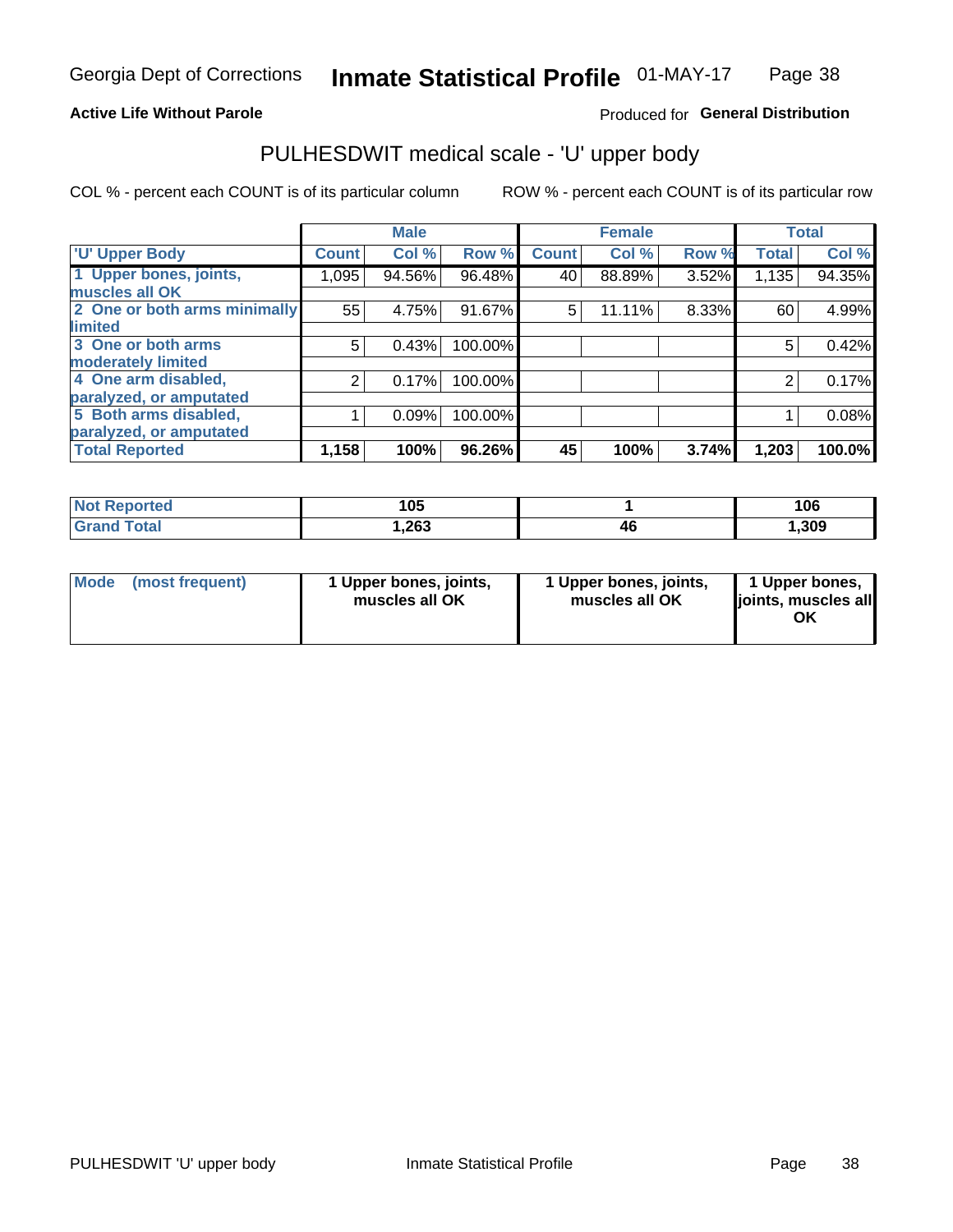Georgia Dept of Corrections **Inmate Statistical Profile** 01-MAY-17

**Active Life Without Parole**

Produced for **General Distribution**

## PULHESDWIT medical scale - 'U' upper body

COL % - percent each COUNT is of its particular column

ROW % - percent each COUNT is of its particular row

| | Male | | | Female | | | Total | |
|---|---|---|---|---|---|---|---|---|
| 'U' Upper Body | Count | Col % | Row % | Count | Col % | Row % | Total | Col % |
| 1 Upper bones, joints, muscles all OK | 1,095 | 94.56% | 96.48% | 40 | 88.89% | 3.52% | 1,135 | 94.35% |
| 2 One or both arms minimally limited | 55 | 4.75% | 91.67% | 5 | 11.11% | 8.33% | 60 | 4.99% |
| 3 One or both arms moderately limited | 5 | 0.43% | 100.00% | | | | 5 | 0.42% |
| 4 One arm disabled, paralyzed, or amputated | 2 | 0.17% | 100.00% | | | | 2 | 0.17% |
| 5 Both arms disabled, paralyzed, or amputated | 1 | 0.09% | 100.00% | | | | 1 | 0.08% |
| **Total Reported** | **1,158** | **100%** | **96.26%** | **45** | **100%** | **3.74%** | **1,203** | **100.0%** |

| | Male | Female | Total |
|---|---|---|---|
| Not Reported | 105 | 1 | 106 |
| Grand Total | 1,263 | 46 | 1,309 |

| | Male | Female | Total |
|---|---|---|---|
| Mode (most frequent) | 1 Upper bones, joints, muscles all OK | 1 Upper bones, joints, muscles all OK | 1 Upper bones, joints, muscles all OK |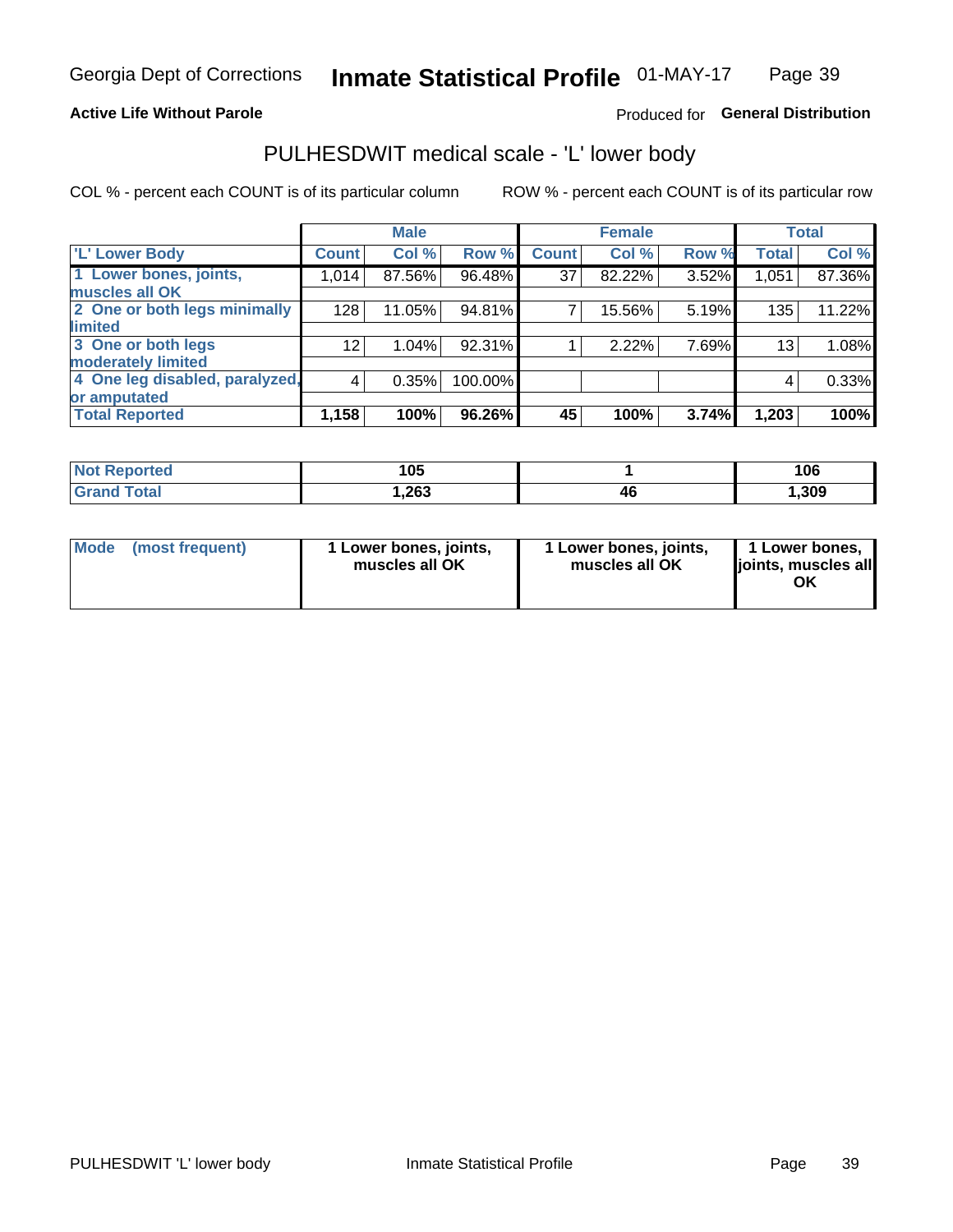**Active Life Without Parole**

Produced for **General Distribution**

## PULHESDWIT medical scale - 'L' lower body

COL % - percent each COUNT is of its particular column

ROW % - percent each COUNT is of its particular row

| | Male | | | Female | | | Total | |
|---|---|---|---|---|---|---|---|---|
| 'L' Lower Body | Count | Col % | Row % | Count | Col % | Row % | Total | Col % |
| 1 Lower bones, joints, muscles all OK | 1,014 | 87.56% | 96.48% | 37 | 82.22% | 3.52% | 1,051 | 87.36% |
| 2 One or both legs minimally limited | 128 | 11.05% | 94.81% | 7 | 15.56% | 5.19% | 135 | 11.22% |
| 3 One or both legs moderately limited | 12 | 1.04% | 92.31% | 1 | 2.22% | 7.69% | 13 | 1.08% |
| 4 One leg disabled, paralyzed, or amputated | 4 | 0.35% | 100.00% | | | | 4 | 0.33% |
| **Total Reported** | **1,158** | **100%** | **96.26%** | **45** | **100%** | **3.74%** | **1,203** | **100%** |

| | Male | Female | Total |
|---|---|---|---|
| Not Reported | 105 | 1 | 106 |
| Grand Total | 1,263 | 46 | 1,309 |

| | Male | Female | Total |
|---|---|---|---|
| Mode (most frequent) | 1 Lower bones, joints, muscles all OK | 1 Lower bones, joints, muscles all OK | 1 Lower bones, joints, muscles all OK |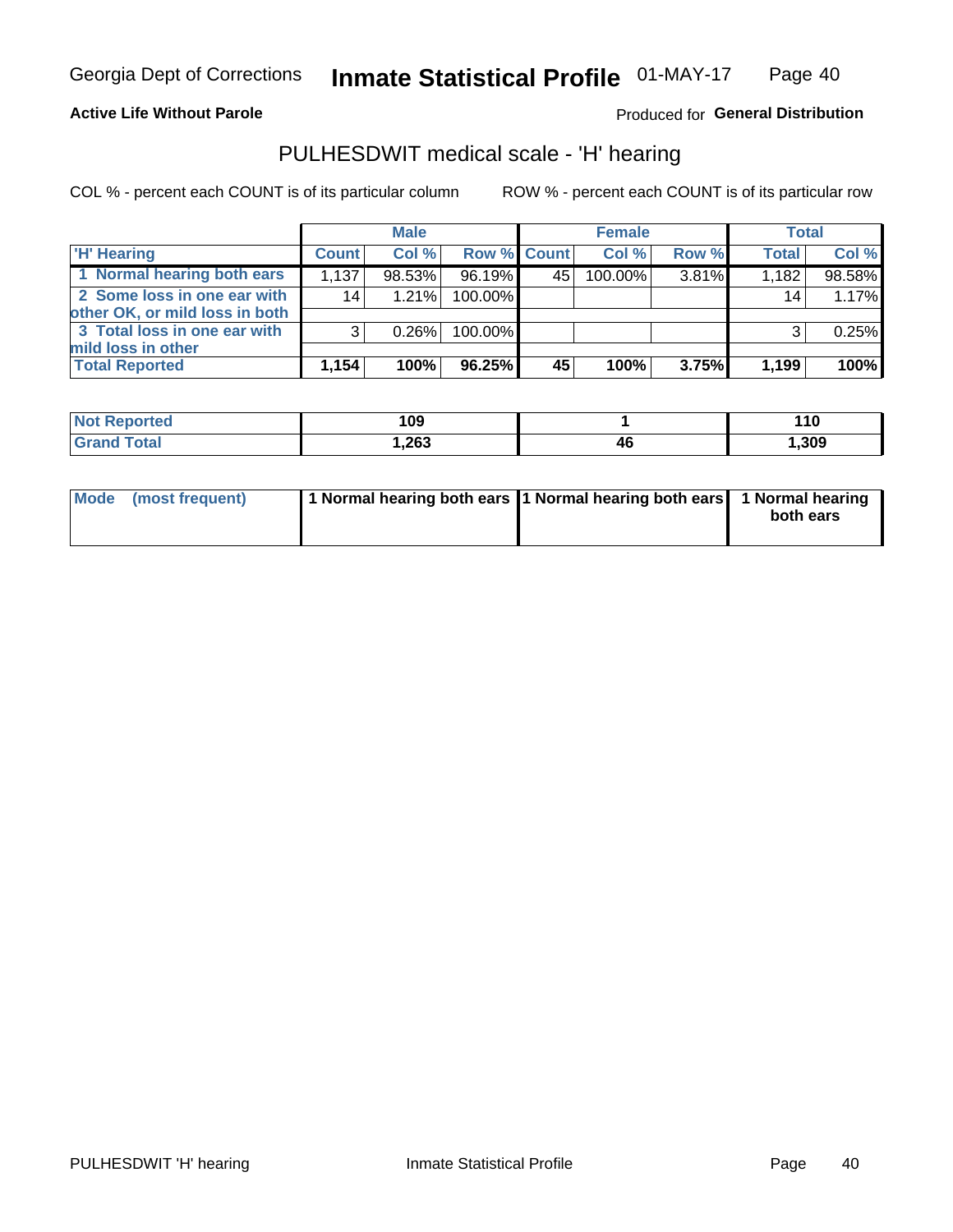Georgia Dept of Corrections **Inmate Statistical Profile** 01-MAY-17

**Active Life Without Parole**

Produced for **General Distribution**

## PULHESDWIT medical scale - 'H' hearing

COL % - percent each COUNT is of its particular column ROW % - percent each COUNT is of its particular row

| | Male | | | Female | | | Total | |
|---|---|---|---|---|---|---|---|---|
| 'H' Hearing | Count | Col % | Row % | Count | Col % | Row % | Total | Col % |
| 1 Normal hearing both ears | 1,137 | 98.53% | 96.19% | 45 | 100.00% | 3.81% | 1,182 | 98.58% |
| 2 Some loss in one ear with other OK, or mild loss in both | 14 | 1.21% | 100.00% | | | | 14 | 1.17% |
| 3 Total loss in one ear with mild loss in other | 3 | 0.26% | 100.00% | | | | 3 | 0.25% |
| **Total Reported** | **1,154** | **100%** | **96.25%** | **45** | **100%** | **3.75%** | **1,199** | **100%** |

| | Male | Female | Total |
|---|---|---|---|
| Not Reported | 109 | 1 | 110 |
| Grand Total | 1,263 | 46 | 1,309 |

| | Male | Female | Total |
|---|---|---|---|
| Mode (most frequent) | 1 Normal hearing both ears | 1 Normal hearing both ears | 1 Normal hearing both ears |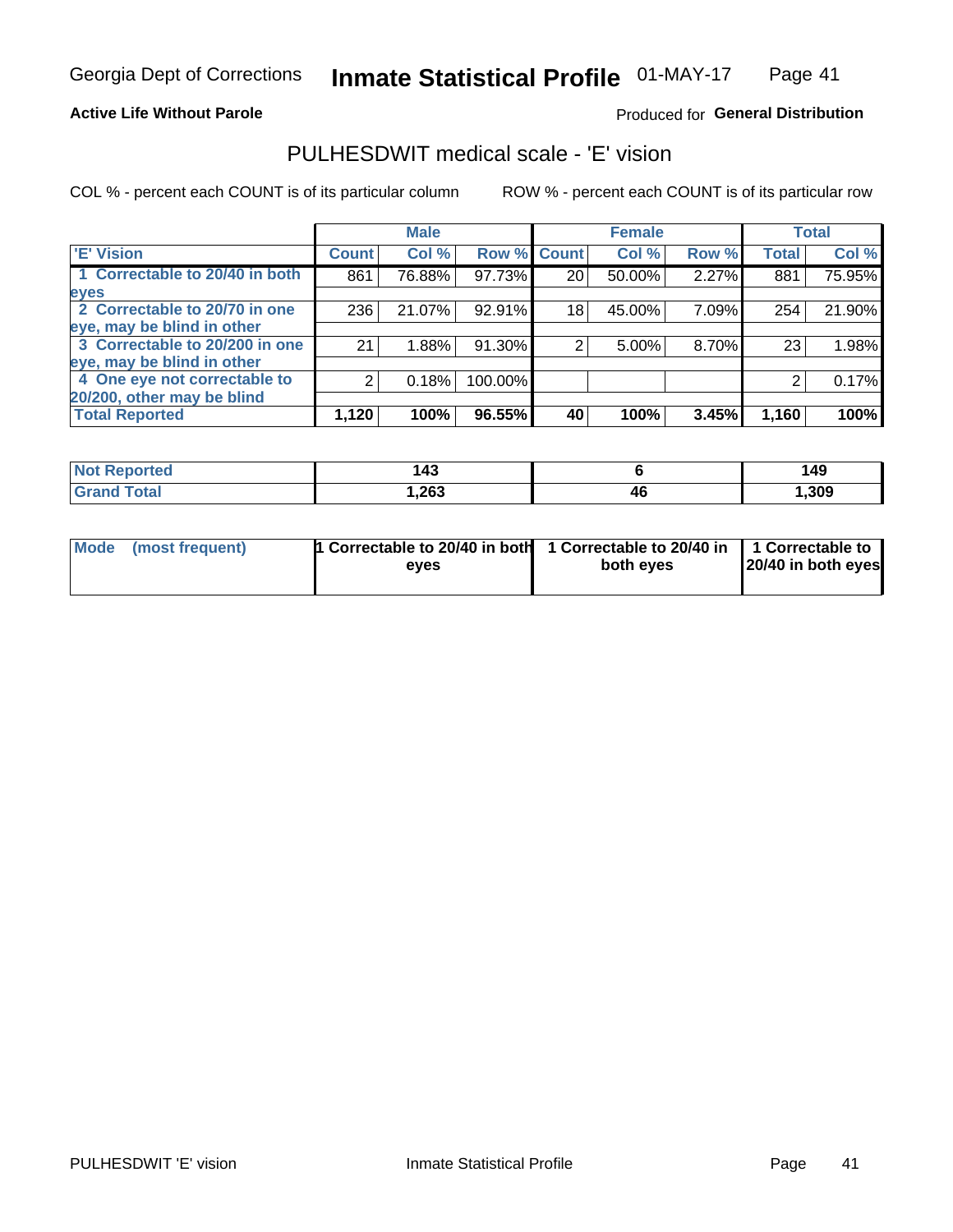Georgia Dept of Corrections **Inmate Statistical Profile** 01-MAY-17

**Active Life Without Parole**

Produced for **General Distribution**

## PULHESDWIT medical scale - 'E' vision

COL % - percent each COUNT is of its particular column

ROW % - percent each COUNT is of its particular row

| | Male | | | Female | | | Total | |
|---|---|---|---|---|---|---|---|---|
| 'E' Vision | Count | Col % | Row % | Count | Col % | Row % | Total | Col % |
| 1 Correctable to 20/40 in both eyes | 861 | 76.88% | 97.73% | 20 | 50.00% | 2.27% | 881 | 75.95% |
| 2 Correctable to 20/70 in one eye, may be blind in other | 236 | 21.07% | 92.91% | 18 | 45.00% | 7.09% | 254 | 21.90% |
| 3 Correctable to 20/200 in one eye, may be blind in other | 21 | 1.88% | 91.30% | 2 | 5.00% | 8.70% | 23 | 1.98% |
| 4 One eye not correctable to 20/200, other may be blind | 2 | 0.18% | 100.00% | | | | 2 | 0.17% |
| **Total Reported** | **1,120** | **100%** | **96.55%** | **40** | **100%** | **3.45%** | **1,160** | **100%** |

| | Male | Female | Total |
|---|---|---|---|
| Not Reported | 143 | 6 | 149 |
| Grand Total | 1,263 | 46 | 1,309 |

| | Male | Female | Total |
|---|---|---|---|
| Mode (most frequent) | 1 Correctable to 20/40 in both eyes | 1 Correctable to 20/40 in both eyes | 1 Correctable to 20/40 in both eyes |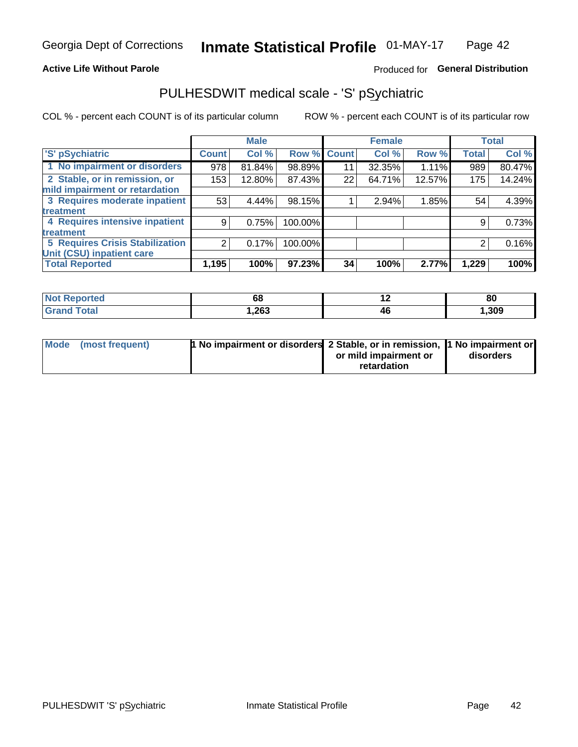**Active Life Without Parole**

Produced for **General Distribution**

## PULHESDWIT medical scale - 'S' pSychiatric

COL % - percent each COUNT is of its particular column

ROW % - percent each COUNT is of its particular row

| | Male | | | Female | | | Total | |
|---|---|---|---|---|---|---|---|---|
| 'S' pSychiatric | Count | Col % | Row % | Count | Col % | Row % | Total | Col % |
| 1 No impairment or disorders | 978 | 81.84% | 98.89% | 11 | 32.35% | 1.11% | 989 | 80.47% |
| 2 Stable, or in remission, or mild impairment or retardation | 153 | 12.80% | 87.43% | 22 | 64.71% | 12.57% | 175 | 14.24% |
| 3 Requires moderate inpatient treatment | 53 | 4.44% | 98.15% | 1 | 2.94% | 1.85% | 54 | 4.39% |
| 4 Requires intensive inpatient treatment | 9 | 0.75% | 100.00% | | | | 9 | 0.73% |
| 5 Requires Crisis Stabilization Unit (CSU) inpatient care | 2 | 0.17% | 100.00% | | | | 2 | 0.16% |
| **Total Reported** | **1,195** | **100%** | **97.23%** | **34** | **100%** | **2.77%** | **1,229** | **100%** |

| | Male | Female | Total |
|---|---|---|---|
| Not Reported | 68 | 12 | 80 |
| Grand Total | 1,263 | 46 | 1,309 |

| | Male | Female | Total |
|---|---|---|---|
| Mode (most frequent) | 1 No impairment or disorders | 2 Stable, or in remission, or mild impairment or retardation | 1 No impairment or disorders |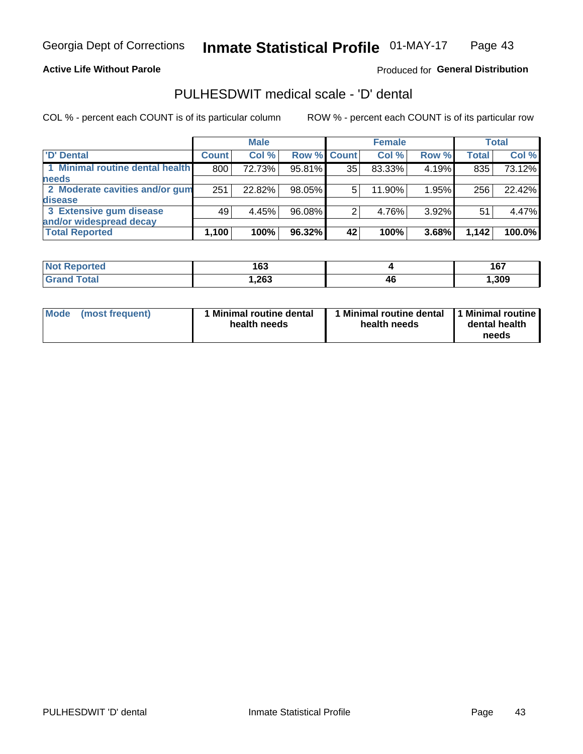Georgia Dept of Corrections **Inmate Statistical Profile** 01-MAY-17

**Active Life Without Parole**

Produced for **General Distribution**

## PULHESDWIT medical scale - 'D' dental

COL % - percent each COUNT is of its particular column ROW % - percent each COUNT is of its particular row

| | Male | | | Female | | | Total | |
|---|---|---|---|---|---|---|---|---|
| 'D' Dental | Count | Col % | Row % | Count | Col % | Row % | Total | Col % |
| 1 Minimal routine dental health needs | 800 | 72.73% | 95.81% | 35 | 83.33% | 4.19% | 835 | 73.12% |
| 2 Moderate cavities and/or gum disease | 251 | 22.82% | 98.05% | 5 | 11.90% | 1.95% | 256 | 22.42% |
| 3 Extensive gum disease and/or widespread decay | 49 | 4.45% | 96.08% | 2 | 4.76% | 3.92% | 51 | 4.47% |
| **Total Reported** | **1,100** | **100%** | **96.32%** | **42** | **100%** | **3.68%** | **1,142** | **100.0%** |

| | Male | Female | Total |
|---|---|---|---|
| Not Reported | 163 | 4 | 167 |
| Grand Total | 1,263 | 46 | 1,309 |

| | Male | Female | Total |
|---|---|---|---|
| Mode (most frequent) | 1 Minimal routine dental health needs | 1 Minimal routine dental health needs | 1 Minimal routine dental health needs |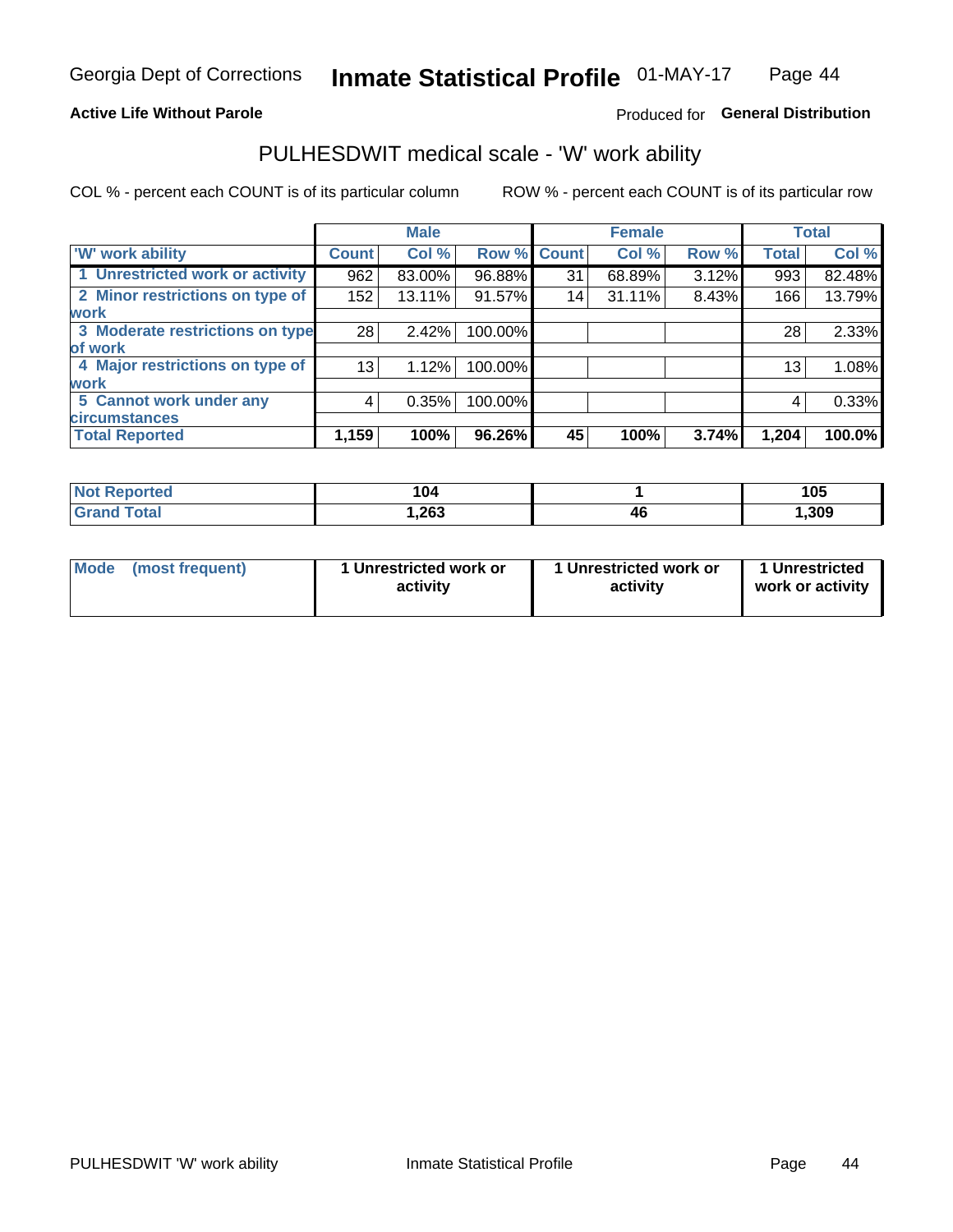Georgia Dept of Corrections **Inmate Statistical Profile** 01-MAY-17

**Active Life Without Parole**

Produced for **General Distribution**

## PULHESDWIT medical scale - 'W' work ability

COL % - percent each COUNT is of its particular column    ROW % - percent each COUNT is of its particular row

| | Male | | | Female | | | Total | |
|---|---|---|---|---|---|---|---|---|
| 'W' work ability | Count | Col % | Row % | Count | Col % | Row % | Total | Col % |
| 1 Unrestricted work or activity | 962 | 83.00% | 96.88% | 31 | 68.89% | 3.12% | 993 | 82.48% |
| 2 Minor restrictions on type of work | 152 | 13.11% | 91.57% | 14 | 31.11% | 8.43% | 166 | 13.79% |
| 3 Moderate restrictions on type of work | 28 | 2.42% | 100.00% | | | | 28 | 2.33% |
| 4 Major restrictions on type of work | 13 | 1.12% | 100.00% | | | | 13 | 1.08% |
| 5 Cannot work under any circumstances | 4 | 0.35% | 100.00% | | | | 4 | 0.33% |
| **Total Reported** | **1,159** | **100%** | **96.26%** | **45** | **100%** | **3.74%** | **1,204** | **100.0%** |

| | Male | Female | Total |
|---|---|---|---|
| Not Reported | 104 | 1 | 105 |
| Grand Total | 1,263 | 46 | 1,309 |

| | Male | Female | Total |
|---|---|---|---|
| Mode (most frequent) | 1 Unrestricted work or activity | 1 Unrestricted work or activity | 1 Unrestricted work or activity |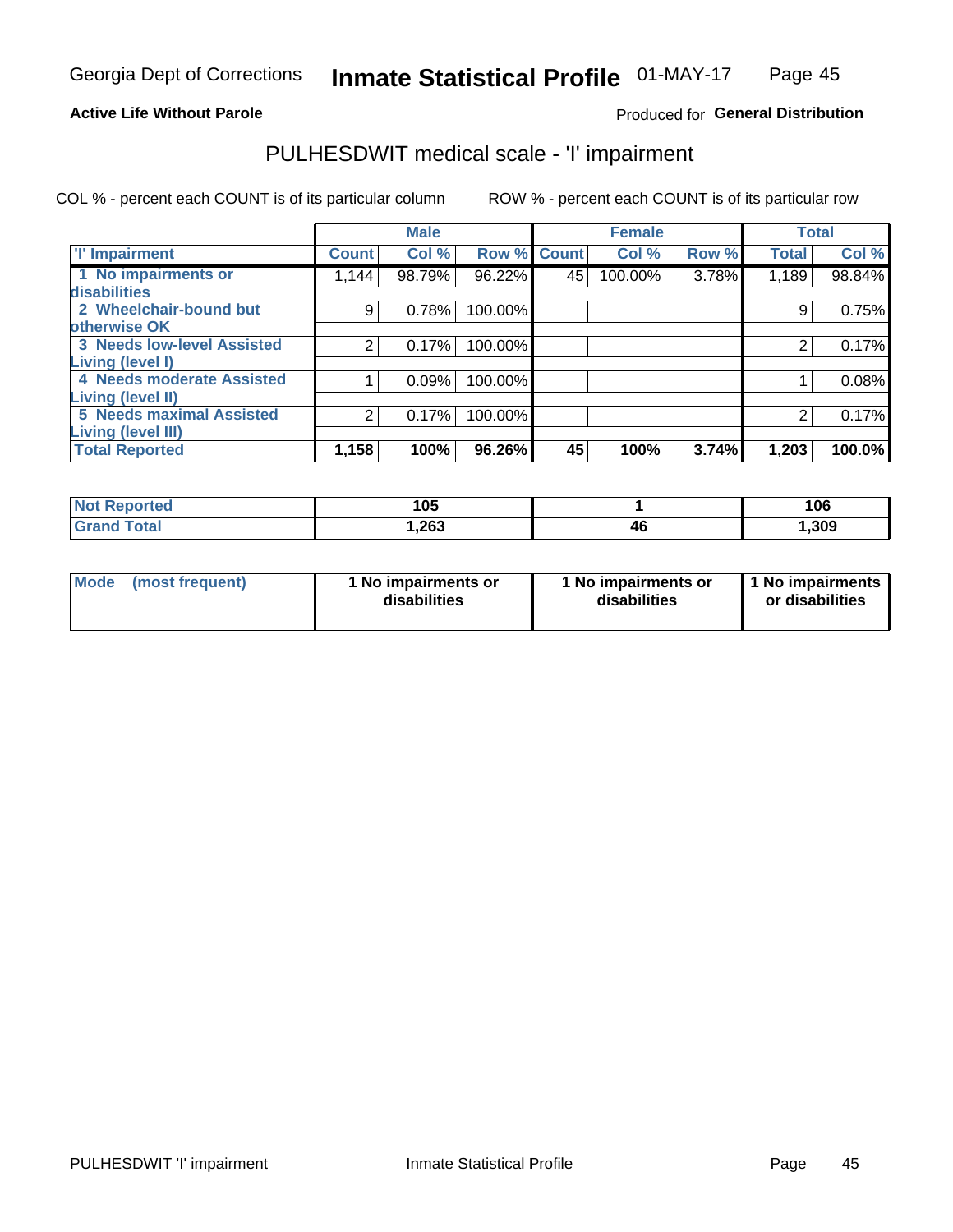**Active Life Without Parole**

Produced for **General Distribution**

## PULHESDWIT medical scale - 'I' impairment

COL % - percent each COUNT is of its particular column

ROW % - percent each COUNT is of its particular row

| | Male | | | Female | | | Total | |
|---|---|---|---|---|---|---|---|---|
| 'I' Impairment | Count | Col % | Row % | Count | Col % | Row % | Total | Col % |
| 1 No impairments or disabilities | 1,144 | 98.79% | 96.22% | 45 | 100.00% | 3.78% | 1,189 | 98.84% |
| 2 Wheelchair-bound but otherwise OK | 9 | 0.78% | 100.00% | | | | 9 | 0.75% |
| 3 Needs low-level Assisted Living (level I) | 2 | 0.17% | 100.00% | | | | 2 | 0.17% |
| 4 Needs moderate Assisted Living (level II) | 1 | 0.09% | 100.00% | | | | 1 | 0.08% |
| 5 Needs maximal Assisted Living (level III) | 2 | 0.17% | 100.00% | | | | 2 | 0.17% |
| **Total Reported** | **1,158** | **100%** | **96.26%** | **45** | **100%** | **3.74%** | **1,203** | **100.0%** |

| | Male | Female | Total |
|---|---|---|---|
| Not Reported | 105 | 1 | 106 |
| Grand Total | 1,263 | 46 | 1,309 |

| | Male | Female | Total |
|---|---|---|---|
| Mode (most frequent) | 1 No impairments or disabilities | 1 No impairments or disabilities | 1 No impairments or disabilities |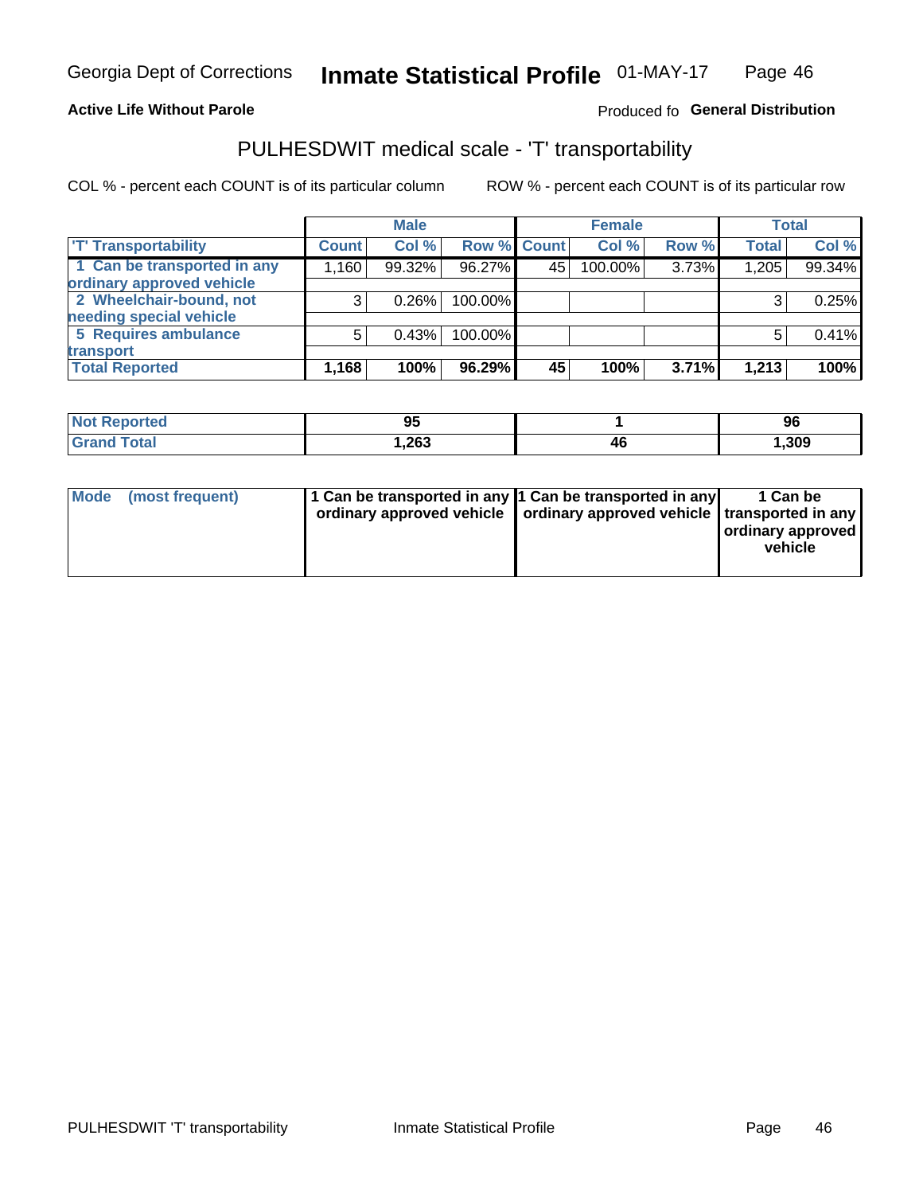Georgia Dept of Corrections **Inmate Statistical Profile** 01-MAY-17

**Active Life Without Parole** Produced fo **General Distribution**

## PULHESDWIT medical scale - 'T' transportability

COL % - percent each COUNT is of its particular column ROW % - percent each COUNT is of its particular row

| | Male | | | Female | | | Total | |
|---|---|---|---|---|---|---|---|---|
| 'T' Transportability | Count | Col % | Row % | Count | Col % | Row % | Total | Col % |
| 1 Can be transported in any ordinary approved vehicle | 1,160 | 99.32% | 96.27% | 45 | 100.00% | 3.73% | 1,205 | 99.34% |
| 2 Wheelchair-bound, not needing special vehicle | 3 | 0.26% | 100.00% | | | | 3 | 0.25% |
| 5 Requires ambulance transport | 5 | 0.43% | 100.00% | | | | 5 | 0.41% |
| **Total Reported** | **1,168** | **100%** | **96.29%** | **45** | **100%** | **3.71%** | **1,213** | **100%** |

| | Male | Female | Total |
|---|---|---|---|
| Not Reported | 95 | 1 | 96 |
| Grand Total | 1,263 | 46 | 1,309 |

| | Male | Female | Total |
|---|---|---|---|
| Mode (most frequent) | 1 Can be transported in any ordinary approved vehicle | 1 Can be transported in any ordinary approved vehicle | 1 Can be transported in any ordinary approved vehicle |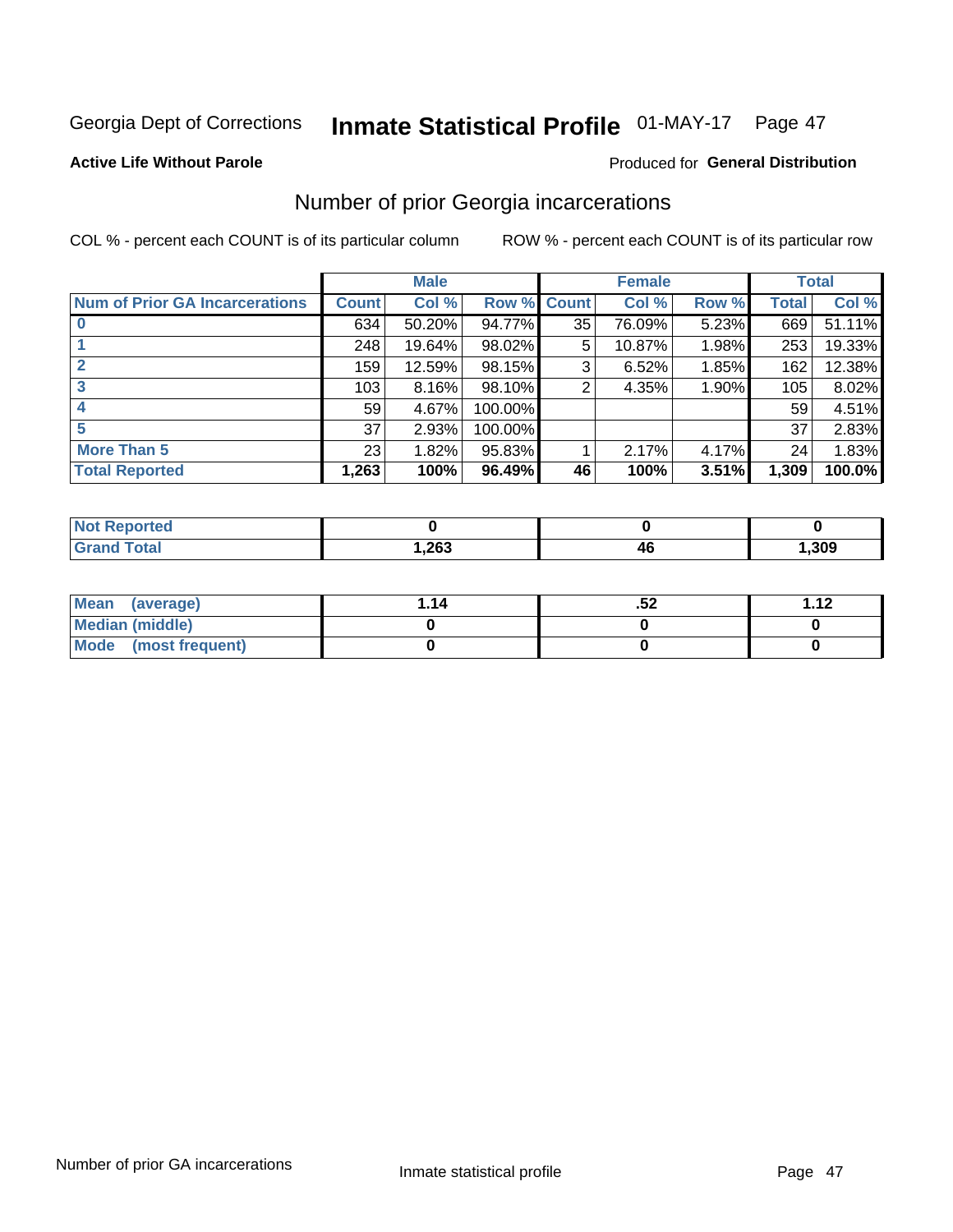Georgia Dept of Corrections **Inmate Statistical Profile** 01-MAY-17 Page 47

**Active Life Without Parole** Produced for **General Distribution**

## Number of prior Georgia incarcerations

COL % - percent each COUNT is of its particular column ROW % - percent each COUNT is of its particular row

| | Male | | | Female | | | Total | |
|---|---|---|---|---|---|---|---|---|
| **Num of Prior GA Incarcerations** | **Count** | **Col %** | **Row %** | **Count** | **Col %** | **Row %** | **Total** | **Col %** |
| **0** | 634 | 50.20% | 94.77% | 35 | 76.09% | 5.23% | 669 | 51.11% |
| **1** | 248 | 19.64% | 98.02% | 5 | 10.87% | 1.98% | 253 | 19.33% |
| **2** | 159 | 12.59% | 98.15% | 3 | 6.52% | 1.85% | 162 | 12.38% |
| **3** | 103 | 8.16% | 98.10% | 2 | 4.35% | 1.90% | 105 | 8.02% |
| **4** | 59 | 4.67% | 100.00% | | | | 59 | 4.51% |
| **5** | 37 | 2.93% | 100.00% | | | | 37 | 2.83% |
| **More Than 5** | 23 | 1.82% | 95.83% | 1 | 2.17% | 4.17% | 24 | 1.83% |
| **Total Reported** | **1,263** | **100%** | **96.49%** | **46** | **100%** | **3.51%** | **1,309** | **100.0%** |

| | Male | Female | Total |
|---|---|---|---|
| **Not Reported** | **0** | **0** | **0** |
| **Grand Total** | **1,263** | **46** | **1,309** |

| | Male | Female | Total |
|---|---|---|---|
| **Mean (average)** | **1.14** | **.52** | **1.12** |
| **Median (middle)** | **0** | **0** | **0** |
| **Mode (most frequent)** | **0** | **0** | **0** |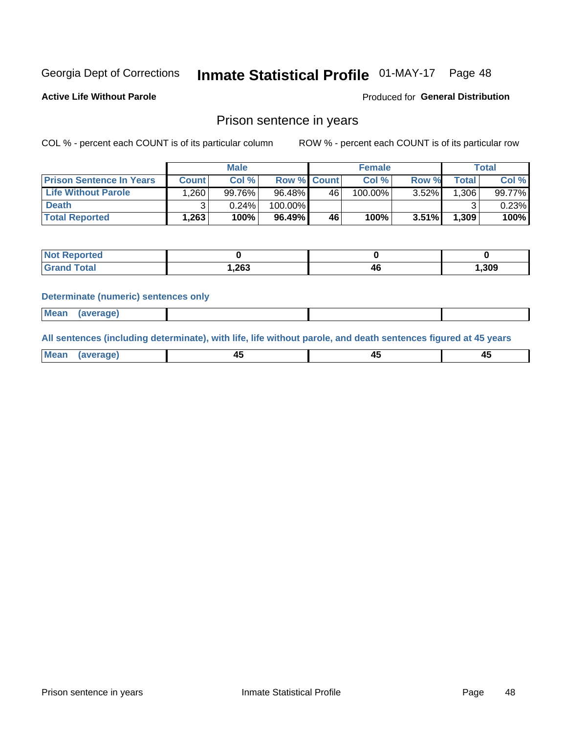Georgia Dept of Corrections **Inmate Statistical Profile** 01-MAY-17 Page 48

**Active Life Without Parole**

Produced for **General Distribution**

## Prison sentence in years

COL % - percent each COUNT is of its particular column

ROW % - percent each COUNT is of its particular row

| | Male | | | Female | | | Total | |
|---|---|---|---|---|---|---|---|---|
| **Prison Sentence In Years** | **Count** | **Col %** | **Row %** | **Count** | **Col %** | **Row %** | **Total** | **Col %** |
| **Life Without Parole** | 1,260 | 99.76% | 96.48% | 46 | 100.00% | 3.52% | 1,306 | 99.77% |
| **Death** | 3 | 0.24% | 100.00% | | | | 3 | 0.23% |
| **Total Reported** | **1,263** | **100%** | **96.49%** | **46** | **100%** | **3.51%** | **1,309** | **100%** |

| | Male | Female | Total |
|---|---|---|---|
| **Not Reported** | **0** | **0** | **0** |
| **Grand Total** | **1,263** | **46** | **1,309** |

**Determinate (numeric) sentences only**

| | Male | Female | Total |
|---|---|---|---|
| **Mean (average)** | | | |

**All sentences (including determinate), with life, life without parole, and death sentences figured at 45 years**

| | Male | Female | Total |
|---|---|---|---|
| **Mean (average)** | **45** | **45** | **45** |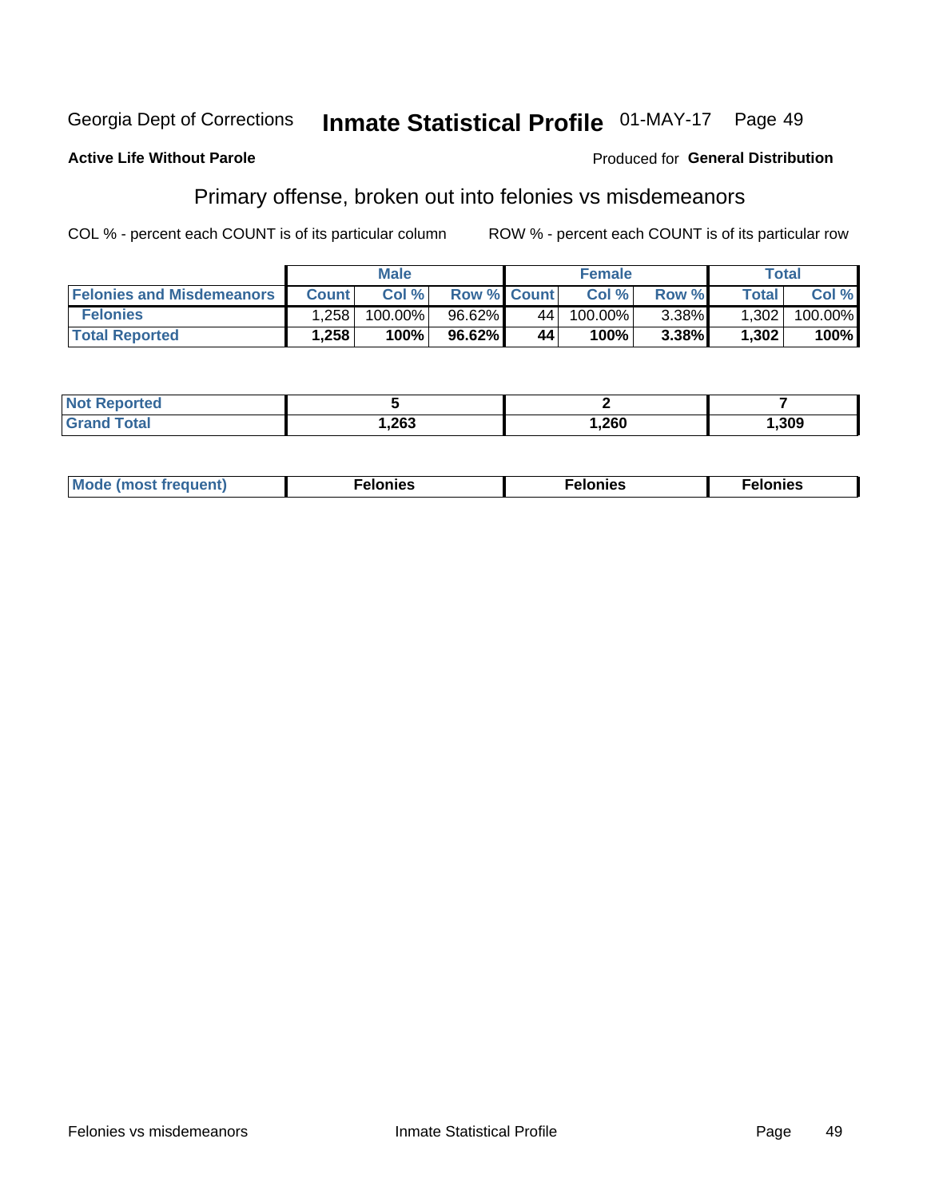Georgia Dept of Corrections **Inmate Statistical Profile** 01-MAY-17

**Active Life Without Parole**

Produced for **General Distribution**

## Primary offense, broken out into felonies vs misdemeanors

COL % - percent each COUNT is of its particular column

ROW % - percent each COUNT is of its particular row

| | Male | | | Female | | | Total | |
|---|---|---|---|---|---|---|---|---|
| **Felonies and Misdemeanors** | **Count** | **Col %** | **Row %** | **Count** | **Col %** | **Row %** | **Total** | **Col %** |
| **Felonies** | 1,258 | 100.00% | 96.62% | 44 | 100.00% | 3.38% | 1,302 | 100.00% |
| **Total Reported** | **1,258** | **100%** | **96.62%** | **44** | **100%** | **3.38%** | **1,302** | **100%** |

| | Male | Female | Total |
|---|---|---|---|
| **Not Reported** | **5** | **2** | **7** |
| **Grand Total** | **1,263** | **1,260** | **1,309** |

| | Male | Female | Total |
|---|---|---|---|
| **Mode (most frequent)** | **Felonies** | **Felonies** | **Felonies** |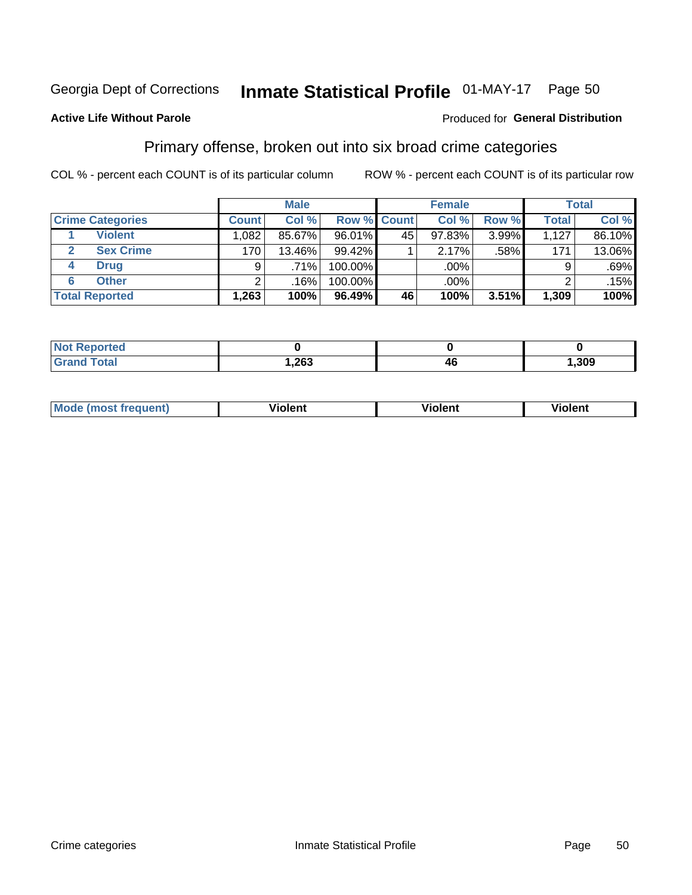Georgia Dept of Corrections **Inmate Statistical Profile** 01-MAY-17 Page 50

**Active Life Without Parole**

Produced for **General Distribution**

## Primary offense, broken out into six broad crime categories

COL % - percent each COUNT is of its particular column ROW % - percent each COUNT is of its particular row

| | | Male | | | Female | | | Total | |
|---|---|---|---|---|---|---|---|---|---|
| **Crime Categories** | | **Count** | **Col %** | **Row %** | **Count** | **Col %** | **Row %** | **Total** | **Col %** |
| 1 | Violent | 1,082 | 85.67% | 96.01% | 45 | 97.83% | 3.99% | 1,127 | 86.10% |
| 2 | Sex Crime | 170 | 13.46% | 99.42% | 1 | 2.17% | .58% | 171 | 13.06% |
| 4 | Drug | 9 | .71% | 100.00% | | .00% | | 9 | .69% |
| 6 | Other | 2 | .16% | 100.00% | | .00% | | 2 | .15% |
| **Total Reported** | | **1,263** | **100%** | **96.49%** | **46** | **100%** | **3.51%** | **1,309** | **100%** |

| | Male | Female | Total |
|---|---|---|---|
| **Not Reported** | **0** | **0** | **0** |
| **Grand Total** | **1,263** | **46** | **1,309** |

| | Male | Female | Total |
|---|---|---|---|
| **Mode (most frequent)** | **Violent** | **Violent** | **Violent** |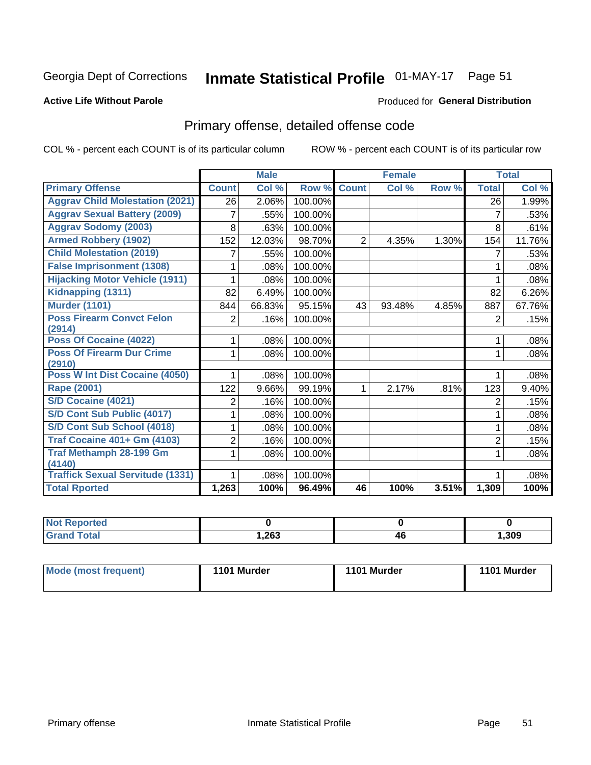Georgia Dept of Corrections **Inmate Statistical Profile** 01-MAY-17

**Active Life Without Parole**

Produced for **General Distribution**

## Primary offense, detailed offense code

COL % - percent each COUNT is of its particular column ROW % - percent each COUNT is of its particular row

| | Male | | | Female | | | Total | |
|---|---|---|---|---|---|---|---|---|
| **Primary Offense** | **Count** | **Col %** | **Row %** | **Count** | **Col %** | **Row %** | **Total** | **Col %** |
| Aggrav Child Molestation (2021) | 26 | 2.06% | 100.00% | | | | 26 | 1.99% |
| Aggrav Sexual Battery (2009) | 7 | .55% | 100.00% | | | | 7 | .53% |
| Aggrav Sodomy (2003) | 8 | .63% | 100.00% | | | | 8 | .61% |
| Armed Robbery (1902) | 152 | 12.03% | 98.70% | 2 | 4.35% | 1.30% | 154 | 11.76% |
| Child Molestation (2019) | 7 | .55% | 100.00% | | | | 7 | .53% |
| False Imprisonment (1308) | 1 | .08% | 100.00% | | | | 1 | .08% |
| Hijacking Motor Vehicle (1911) | 1 | .08% | 100.00% | | | | 1 | .08% |
| Kidnapping (1311) | 82 | 6.49% | 100.00% | | | | 82 | 6.26% |
| Murder (1101) | 844 | 66.83% | 95.15% | 43 | 93.48% | 4.85% | 887 | 67.76% |
| Poss Firearm Convct Felon (2914) | 2 | .16% | 100.00% | | | | 2 | .15% |
| Poss Of Cocaine (4022) | 1 | .08% | 100.00% | | | | 1 | .08% |
| Poss Of Firearm Dur Crime (2910) | 1 | .08% | 100.00% | | | | 1 | .08% |
| Poss W Int Dist Cocaine (4050) | 1 | .08% | 100.00% | | | | 1 | .08% |
| Rape (2001) | 122 | 9.66% | 99.19% | 1 | 2.17% | .81% | 123 | 9.40% |
| S/D Cocaine (4021) | 2 | .16% | 100.00% | | | | 2 | .15% |
| S/D Cont Sub Public (4017) | 1 | .08% | 100.00% | | | | 1 | .08% |
| S/D Cont Sub School (4018) | 1 | .08% | 100.00% | | | | 1 | .08% |
| Traf Cocaine 401+ Gm (4103) | 2 | .16% | 100.00% | | | | 2 | .15% |
| Traf Methamph 28-199 Gm (4140) | 1 | .08% | 100.00% | | | | 1 | .08% |
| Traffick Sexual Servitude (1331) | 1 | .08% | 100.00% | | | | 1 | .08% |
| **Total Rported** | **1,263** | **100%** | **96.49%** | **46** | **100%** | **3.51%** | **1,309** | **100%** |

| | Male | Female | Total |
|---|---|---|---|
| Not Reported | 0 | 0 | 0 |
| Grand Total | 1,263 | 46 | 1,309 |

| | Male | Female | Total |
|---|---|---|---|
| Mode (most frequent) | 1101 Murder | 1101 Murder | 1101 Murder |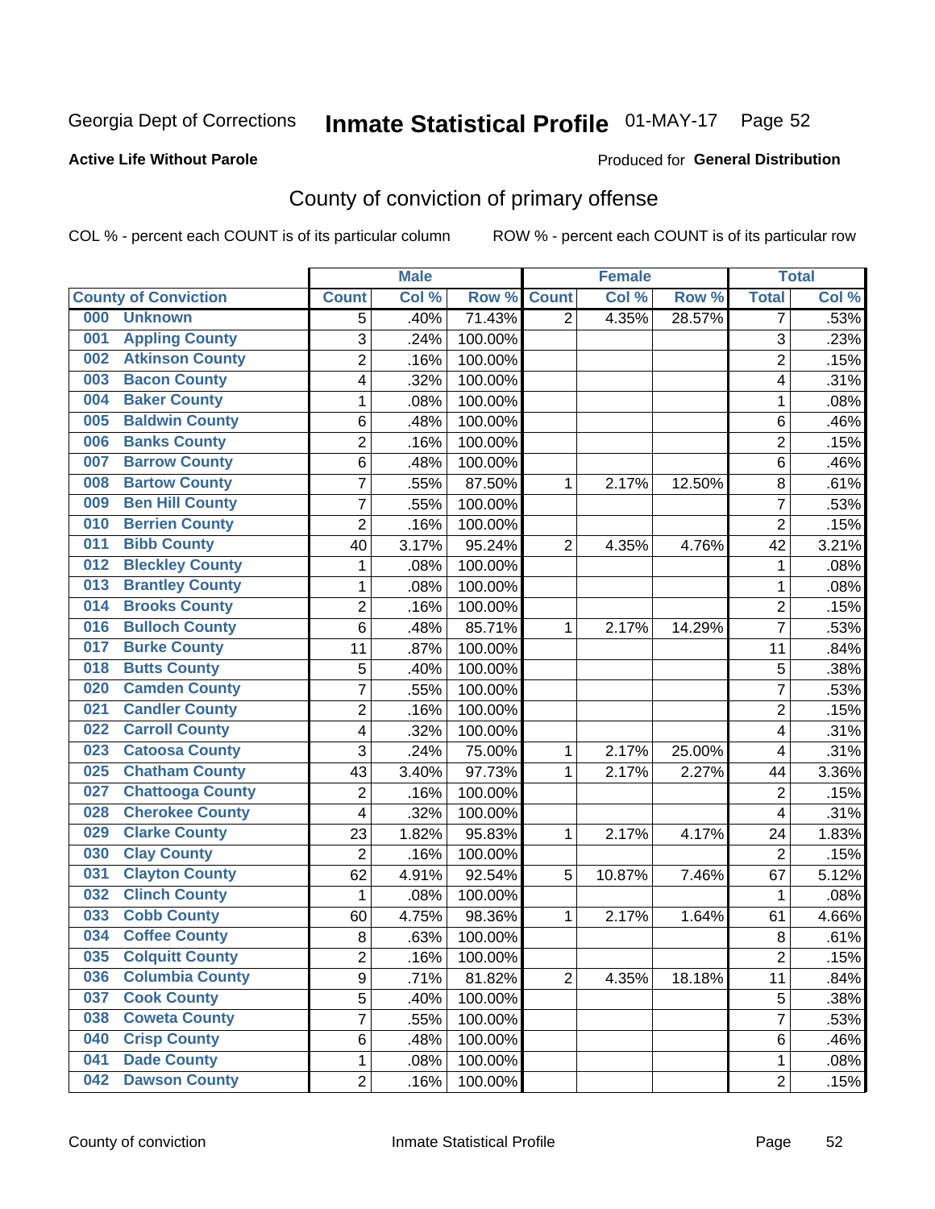Georgia Dept of Corrections **Inmate Statistical Profile** 01-MAY-17 Page 52

**Active Life Without Parole**

Produced for **General Distribution**

## County of conviction of primary offense

COL % - percent each COUNT is of its particular column    ROW % - percent each COUNT is of its particular row

| County of Conviction | Male | | | Female | | | Total | |
|---|---|---|---|---|---|---|---|---|
| | Count | Col % | Row % | Count | Col % | Row % | Total | Col % |
| 000 Unknown | 5 | .40% | 71.43% | 2 | 4.35% | 28.57% | 7 | .53% |
| 001 Appling County | 3 | .24% | 100.00% | | | | 3 | .23% |
| 002 Atkinson County | 2 | .16% | 100.00% | | | | 2 | .15% |
| 003 Bacon County | 4 | .32% | 100.00% | | | | 4 | .31% |
| 004 Baker County | 1 | .08% | 100.00% | | | | 1 | .08% |
| 005 Baldwin County | 6 | .48% | 100.00% | | | | 6 | .46% |
| 006 Banks County | 2 | .16% | 100.00% | | | | 2 | .15% |
| 007 Barrow County | 6 | .48% | 100.00% | | | | 6 | .46% |
| 008 Bartow County | 7 | .55% | 87.50% | 1 | 2.17% | 12.50% | 8 | .61% |
| 009 Ben Hill County | 7 | .55% | 100.00% | | | | 7 | .53% |
| 010 Berrien County | 2 | .16% | 100.00% | | | | 2 | .15% |
| 011 Bibb County | 40 | 3.17% | 95.24% | 2 | 4.35% | 4.76% | 42 | 3.21% |
| 012 Bleckley County | 1 | .08% | 100.00% | | | | 1 | .08% |
| 013 Brantley County | 1 | .08% | 100.00% | | | | 1 | .08% |
| 014 Brooks County | 2 | .16% | 100.00% | | | | 2 | .15% |
| 016 Bulloch County | 6 | .48% | 85.71% | 1 | 2.17% | 14.29% | 7 | .53% |
| 017 Burke County | 11 | .87% | 100.00% | | | | 11 | .84% |
| 018 Butts County | 5 | .40% | 100.00% | | | | 5 | .38% |
| 020 Camden County | 7 | .55% | 100.00% | | | | 7 | .53% |
| 021 Candler County | 2 | .16% | 100.00% | | | | 2 | .15% |
| 022 Carroll County | 4 | .32% | 100.00% | | | | 4 | .31% |
| 023 Catoosa County | 3 | .24% | 75.00% | 1 | 2.17% | 25.00% | 4 | .31% |
| 025 Chatham County | 43 | 3.40% | 97.73% | 1 | 2.17% | 2.27% | 44 | 3.36% |
| 027 Chattooga County | 2 | .16% | 100.00% | | | | 2 | .15% |
| 028 Cherokee County | 4 | .32% | 100.00% | | | | 4 | .31% |
| 029 Clarke County | 23 | 1.82% | 95.83% | 1 | 2.17% | 4.17% | 24 | 1.83% |
| 030 Clay County | 2 | .16% | 100.00% | | | | 2 | .15% |
| 031 Clayton County | 62 | 4.91% | 92.54% | 5 | 10.87% | 7.46% | 67 | 5.12% |
| 032 Clinch County | 1 | .08% | 100.00% | | | | 1 | .08% |
| 033 Cobb County | 60 | 4.75% | 98.36% | 1 | 2.17% | 1.64% | 61 | 4.66% |
| 034 Coffee County | 8 | .63% | 100.00% | | | | 8 | .61% |
| 035 Colquitt County | 2 | .16% | 100.00% | | | | 2 | .15% |
| 036 Columbia County | 9 | .71% | 81.82% | 2 | 4.35% | 18.18% | 11 | .84% |
| 037 Cook County | 5 | .40% | 100.00% | | | | 5 | .38% |
| 038 Coweta County | 7 | .55% | 100.00% | | | | 7 | .53% |
| 040 Crisp County | 6 | .48% | 100.00% | | | | 6 | .46% |
| 041 Dade County | 1 | .08% | 100.00% | | | | 1 | .08% |
| 042 Dawson County | 2 | .16% | 100.00% | | | | 2 | .15% |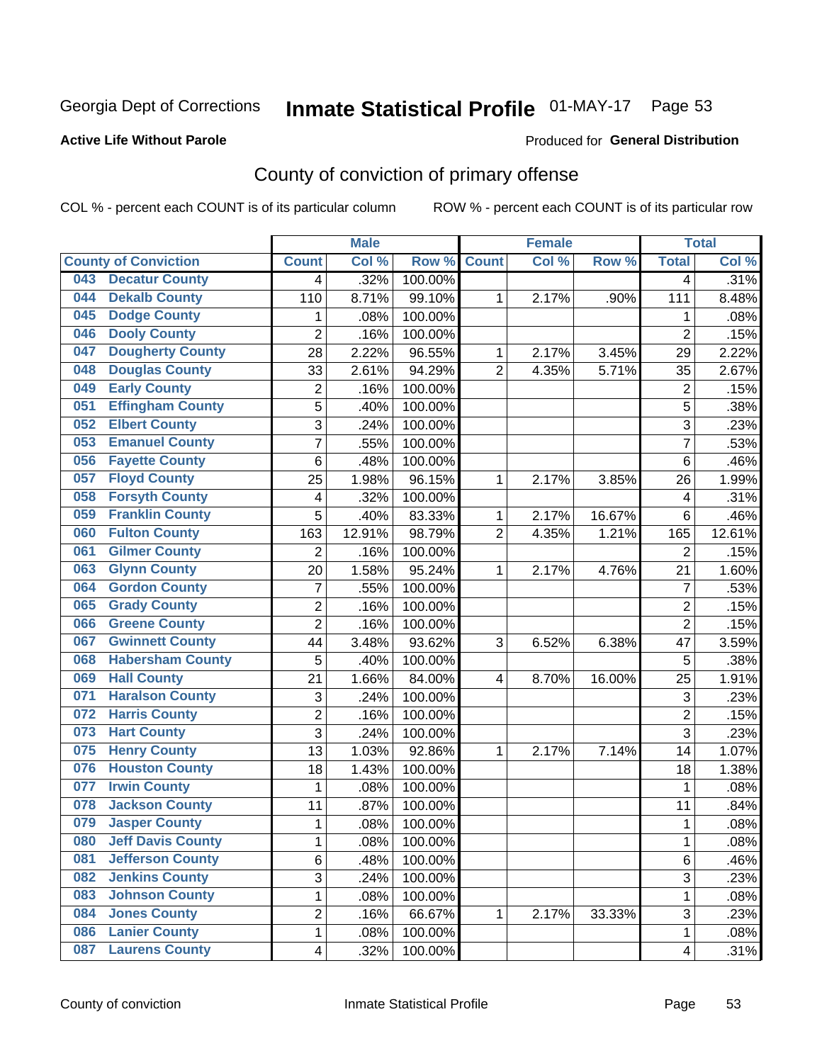Georgia Dept of Corrections **Inmate Statistical Profile** 01-MAY-17 Page 53

**Active Life Without Parole**

Produced for **General Distribution**

## County of conviction of primary offense

COL % - percent each COUNT is of its particular column ROW % - percent each COUNT is of its particular row

| County of Conviction | | Male | | | Female | | | Total | |
|---|---|---|---|---|---|---|---|---|---|
| | | Count | Col % | Row % | Count | Col % | Row % | Total | Col % |
| 043 | Decatur County | 4 | .32% | 100.00% | | | | 4 | .31% |
| 044 | Dekalb County | 110 | 8.71% | 99.10% | 1 | 2.17% | .90% | 111 | 8.48% |
| 045 | Dodge County | 1 | .08% | 100.00% | | | | 1 | .08% |
| 046 | Dooly County | 2 | .16% | 100.00% | | | | 2 | .15% |
| 047 | Dougherty County | 28 | 2.22% | 96.55% | 1 | 2.17% | 3.45% | 29 | 2.22% |
| 048 | Douglas County | 33 | 2.61% | 94.29% | 2 | 4.35% | 5.71% | 35 | 2.67% |
| 049 | Early County | 2 | .16% | 100.00% | | | | 2 | .15% |
| 051 | Effingham County | 5 | .40% | 100.00% | | | | 5 | .38% |
| 052 | Elbert County | 3 | .24% | 100.00% | | | | 3 | .23% |
| 053 | Emanuel County | 7 | .55% | 100.00% | | | | 7 | .53% |
| 056 | Fayette County | 6 | .48% | 100.00% | | | | 6 | .46% |
| 057 | Floyd County | 25 | 1.98% | 96.15% | 1 | 2.17% | 3.85% | 26 | 1.99% |
| 058 | Forsyth County | 4 | .32% | 100.00% | | | | 4 | .31% |
| 059 | Franklin County | 5 | .40% | 83.33% | 1 | 2.17% | 16.67% | 6 | .46% |
| 060 | Fulton County | 163 | 12.91% | 98.79% | 2 | 4.35% | 1.21% | 165 | 12.61% |
| 061 | Gilmer County | 2 | .16% | 100.00% | | | | 2 | .15% |
| 063 | Glynn County | 20 | 1.58% | 95.24% | 1 | 2.17% | 4.76% | 21 | 1.60% |
| 064 | Gordon County | 7 | .55% | 100.00% | | | | 7 | .53% |
| 065 | Grady County | 2 | .16% | 100.00% | | | | 2 | .15% |
| 066 | Greene County | 2 | .16% | 100.00% | | | | 2 | .15% |
| 067 | Gwinnett County | 44 | 3.48% | 93.62% | 3 | 6.52% | 6.38% | 47 | 3.59% |
| 068 | Habersham County | 5 | .40% | 100.00% | | | | 5 | .38% |
| 069 | Hall County | 21 | 1.66% | 84.00% | 4 | 8.70% | 16.00% | 25 | 1.91% |
| 071 | Haralson County | 3 | .24% | 100.00% | | | | 3 | .23% |
| 072 | Harris County | 2 | .16% | 100.00% | | | | 2 | .15% |
| 073 | Hart County | 3 | .24% | 100.00% | | | | 3 | .23% |
| 075 | Henry County | 13 | 1.03% | 92.86% | 1 | 2.17% | 7.14% | 14 | 1.07% |
| 076 | Houston County | 18 | 1.43% | 100.00% | | | | 18 | 1.38% |
| 077 | Irwin County | 1 | .08% | 100.00% | | | | 1 | .08% |
| 078 | Jackson County | 11 | .87% | 100.00% | | | | 11 | .84% |
| 079 | Jasper County | 1 | .08% | 100.00% | | | | 1 | .08% |
| 080 | Jeff Davis County | 1 | .08% | 100.00% | | | | 1 | .08% |
| 081 | Jefferson County | 6 | .48% | 100.00% | | | | 6 | .46% |
| 082 | Jenkins County | 3 | .24% | 100.00% | | | | 3 | .23% |
| 083 | Johnson County | 1 | .08% | 100.00% | | | | 1 | .08% |
| 084 | Jones County | 2 | .16% | 66.67% | 1 | 2.17% | 33.33% | 3 | .23% |
| 086 | Lanier County | 1 | .08% | 100.00% | | | | 1 | .08% |
| 087 | Laurens County | 4 | .32% | 100.00% | | | | 4 | .31% |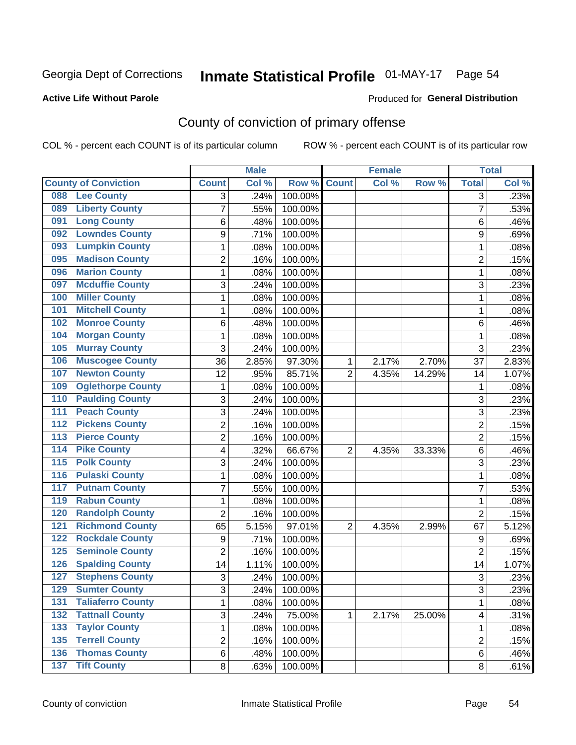Georgia Dept of Corrections **Inmate Statistical Profile** 01-MAY-17

**Active Life Without Parole**

Produced for **General Distribution**

## County of conviction of primary offense

COL % - percent each COUNT is of its particular column ROW % - percent each COUNT is of its particular row

| | | Male | | | Female | | | Total | |
|---|---|---|---|---|---|---|---|---|---|
| **County of Conviction** | | **Count** | **Col %** | **Row %** | **Count** | **Col %** | **Row %** | **Total** | **Col %** |
| 088 | Lee County | 3 | .24% | 100.00% | | | | 3 | .23% |
| 089 | Liberty County | 7 | .55% | 100.00% | | | | 7 | .53% |
| 091 | Long County | 6 | .48% | 100.00% | | | | 6 | .46% |
| 092 | Lowndes County | 9 | .71% | 100.00% | | | | 9 | .69% |
| 093 | Lumpkin County | 1 | .08% | 100.00% | | | | 1 | .08% |
| 095 | Madison County | 2 | .16% | 100.00% | | | | 2 | .15% |
| 096 | Marion County | 1 | .08% | 100.00% | | | | 1 | .08% |
| 097 | Mcduffie County | 3 | .24% | 100.00% | | | | 3 | .23% |
| 100 | Miller County | 1 | .08% | 100.00% | | | | 1 | .08% |
| 101 | Mitchell County | 1 | .08% | 100.00% | | | | 1 | .08% |
| 102 | Monroe County | 6 | .48% | 100.00% | | | | 6 | .46% |
| 104 | Morgan County | 1 | .08% | 100.00% | | | | 1 | .08% |
| 105 | Murray County | 3 | .24% | 100.00% | | | | 3 | .23% |
| 106 | Muscogee County | 36 | 2.85% | 97.30% | 1 | 2.17% | 2.70% | 37 | 2.83% |
| 107 | Newton County | 12 | .95% | 85.71% | 2 | 4.35% | 14.29% | 14 | 1.07% |
| 109 | Oglethorpe County | 1 | .08% | 100.00% | | | | 1 | .08% |
| 110 | Paulding County | 3 | .24% | 100.00% | | | | 3 | .23% |
| 111 | Peach County | 3 | .24% | 100.00% | | | | 3 | .23% |
| 112 | Pickens County | 2 | .16% | 100.00% | | | | 2 | .15% |
| 113 | Pierce County | 2 | .16% | 100.00% | | | | 2 | .15% |
| 114 | Pike County | 4 | .32% | 66.67% | 2 | 4.35% | 33.33% | 6 | .46% |
| 115 | Polk County | 3 | .24% | 100.00% | | | | 3 | .23% |
| 116 | Pulaski County | 1 | .08% | 100.00% | | | | 1 | .08% |
| 117 | Putnam County | 7 | .55% | 100.00% | | | | 7 | .53% |
| 119 | Rabun County | 1 | .08% | 100.00% | | | | 1 | .08% |
| 120 | Randolph County | 2 | .16% | 100.00% | | | | 2 | .15% |
| 121 | Richmond County | 65 | 5.15% | 97.01% | 2 | 4.35% | 2.99% | 67 | 5.12% |
| 122 | Rockdale County | 9 | .71% | 100.00% | | | | 9 | .69% |
| 125 | Seminole County | 2 | .16% | 100.00% | | | | 2 | .15% |
| 126 | Spalding County | 14 | 1.11% | 100.00% | | | | 14 | 1.07% |
| 127 | Stephens County | 3 | .24% | 100.00% | | | | 3 | .23% |
| 129 | Sumter County | 3 | .24% | 100.00% | | | | 3 | .23% |
| 131 | Taliaferro County | 1 | .08% | 100.00% | | | | 1 | .08% |
| 132 | Tattnall County | 3 | .24% | 75.00% | 1 | 2.17% | 25.00% | 4 | .31% |
| 133 | Taylor County | 1 | .08% | 100.00% | | | | 1 | .08% |
| 135 | Terrell County | 2 | .16% | 100.00% | | | | 2 | .15% |
| 136 | Thomas County | 6 | .48% | 100.00% | | | | 6 | .46% |
| 137 | Tift County | 8 | .63% | 100.00% | | | | 8 | .61% |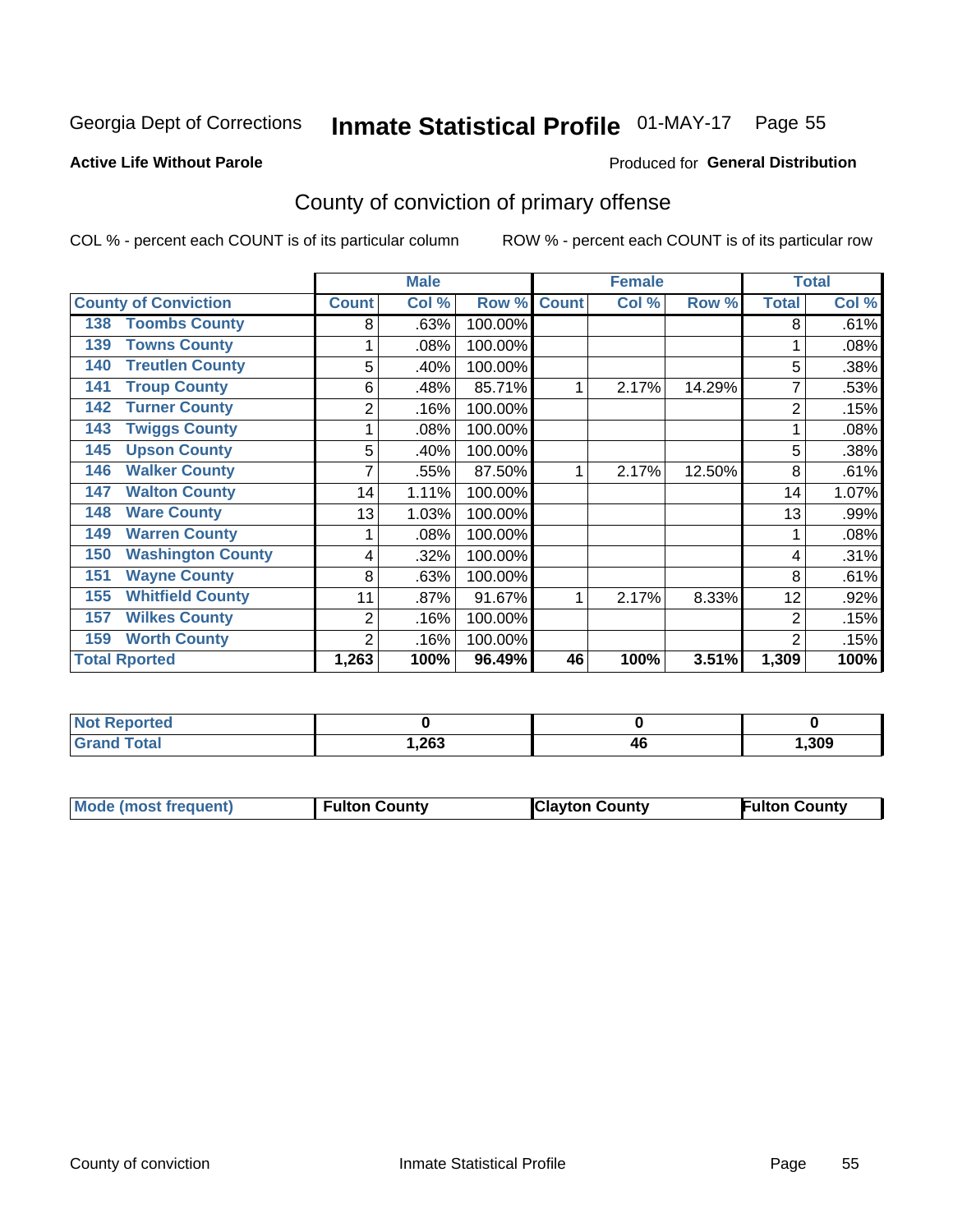Georgia Dept of Corrections **Inmate Statistical Profile** 01-MAY-17 Page 55

**Active Life Without Parole**

Produced for **General Distribution**

## County of conviction of primary offense

COL % - percent each COUNT is of its particular column    ROW % - percent each COUNT is of its particular row

| County of Conviction | Male | | | Female | | | Total | |
|---|---|---|---|---|---|---|---|---|
| | Count | Col % | Row % | Count | Col % | Row % | Total | Col % |
| 138 Toombs County | 8 | .63% | 100.00% | | | | 8 | .61% |
| 139 Towns County | 1 | .08% | 100.00% | | | | 1 | .08% |
| 140 Treutlen County | 5 | .40% | 100.00% | | | | 5 | .38% |
| 141 Troup County | 6 | .48% | 85.71% | 1 | 2.17% | 14.29% | 7 | .53% |
| 142 Turner County | 2 | .16% | 100.00% | | | | 2 | .15% |
| 143 Twiggs County | 1 | .08% | 100.00% | | | | 1 | .08% |
| 145 Upson County | 5 | .40% | 100.00% | | | | 5 | .38% |
| 146 Walker County | 7 | .55% | 87.50% | 1 | 2.17% | 12.50% | 8 | .61% |
| 147 Walton County | 14 | 1.11% | 100.00% | | | | 14 | 1.07% |
| 148 Ware County | 13 | 1.03% | 100.00% | | | | 13 | .99% |
| 149 Warren County | 1 | .08% | 100.00% | | | | 1 | .08% |
| 150 Washington County | 4 | .32% | 100.00% | | | | 4 | .31% |
| 151 Wayne County | 8 | .63% | 100.00% | | | | 8 | .61% |
| 155 Whitfield County | 11 | .87% | 91.67% | 1 | 2.17% | 8.33% | 12 | .92% |
| 157 Wilkes County | 2 | .16% | 100.00% | | | | 2 | .15% |
| 159 Worth County | 2 | .16% | 100.00% | | | | 2 | .15% |
| **Total Rported** | **1,263** | **100%** | **96.49%** | **46** | **100%** | **3.51%** | **1,309** | **100%** |

| | Male | Female | Total |
|---|---|---|---|
| Not Reported | **0** | **0** | **0** |
| Grand Total | **1,263** | **46** | **1,309** |

| Mode (most frequent) | Fulton County | Clayton County | Fulton County |
|---|---|---|---|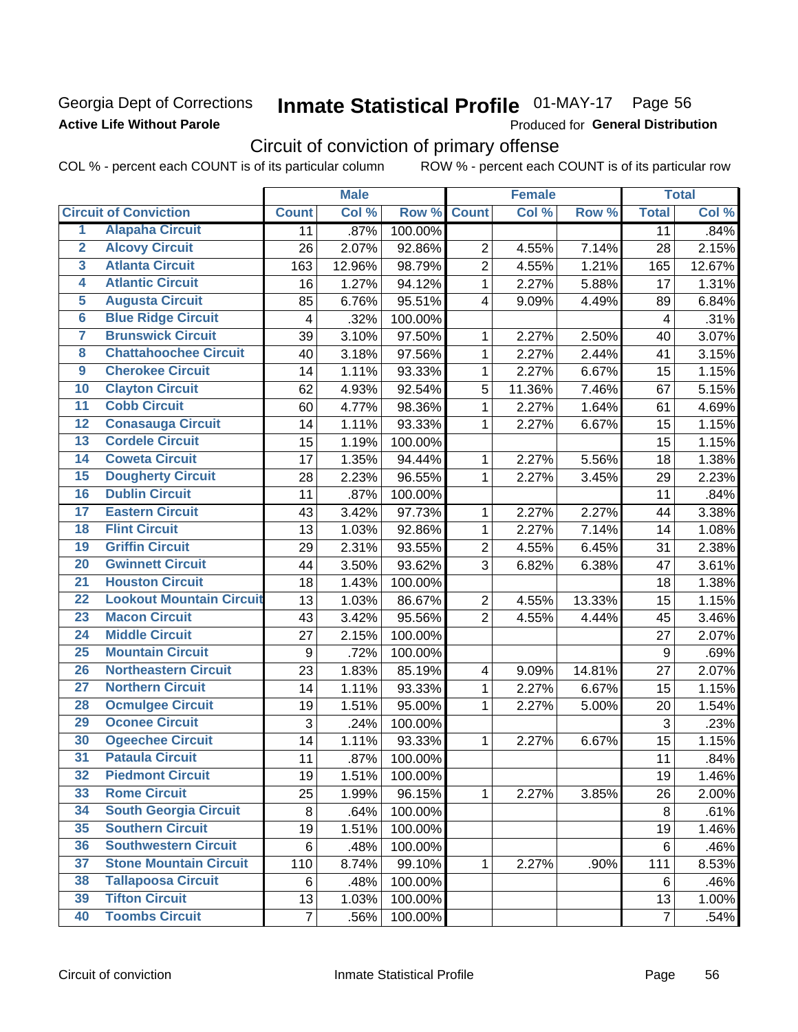Georgia Dept of Corrections
**Active Life Without Parole**

# Inmate Statistical Profile 01-MAY-17 Page 56

Produced for **General Distribution**

## Circuit of conviction of primary offense

COL % - percent each COUNT is of its particular column ROW % - percent each COUNT is of its particular row

| | | Male | | | Female | | | Total | |
|---|---|---|---|---|---|---|---|---|---|
| Circuit of Conviction | | Count | Col % | Row % | Count | Col % | Row % | Total | Col % |
| 1 | Alapaha Circuit | 11 | .87% | 100.00% | | | | 11 | .84% |
| 2 | Alcovy Circuit | 26 | 2.07% | 92.86% | 2 | 4.55% | 7.14% | 28 | 2.15% |
| 3 | Atlanta Circuit | 163 | 12.96% | 98.79% | 2 | 4.55% | 1.21% | 165 | 12.67% |
| 4 | Atlantic Circuit | 16 | 1.27% | 94.12% | 1 | 2.27% | 5.88% | 17 | 1.31% |
| 5 | Augusta Circuit | 85 | 6.76% | 95.51% | 4 | 9.09% | 4.49% | 89 | 6.84% |
| 6 | Blue Ridge Circuit | 4 | .32% | 100.00% | | | | 4 | .31% |
| 7 | Brunswick Circuit | 39 | 3.10% | 97.50% | 1 | 2.27% | 2.50% | 40 | 3.07% |
| 8 | Chattahoochee Circuit | 40 | 3.18% | 97.56% | 1 | 2.27% | 2.44% | 41 | 3.15% |
| 9 | Cherokee Circuit | 14 | 1.11% | 93.33% | 1 | 2.27% | 6.67% | 15 | 1.15% |
| 10 | Clayton Circuit | 62 | 4.93% | 92.54% | 5 | 11.36% | 7.46% | 67 | 5.15% |
| 11 | Cobb Circuit | 60 | 4.77% | 98.36% | 1 | 2.27% | 1.64% | 61 | 4.69% |
| 12 | Conasauga Circuit | 14 | 1.11% | 93.33% | 1 | 2.27% | 6.67% | 15 | 1.15% |
| 13 | Cordele Circuit | 15 | 1.19% | 100.00% | | | | 15 | 1.15% |
| 14 | Coweta Circuit | 17 | 1.35% | 94.44% | 1 | 2.27% | 5.56% | 18 | 1.38% |
| 15 | Dougherty Circuit | 28 | 2.23% | 96.55% | 1 | 2.27% | 3.45% | 29 | 2.23% |
| 16 | Dublin Circuit | 11 | .87% | 100.00% | | | | 11 | .84% |
| 17 | Eastern Circuit | 43 | 3.42% | 97.73% | 1 | 2.27% | 2.27% | 44 | 3.38% |
| 18 | Flint Circuit | 13 | 1.03% | 92.86% | 1 | 2.27% | 7.14% | 14 | 1.08% |
| 19 | Griffin Circuit | 29 | 2.31% | 93.55% | 2 | 4.55% | 6.45% | 31 | 2.38% |
| 20 | Gwinnett Circuit | 44 | 3.50% | 93.62% | 3 | 6.82% | 6.38% | 47 | 3.61% |
| 21 | Houston Circuit | 18 | 1.43% | 100.00% | | | | 18 | 1.38% |
| 22 | Lookout Mountain Circuit | 13 | 1.03% | 86.67% | 2 | 4.55% | 13.33% | 15 | 1.15% |
| 23 | Macon Circuit | 43 | 3.42% | 95.56% | 2 | 4.55% | 4.44% | 45 | 3.46% |
| 24 | Middle Circuit | 27 | 2.15% | 100.00% | | | | 27 | 2.07% |
| 25 | Mountain Circuit | 9 | .72% | 100.00% | | | | 9 | .69% |
| 26 | Northeastern Circuit | 23 | 1.83% | 85.19% | 4 | 9.09% | 14.81% | 27 | 2.07% |
| 27 | Northern Circuit | 14 | 1.11% | 93.33% | 1 | 2.27% | 6.67% | 15 | 1.15% |
| 28 | Ocmulgee Circuit | 19 | 1.51% | 95.00% | 1 | 2.27% | 5.00% | 20 | 1.54% |
| 29 | Oconee Circuit | 3 | .24% | 100.00% | | | | 3 | .23% |
| 30 | Ogeechee Circuit | 14 | 1.11% | 93.33% | 1 | 2.27% | 6.67% | 15 | 1.15% |
| 31 | Pataula Circuit | 11 | .87% | 100.00% | | | | 11 | .84% |
| 32 | Piedmont Circuit | 19 | 1.51% | 100.00% | | | | 19 | 1.46% |
| 33 | Rome Circuit | 25 | 1.99% | 96.15% | 1 | 2.27% | 3.85% | 26 | 2.00% |
| 34 | South Georgia Circuit | 8 | .64% | 100.00% | | | | 8 | .61% |
| 35 | Southern Circuit | 19 | 1.51% | 100.00% | | | | 19 | 1.46% |
| 36 | Southwestern Circuit | 6 | .48% | 100.00% | | | | 6 | .46% |
| 37 | Stone Mountain Circuit | 110 | 8.74% | 99.10% | 1 | 2.27% | .90% | 111 | 8.53% |
| 38 | Tallapoosa Circuit | 6 | .48% | 100.00% | | | | 6 | .46% |
| 39 | Tifton Circuit | 13 | 1.03% | 100.00% | | | | 13 | 1.00% |
| 40 | Toombs Circuit | 7 | .56% | 100.00% | | | | 7 | .54% |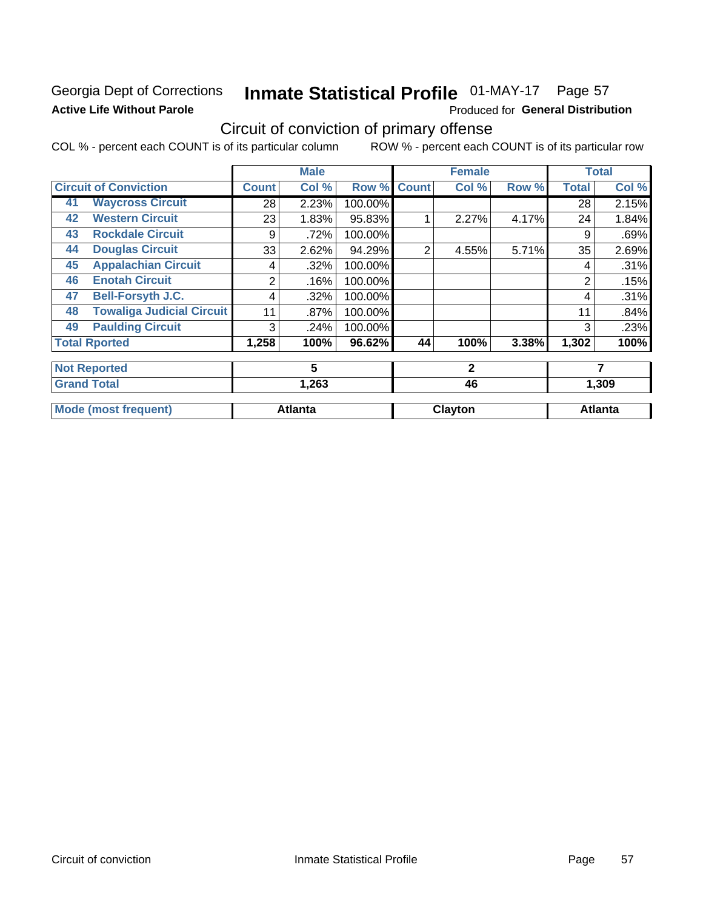Georgia Dept of Corrections
**Active Life Without Parole**

# Inmate Statistical Profile

01-MAY-17

Produced for **General Distribution**

## Circuit of conviction of primary offense

COL % - percent each COUNT is of its particular column ROW % - percent each COUNT is of its particular row

| Circuit of Conviction | | Male | | | Female | | | Total | |
|---|---|---|---|---|---|---|---|---|---|
| | | Count | Col % | Row % | Count | Col % | Row % | Total | Col % |
| 41 | Waycross Circuit | 28 | 2.23% | 100.00% | | | | 28 | 2.15% |
| 42 | Western Circuit | 23 | 1.83% | 95.83% | 1 | 2.27% | 4.17% | 24 | 1.84% |
| 43 | Rockdale Circuit | 9 | .72% | 100.00% | | | | 9 | .69% |
| 44 | Douglas Circuit | 33 | 2.62% | 94.29% | 2 | 4.55% | 5.71% | 35 | 2.69% |
| 45 | Appalachian Circuit | 4 | .32% | 100.00% | | | | 4 | .31% |
| 46 | Enotah Circuit | 2 | .16% | 100.00% | | | | 2 | .15% |
| 47 | Bell-Forsyth J.C. | 4 | .32% | 100.00% | | | | 4 | .31% |
| 48 | Towaliga Judicial Circuit | 11 | .87% | 100.00% | | | | 11 | .84% |
| 49 | Paulding Circuit | 3 | .24% | 100.00% | | | | 3 | .23% |
| **Total Rported** | | **1,258** | **100%** | **96.62%** | **44** | **100%** | **3.38%** | **1,302** | **100%** |
| **Not Reported** | | **5** | | | **2** | | | **7** | |
| **Grand Total** | | **1,263** | | | **46** | | | **1,309** | |
| **Mode (most frequent)** | | **Atlanta** | | | **Clayton** | | | **Atlanta** | |

Circuit of conviction Inmate Statistical Profile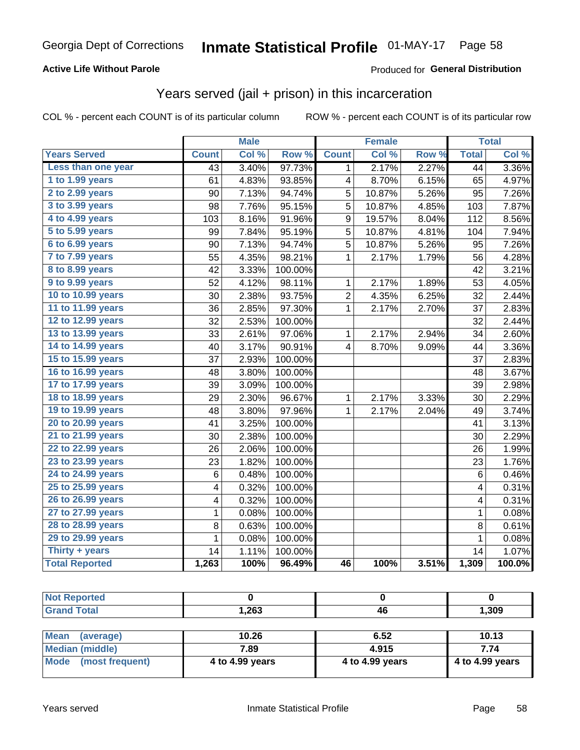Georgia Dept of Corrections **Inmate Statistical Profile** 01-MAY-17 Page 58

**Active Life Without Parole**

Produced for **General Distribution**

## Years served (jail + prison) in this incarceration

COL % - percent each COUNT is of its particular column ROW % - percent each COUNT is of its particular row

| | Male | | | Female | | | Total | |
|---|---|---|---|---|---|---|---|---|
| **Years Served** | **Count** | **Col %** | **Row %** | **Count** | **Col %** | **Row %** | **Total** | **Col %** |
| Less than one year | 43 | 3.40% | 97.73% | 1 | 2.17% | 2.27% | 44 | 3.36% |
| 1 to 1.99 years | 61 | 4.83% | 93.85% | 4 | 8.70% | 6.15% | 65 | 4.97% |
| 2 to 2.99 years | 90 | 7.13% | 94.74% | 5 | 10.87% | 5.26% | 95 | 7.26% |
| 3 to 3.99 years | 98 | 7.76% | 95.15% | 5 | 10.87% | 4.85% | 103 | 7.87% |
| 4 to 4.99 years | 103 | 8.16% | 91.96% | 9 | 19.57% | 8.04% | 112 | 8.56% |
| 5 to 5.99 years | 99 | 7.84% | 95.19% | 5 | 10.87% | 4.81% | 104 | 7.94% |
| 6 to 6.99 years | 90 | 7.13% | 94.74% | 5 | 10.87% | 5.26% | 95 | 7.26% |
| 7 to 7.99 years | 55 | 4.35% | 98.21% | 1 | 2.17% | 1.79% | 56 | 4.28% |
| 8 to 8.99 years | 42 | 3.33% | 100.00% | | | | 42 | 3.21% |
| 9 to 9.99 years | 52 | 4.12% | 98.11% | 1 | 2.17% | 1.89% | 53 | 4.05% |
| 10 to 10.99 years | 30 | 2.38% | 93.75% | 2 | 4.35% | 6.25% | 32 | 2.44% |
| 11 to 11.99 years | 36 | 2.85% | 97.30% | 1 | 2.17% | 2.70% | 37 | 2.83% |
| 12 to 12.99 years | 32 | 2.53% | 100.00% | | | | 32 | 2.44% |
| 13 to 13.99 years | 33 | 2.61% | 97.06% | 1 | 2.17% | 2.94% | 34 | 2.60% |
| 14 to 14.99 years | 40 | 3.17% | 90.91% | 4 | 8.70% | 9.09% | 44 | 3.36% |
| 15 to 15.99 years | 37 | 2.93% | 100.00% | | | | 37 | 2.83% |
| 16 to 16.99 years | 48 | 3.80% | 100.00% | | | | 48 | 3.67% |
| 17 to 17.99 years | 39 | 3.09% | 100.00% | | | | 39 | 2.98% |
| 18 to 18.99 years | 29 | 2.30% | 96.67% | 1 | 2.17% | 3.33% | 30 | 2.29% |
| 19 to 19.99 years | 48 | 3.80% | 97.96% | 1 | 2.17% | 2.04% | 49 | 3.74% |
| 20 to 20.99 years | 41 | 3.25% | 100.00% | | | | 41 | 3.13% |
| 21 to 21.99 years | 30 | 2.38% | 100.00% | | | | 30 | 2.29% |
| 22 to 22.99 years | 26 | 2.06% | 100.00% | | | | 26 | 1.99% |
| 23 to 23.99 years | 23 | 1.82% | 100.00% | | | | 23 | 1.76% |
| 24 to 24.99 years | 6 | 0.48% | 100.00% | | | | 6 | 0.46% |
| 25 to 25.99 years | 4 | 0.32% | 100.00% | | | | 4 | 0.31% |
| 26 to 26.99 years | 4 | 0.32% | 100.00% | | | | 4 | 0.31% |
| 27 to 27.99 years | 1 | 0.08% | 100.00% | | | | 1 | 0.08% |
| 28 to 28.99 years | 8 | 0.63% | 100.00% | | | | 8 | 0.61% |
| 29 to 29.99 years | 1 | 0.08% | 100.00% | | | | 1 | 0.08% |
| Thirty + years | 14 | 1.11% | 100.00% | | | | 14 | 1.07% |
| **Total Reported** | **1,263** | **100%** | **96.49%** | **46** | **100%** | **3.51%** | **1,309** | **100.0%** |

| | Male | Female | Total |
|---|---|---|---|
| Not Reported | 0 | 0 | 0 |
| Grand Total | 1,263 | 46 | 1,309 |

| | Male | Female | Total |
|---|---|---|---|
| Mean (average) | 10.26 | 6.52 | 10.13 |
| Median (middle) | 7.89 | 4.915 | 7.74 |
| Mode (most frequent) | 4 to 4.99 years | 4 to 4.99 years | 4 to 4.99 years |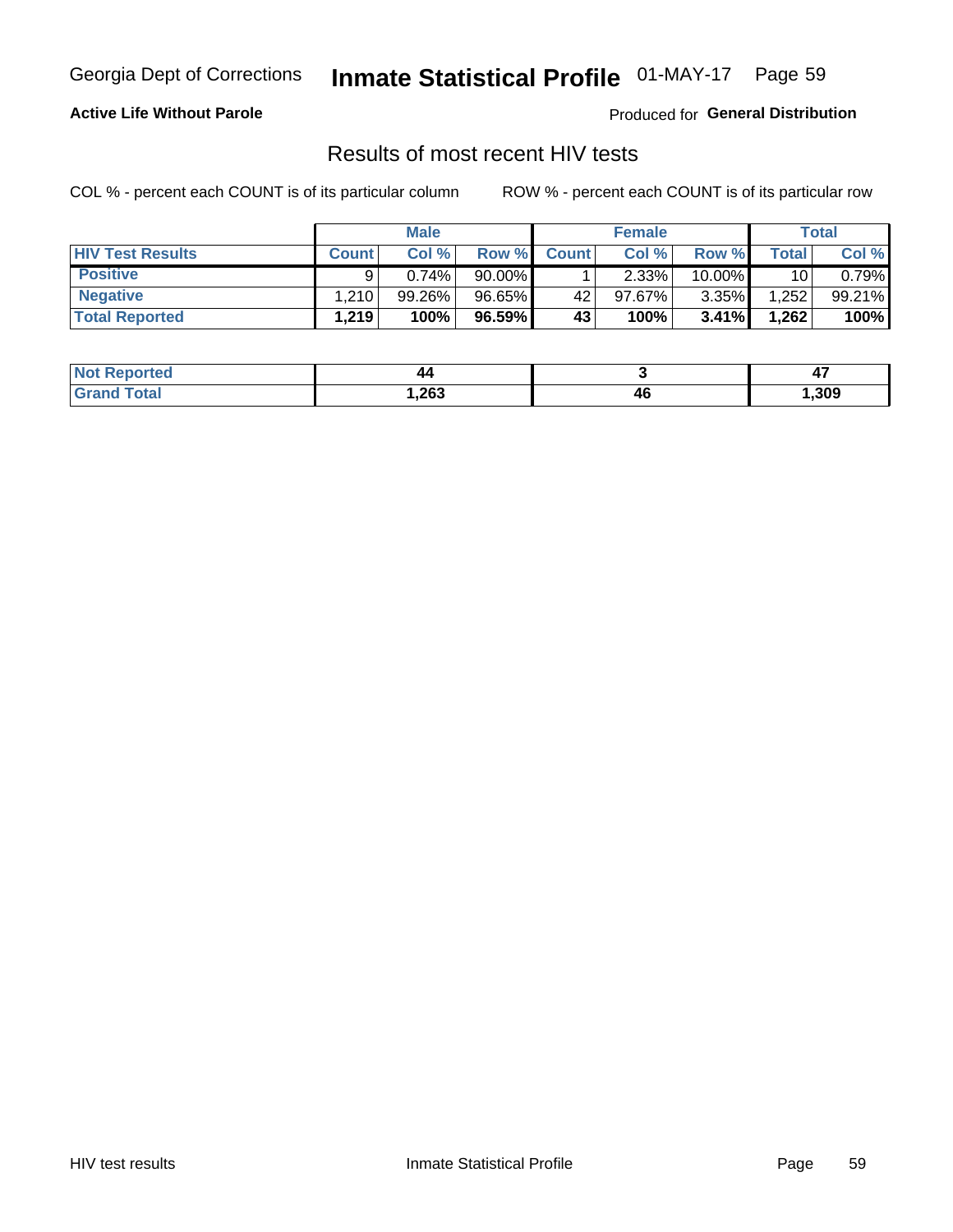Georgia Dept of Corrections **Inmate Statistical Profile** 01-MAY-17

**Active Life Without Parole**

Produced for **General Distribution**

## Results of most recent HIV tests

COL % - percent each COUNT is of its particular column

ROW % - percent each COUNT is of its particular row

| | Male | | | Female | | | Total | |
|---|---|---|---|---|---|---|---|---|
| **HIV Test Results** | **Count** | **Col %** | **Row %** | **Count** | **Col %** | **Row %** | **Total** | **Col %** |
| **Positive** | 9 | 0.74% | 90.00% | 1 | 2.33% | 10.00% | 10 | 0.79% |
| **Negative** | 1,210 | 99.26% | 96.65% | 42 | 97.67% | 3.35% | 1,252 | 99.21% |
| **Total Reported** | **1,219** | **100%** | **96.59%** | **43** | **100%** | **3.41%** | **1,262** | **100%** |

| | Male | Female | Total |
|---|---|---|---|
| **Not Reported** | **44** | **3** | **47** |
| **Grand Total** | **1,263** | **46** | **1,309** |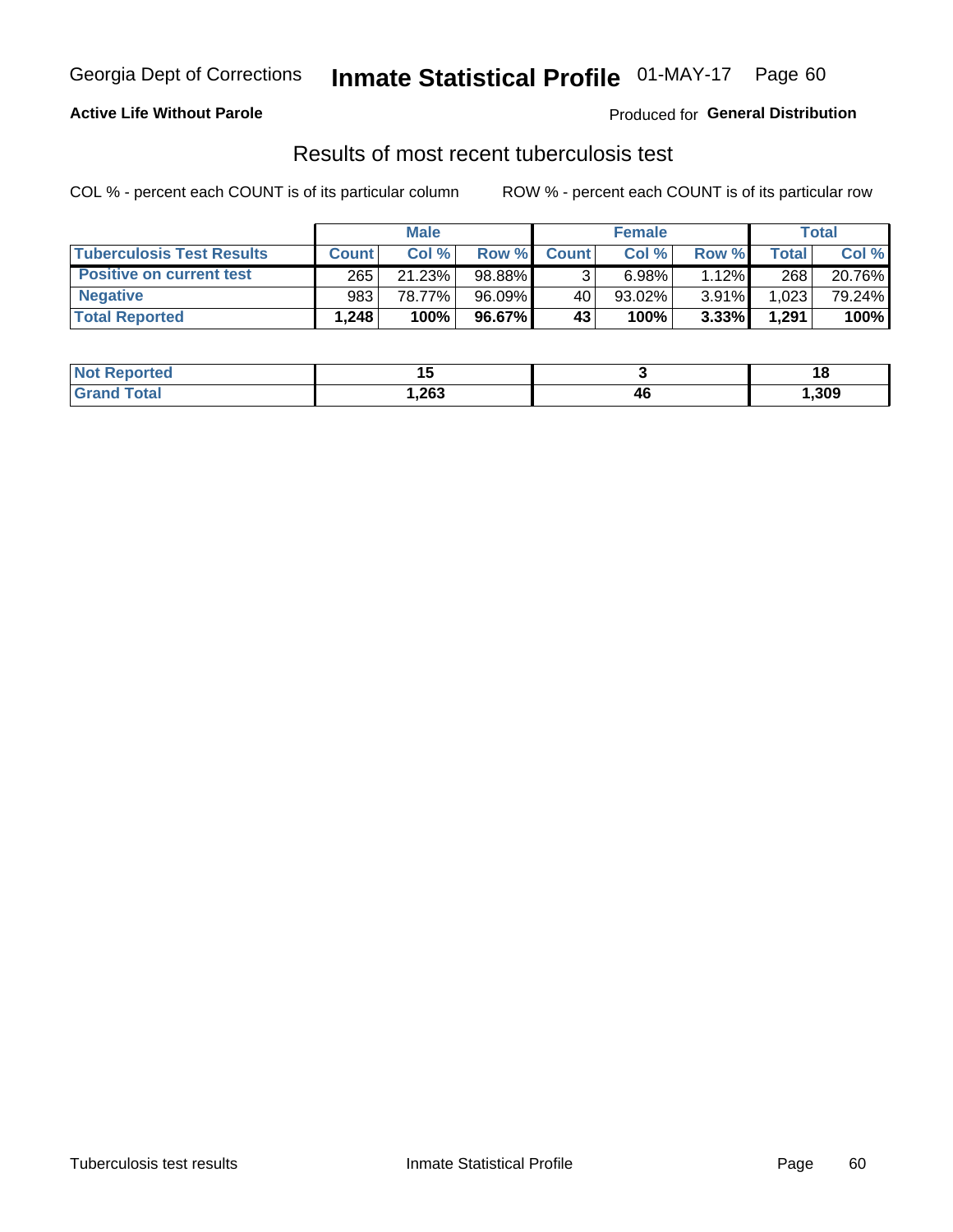Georgia Dept of Corrections **Inmate Statistical Profile** 01-MAY-17 Page 60

**Active Life Without Parole**

Produced for **General Distribution**

## Results of most recent tuberculosis test

COL % - percent each COUNT is of its particular column ROW % - percent each COUNT is of its particular row

| | Male | | | Female | | | Total | |
|---|---|---|---|---|---|---|---|---|
| **Tuberculosis Test Results** | **Count** | **Col %** | **Row %** | **Count** | **Col %** | **Row %** | **Total** | **Col %** |
| **Positive on current test** | 265 | 21.23% | 98.88% | 3 | 6.98% | 1.12% | 268 | 20.76% |
| **Negative** | 983 | 78.77% | 96.09% | 40 | 93.02% | 3.91% | 1,023 | 79.24% |
| **Total Reported** | **1,248** | **100%** | **96.67%** | **43** | **100%** | **3.33%** | **1,291** | **100%** |

| | Male | Female | Total |
|---|---|---|---|
| **Not Reported** | **15** | **3** | **18** |
| **Grand Total** | **1,263** | **46** | **1,309** |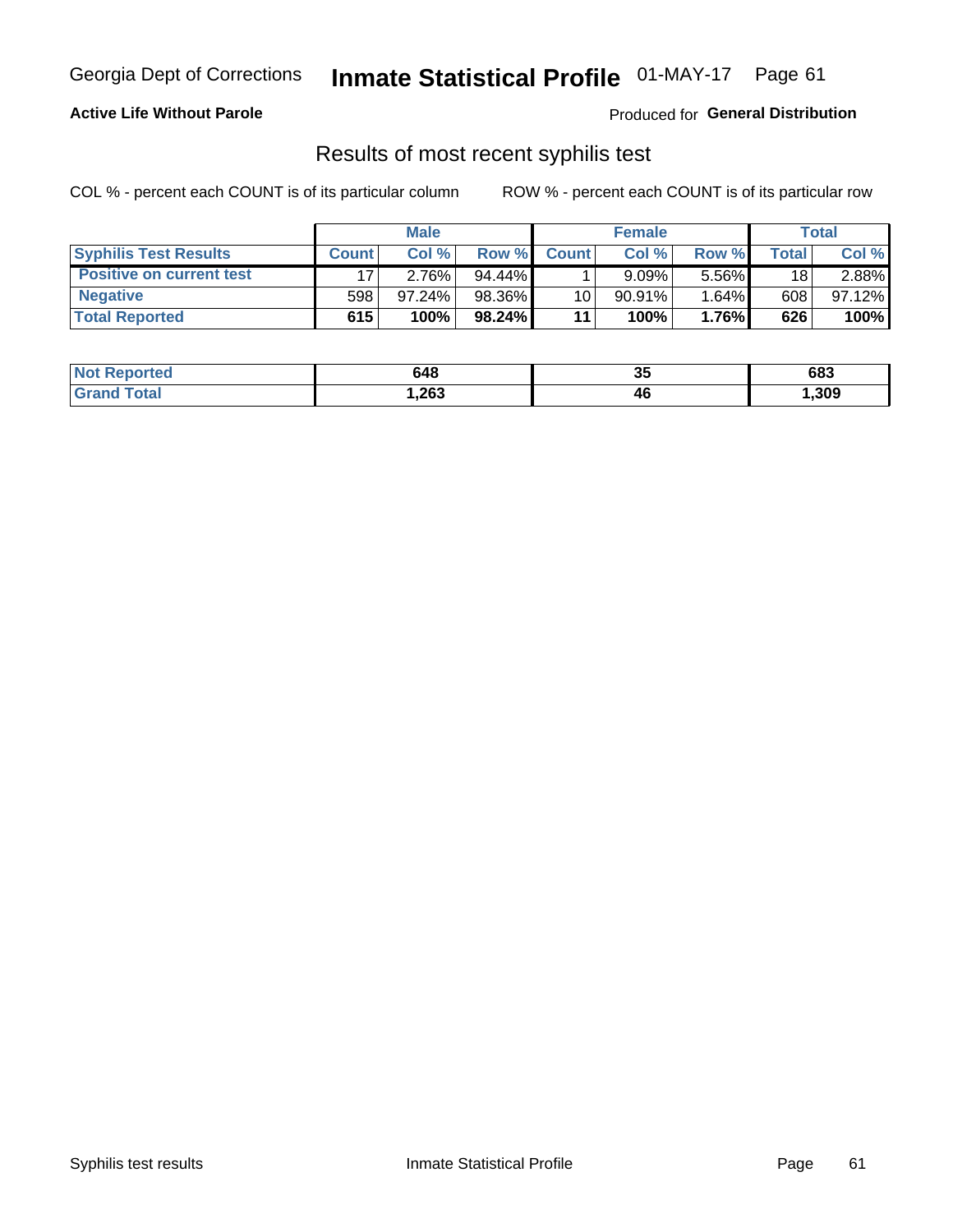Georgia Dept of Corrections **Inmate Statistical Profile** 01-MAY-17

**Active Life Without Parole**

Produced for **General Distribution**

## Results of most recent syphilis test

COL % - percent each COUNT is of its particular column    ROW % - percent each COUNT is of its particular row

| | Male | | | Female | | | Total | |
|---|---|---|---|---|---|---|---|---|
| **Syphilis Test Results** | **Count** | **Col %** | **Row %** | **Count** | **Col %** | **Row %** | **Total** | **Col %** |
| **Positive on current test** | 17 | 2.76% | 94.44% | 1 | 9.09% | 5.56% | 18 | 2.88% |
| **Negative** | 598 | 97.24% | 98.36% | 10 | 90.91% | 1.64% | 608 | 97.12% |
| **Total Reported** | **615** | **100%** | **98.24%** | **11** | **100%** | **1.76%** | **626** | **100%** |

| | Male | Female | Total |
|---|---|---|---|
| **Not Reported** | **648** | **35** | **683** |
| **Grand Total** | **1,263** | **46** | **1,309** |

Syphilis test results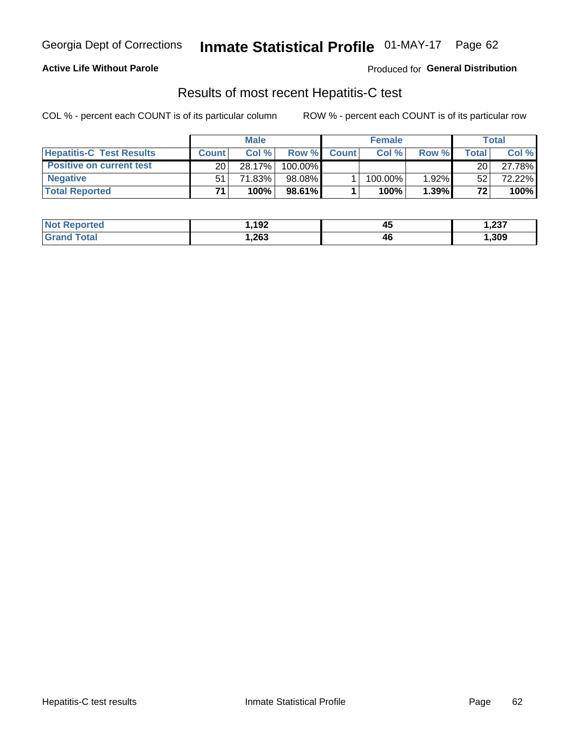Georgia Dept of Corrections **Inmate Statistical Profile** 01-MAY-17

**Active Life Without Parole**

Produced for **General Distribution**

## Results of most recent Hepatitis-C test

COL % - percent each COUNT is of its particular column

ROW % - percent each COUNT is of its particular row

| | Male | | | Female | | | Total | |
|---|---|---|---|---|---|---|---|---|
| **Hepatitis-C Test Results** | **Count** | **Col %** | **Row %** | **Count** | **Col %** | **Row %** | **Total** | **Col %** |
| **Positive on current test** | 20 | 28.17% | 100.00% | | | | 20 | 27.78% |
| **Negative** | 51 | 71.83% | 98.08% | 1 | 100.00% | 1.92% | 52 | 72.22% |
| **Total Reported** | **71** | **100%** | **98.61%** | **1** | **100%** | **1.39%** | **72** | **100%** |

| | Male | Female | Total |
|---|---|---|---|
| **Not Reported** | **1,192** | **45** | **1,237** |
| **Grand Total** | **1,263** | **46** | **1,309** |